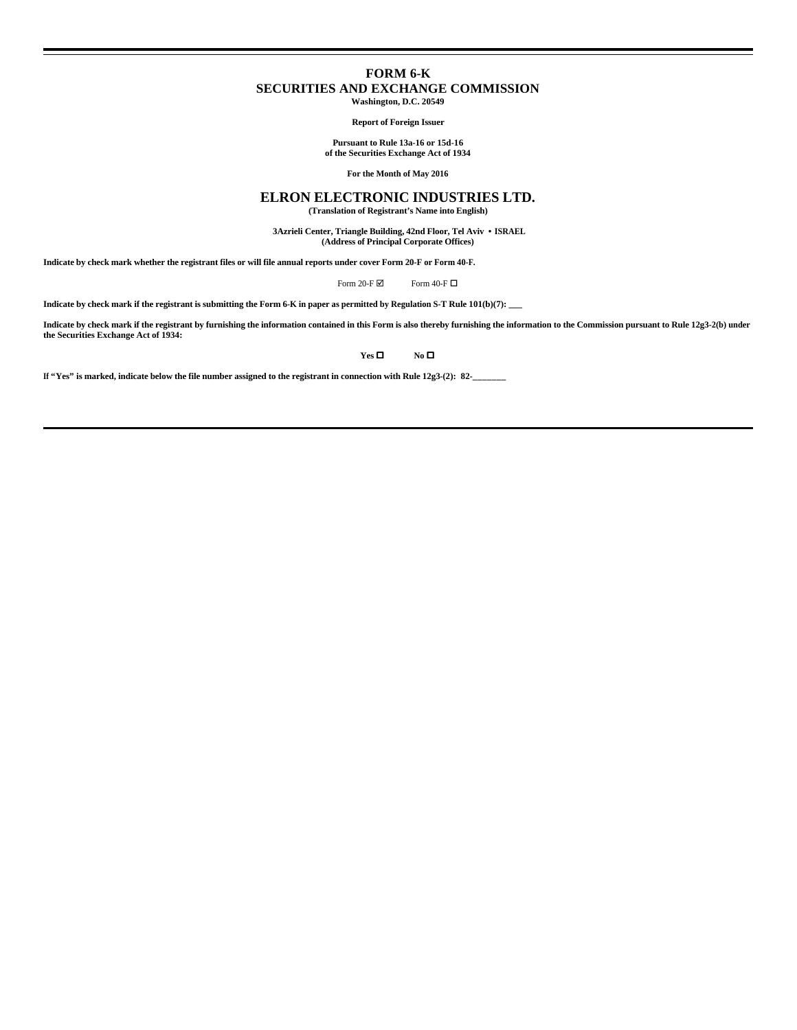# FORM 6-K
## SECURITIES AND EXCHANGE COMMISSION
**Washington, D.C. 20549**

**Report of Foreign Issuer**

**Pursuant to Rule 13a-16 or 15d-16**
**of the Securities Exchange Act of 1934**

**For the Month of May 2016**

# ELRON ELECTRONIC INDUSTRIES LTD.
**(Translation of Registrant's Name into English)**

**3Azrieli Center, Triangle Building, 42nd Floor, Tel Aviv • ISRAEL**
**(Address of Principal Corporate Offices)**

**Indicate by check mark whether the registrant files or will file annual reports under cover Form 20-F or Form 40-F.**

Form 20-F ☑ Form 40-F ☐

**Indicate by check mark if the registrant is submitting the Form 6-K in paper as permitted by Regulation S-T Rule 101(b)(7): ___**

**Indicate by check mark if the registrant by furnishing the information contained in this Form is also thereby furnishing the information to the Commission pursuant to Rule 12g3-2(b) under the Securities Exchange Act of 1934:**

**Yes** ☐ **No** ☐

**If "Yes" is marked, indicate below the file number assigned to the registrant in connection with Rule 12g3-(2): 82-_______**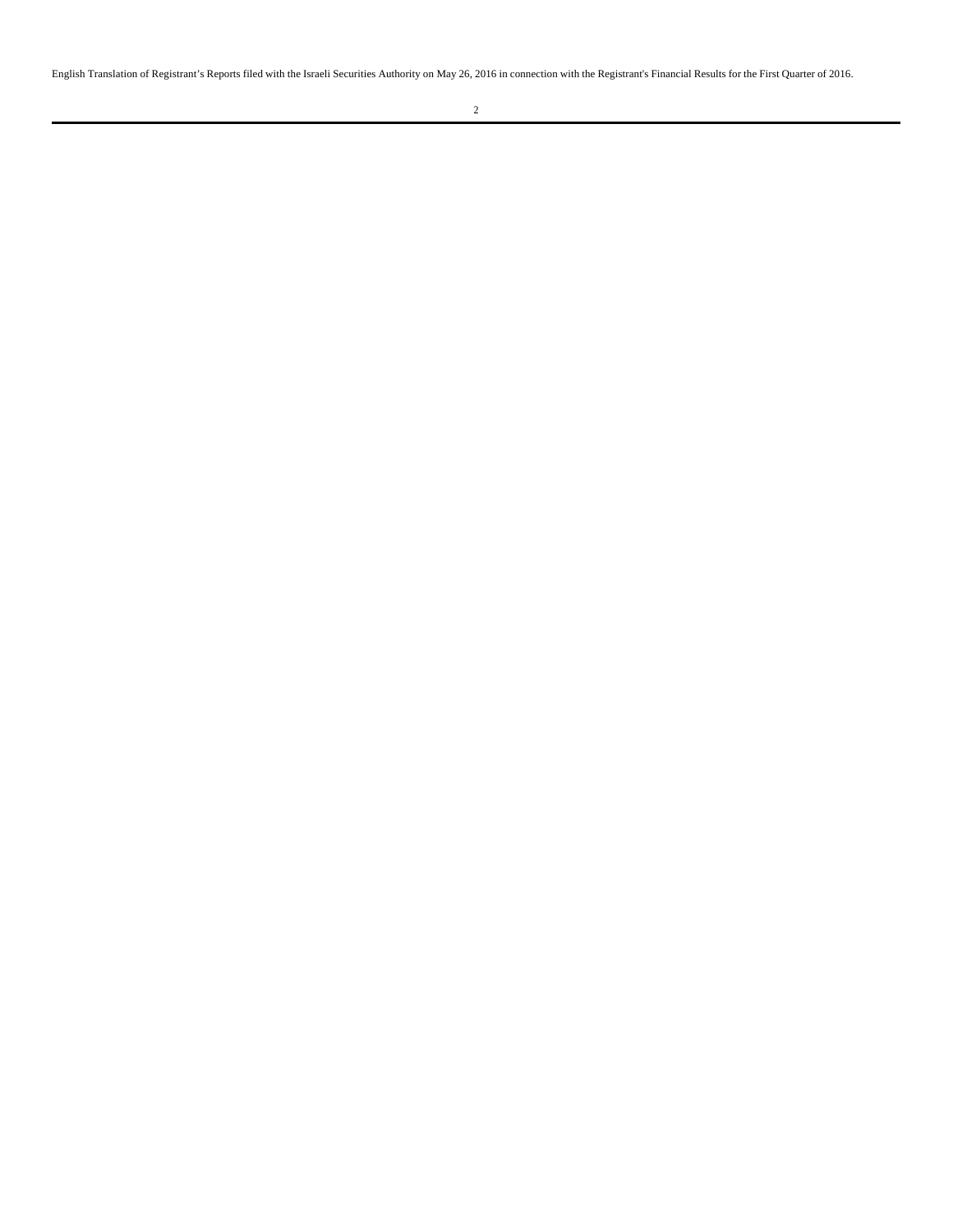English Translation of Registrant's Reports filed with the Israeli Securities Authority on May 26, 2016 in connection with the Registrant's Financial Results for the First Quarter of 2016.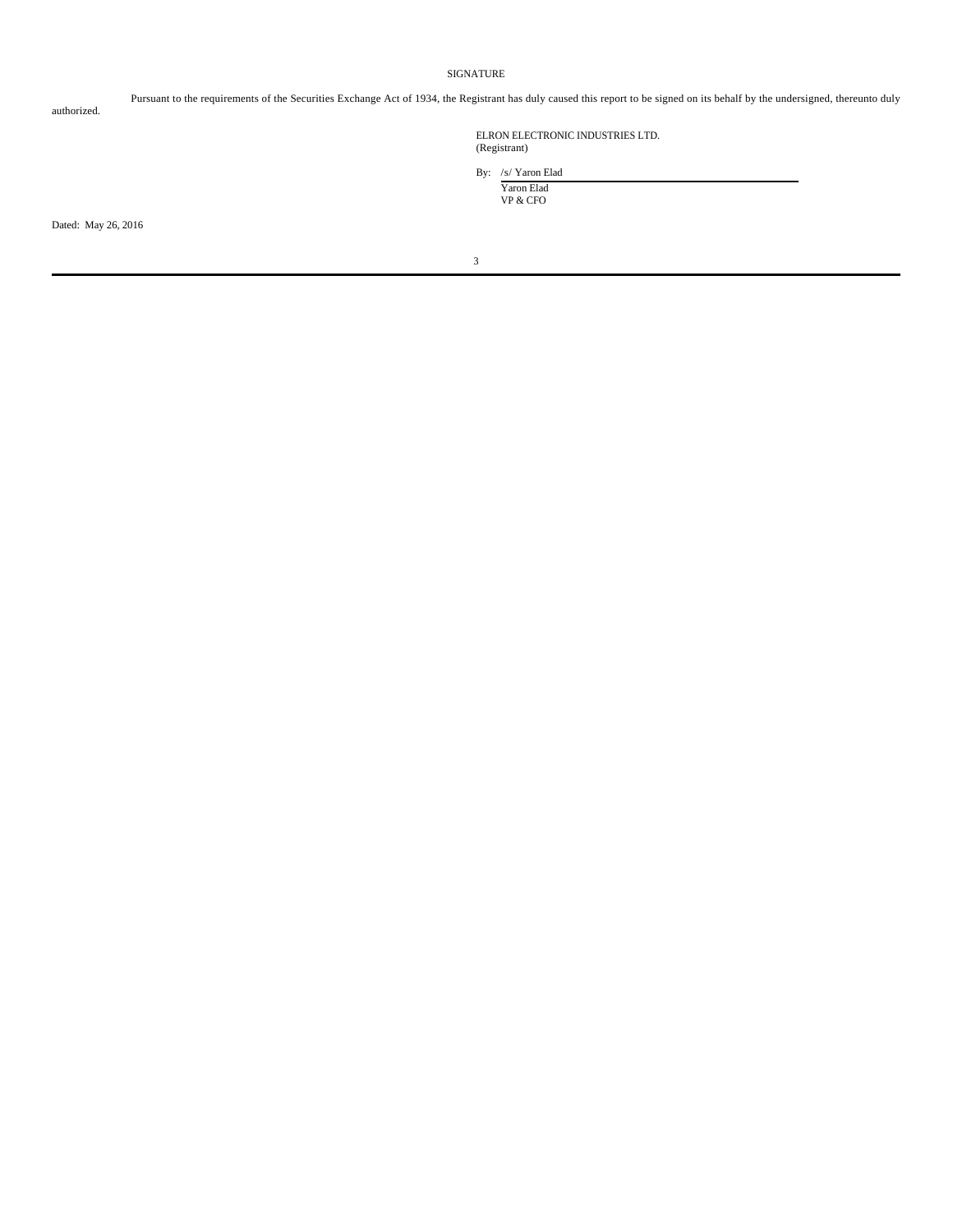# SIGNATURE

Pursuant to the requirements of the Securities Exchange Act of 1934, the Registrant has duly caused this report to be signed on its behalf by the undersigned, thereunto duly authorized.

ELRON ELECTRONIC INDUSTRIES LTD.
(Registrant)

By: /s/ Yaron Elad
Yaron Elad
VP & CFO

Dated: May 26, 2016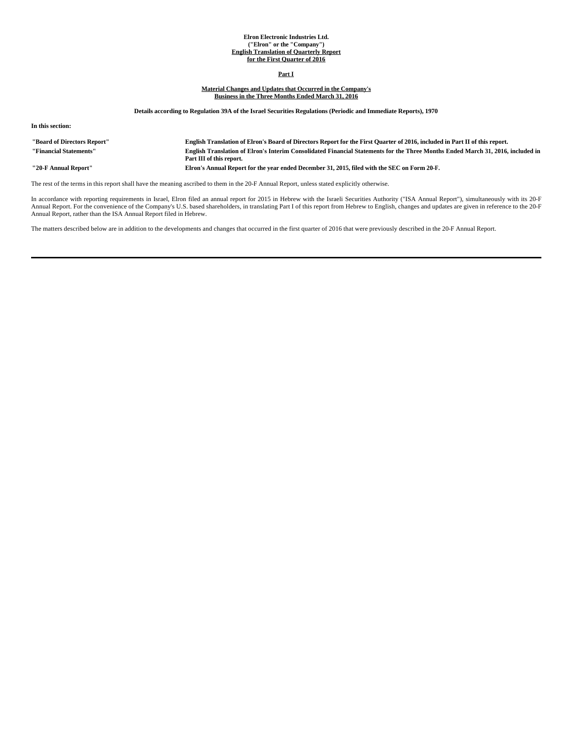**Elron Electronic Industries Ltd.**
**("Elron" or the "Company")**
**English Translation of Quarterly Report**
**for the First Quarter of 2016**

**Part I**

**Material Changes and Updates that Occurred in the Company's Business in the Three Months Ended March 31, 2016**

**Details according to Regulation 39A of the Israel Securities Regulations (Periodic and Immediate Reports), 1970**

**In this section:**

| | |
|---|---|
| **"Board of Directors Report"** | **English Translation of Elron's Board of Directors Report for the First Quarter of 2016, included in Part II of this report.** |
| **"Financial Statements"** | **English Translation of Elron's Interim Consolidated Financial Statements for the Three Months Ended March 31, 2016, included in Part III of this report.** |
| **"20-F Annual Report"** | **Elron's Annual Report for the year ended December 31, 2015, filed with the SEC on Form 20-F.** |

The rest of the terms in this report shall have the meaning ascribed to them in the 20-F Annual Report, unless stated explicitly otherwise.

In accordance with reporting requirements in Israel, Elron filed an annual report for 2015 in Hebrew with the Israeli Securities Authority ("ISA Annual Report"), simultaneously with its 20-F Annual Report. For the convenience of the Company's U.S. based shareholders, in translating Part I of this report from Hebrew to English, changes and updates are given in reference to the 20-F Annual Report, rather than the ISA Annual Report filed in Hebrew.

The matters described below are in addition to the developments and changes that occurred in the first quarter of 2016 that were previously described in the 20-F Annual Report.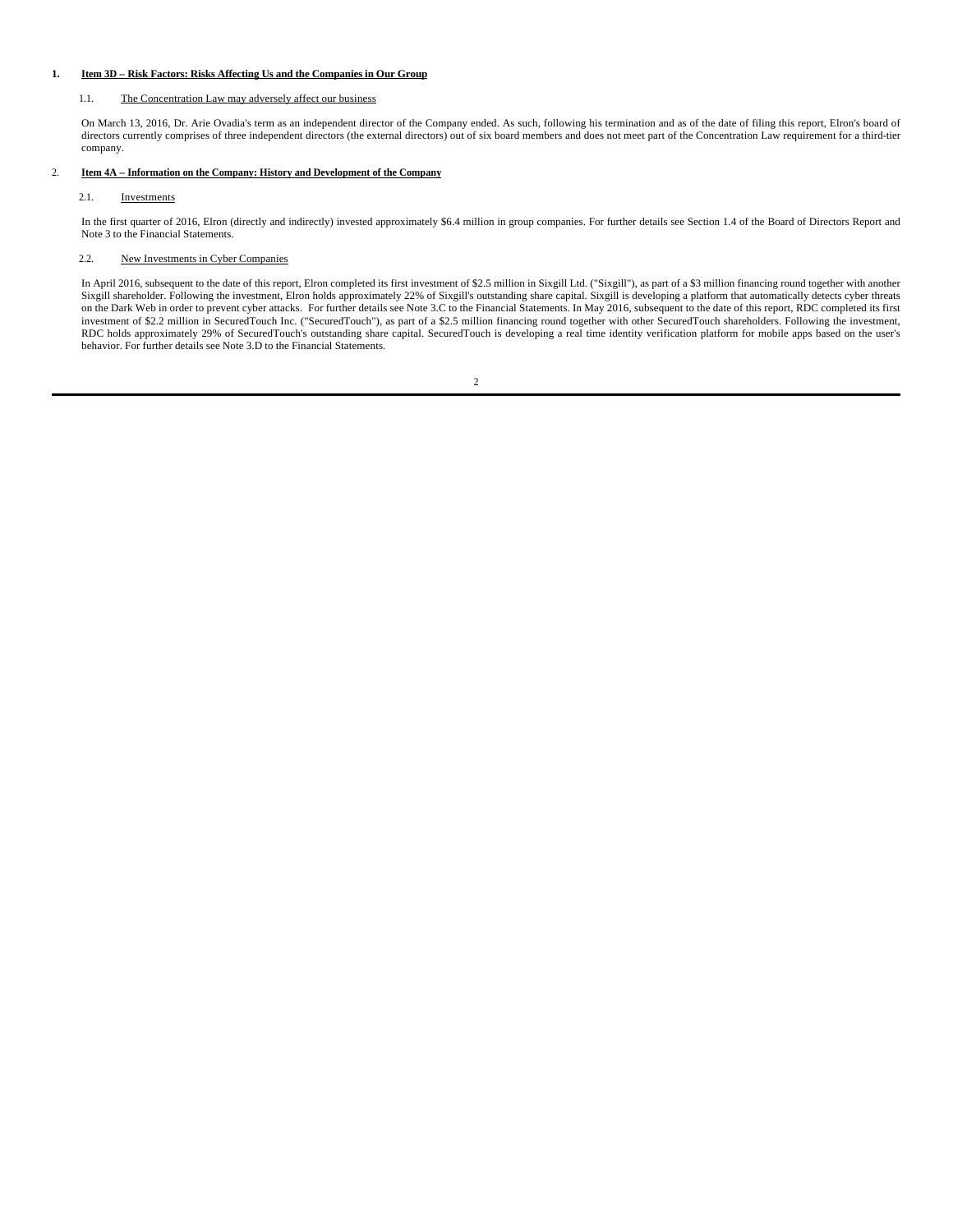## 1. Item 3D – Risk Factors: Risks Affecting Us and the Companies in Our Group

### 1.1. The Concentration Law may adversely affect our business

On March 13, 2016, Dr. Arie Ovadia's term as an independent director of the Company ended. As such, following his termination and as of the date of filing this report, Elron's board of directors currently comprises of three independent directors (the external directors) out of six board members and does not meet part of the Concentration Law requirement for a third-tier company.

## 2. Item 4A – Information on the Company: History and Development of the Company

### 2.1. Investments

In the first quarter of 2016, Elron (directly and indirectly) invested approximately $6.4 million in group companies. For further details see Section 1.4 of the Board of Directors Report and Note 3 to the Financial Statements.

### 2.2. New Investments in Cyber Companies

In April 2016, subsequent to the date of this report, Elron completed its first investment of $2.5 million in Sixgill Ltd. ("Sixgill"), as part of a $3 million financing round together with another Sixgill shareholder. Following the investment, Elron holds approximately 22% of Sixgill's outstanding share capital. Sixgill is developing a platform that automatically detects cyber threats on the Dark Web in order to prevent cyber attacks. For further details see Note 3.C to the Financial Statements. In May 2016, subsequent to the date of this report, RDC completed its first investment of $2.2 million in SecuredTouch Inc. ("SecuredTouch"), as part of a $2.5 million financing round together with other SecuredTouch shareholders. Following the investment, RDC holds approximately 29% of SecuredTouch's outstanding share capital. SecuredTouch is developing a real time identity verification platform for mobile apps based on the user's behavior. For further details see Note 3.D to the Financial Statements.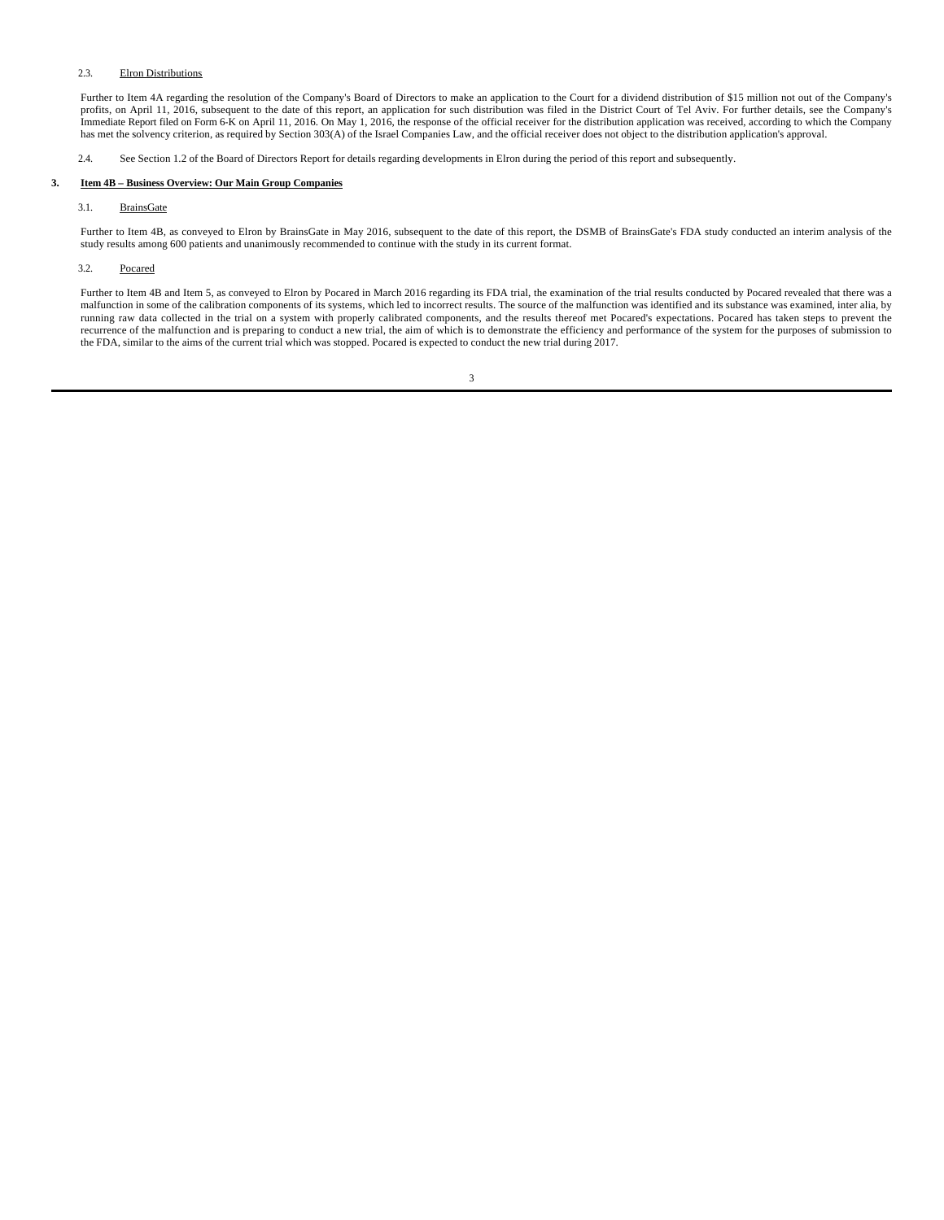2.3. Elron Distributions

Further to Item 4A regarding the resolution of the Company's Board of Directors to make an application to the Court for a dividend distribution of $15 million not out of the Company's profits, on April 11, 2016, subsequent to the date of this report, an application for such distribution was filed in the District Court of Tel Aviv. For further details, see the Company's Immediate Report filed on Form 6-K on April 11, 2016. On May 1, 2016, the response of the official receiver for the distribution application was received, according to which the Company has met the solvency criterion, as required by Section 303(A) of the Israel Companies Law, and the official receiver does not object to the distribution application's approval.

2.4. See Section 1.2 of the Board of Directors Report for details regarding developments in Elron during the period of this report and subsequently.

## 3. Item 4B – Business Overview: Our Main Group Companies

3.1. BrainsGate

Further to Item 4B, as conveyed to Elron by BrainsGate in May 2016, subsequent to the date of this report, the DSMB of BrainsGate's FDA study conducted an interim analysis of the study results among 600 patients and unanimously recommended to continue with the study in its current format.

3.2. Pocared

Further to Item 4B and Item 5, as conveyed to Elron by Pocared in March 2016 regarding its FDA trial, the examination of the trial results conducted by Pocared revealed that there was a malfunction in some of the calibration components of its systems, which led to incorrect results. The source of the malfunction was identified and its substance was examined, inter alia, by running raw data collected in the trial on a system with properly calibrated components, and the results thereof met Pocared's expectations. Pocared has taken steps to prevent the recurrence of the malfunction and is preparing to conduct a new trial, the aim of which is to demonstrate the efficiency and performance of the system for the purposes of submission to the FDA, similar to the aims of the current trial which was stopped. Pocared is expected to conduct the new trial during 2017.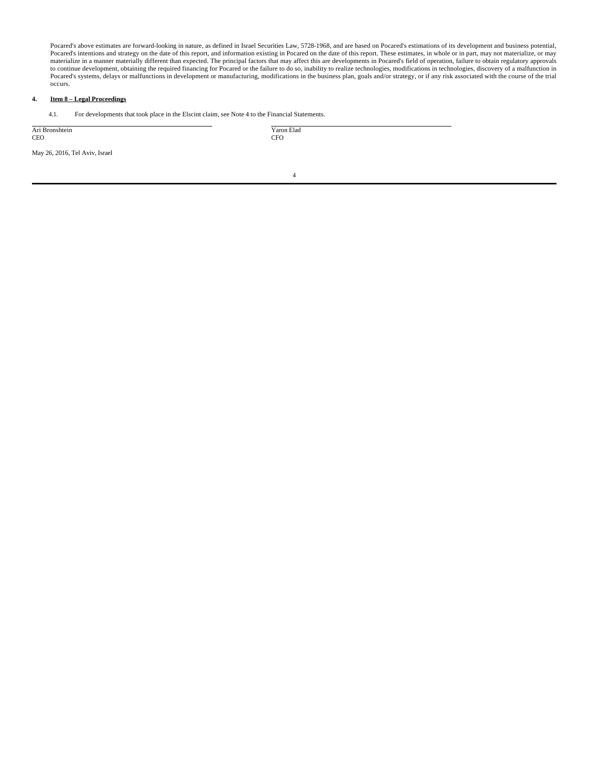Pocared's above estimates are forward-looking in nature, as defined in Israel Securities Law, 5728-1968, and are based on Pocared's estimations of its development and business potential, Pocared's intentions and strategy on the date of this report, and information existing in Pocared on the date of this report. These estimates, in whole or in part, may not materialize, or may materialize in a manner materially different than expected. The principal factors that may affect this are developments in Pocared's field of operation, failure to obtain regulatory approvals to continue development, obtaining the required financing for Pocared or the failure to do so, inability to realize technologies, modifications in technologies, discovery of a malfunction in Pocared's systems, delays or malfunctions in development or manufacturing, modifications in the business plan, goals and/or strategy, or if any risk associated with the course of the trial occurs.

## 4. Item 8 – Legal Proceedings

4.1. For developments that took place in the Elscint claim, see Note 4 to the Financial Statements.

| Ari Bronshtein | Yaron Elad |
| --- | --- |
| CEO | CFO |

May 26, 2016, Tel Aviv, Israel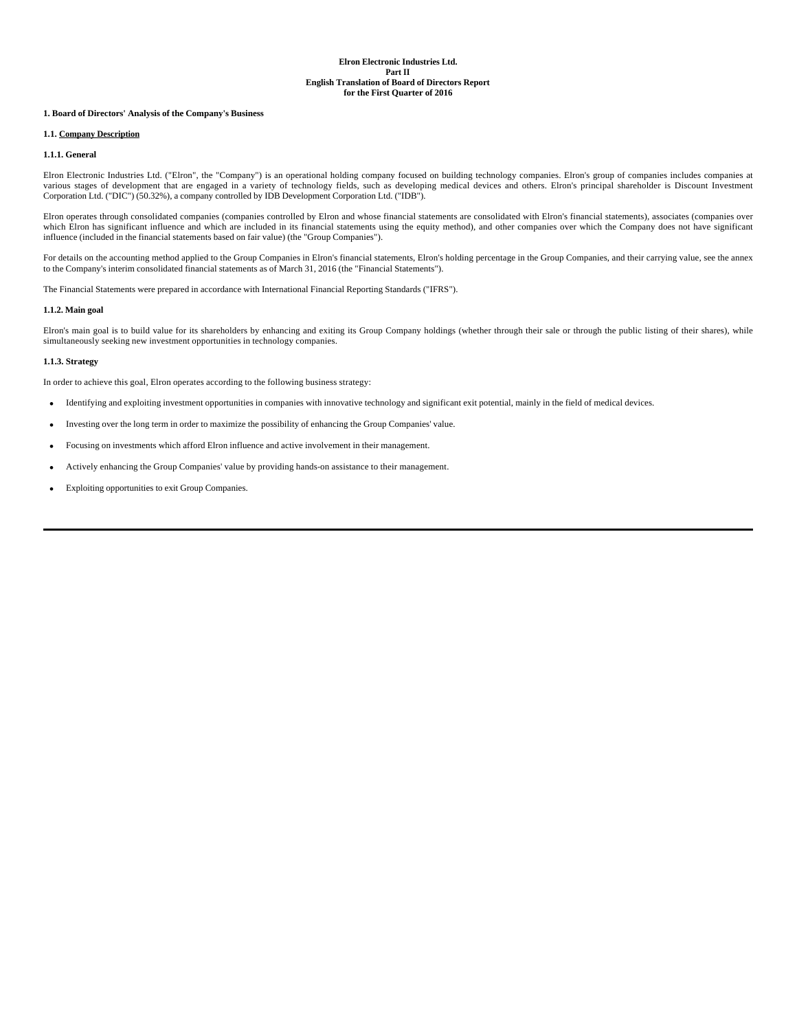**Elron Electronic Industries Ltd.**
**Part II**
**English Translation of Board of Directors Report**
**for the First Quarter of 2016**

## 1. Board of Directors' Analysis of the Company's Business

### 1.1. Company Description

#### 1.1.1. General

Elron Electronic Industries Ltd. ("Elron", the "Company") is an operational holding company focused on building technology companies. Elron's group of companies includes companies at various stages of development that are engaged in a variety of technology fields, such as developing medical devices and others. Elron's principal shareholder is Discount Investment Corporation Ltd. ("DIC") (50.32%), a company controlled by IDB Development Corporation Ltd. ("IDB").

Elron operates through consolidated companies (companies controlled by Elron and whose financial statements are consolidated with Elron's financial statements), associates (companies over which Elron has significant influence and which are included in its financial statements using the equity method), and other companies over which the Company does not have significant influence (included in the financial statements based on fair value) (the "Group Companies").

For details on the accounting method applied to the Group Companies in Elron's financial statements, Elron's holding percentage in the Group Companies, and their carrying value, see the annex to the Company's interim consolidated financial statements as of March 31, 2016 (the "Financial Statements").

The Financial Statements were prepared in accordance with International Financial Reporting Standards ("IFRS").

#### 1.1.2. Main goal

Elron's main goal is to build value for its shareholders by enhancing and exiting its Group Company holdings (whether through their sale or through the public listing of their shares), while simultaneously seeking new investment opportunities in technology companies.

#### 1.1.3. Strategy

In order to achieve this goal, Elron operates according to the following business strategy:

- Identifying and exploiting investment opportunities in companies with innovative technology and significant exit potential, mainly in the field of medical devices.
- Investing over the long term in order to maximize the possibility of enhancing the Group Companies' value.
- Focusing on investments which afford Elron influence and active involvement in their management.
- Actively enhancing the Group Companies' value by providing hands-on assistance to their management.
- Exploiting opportunities to exit Group Companies.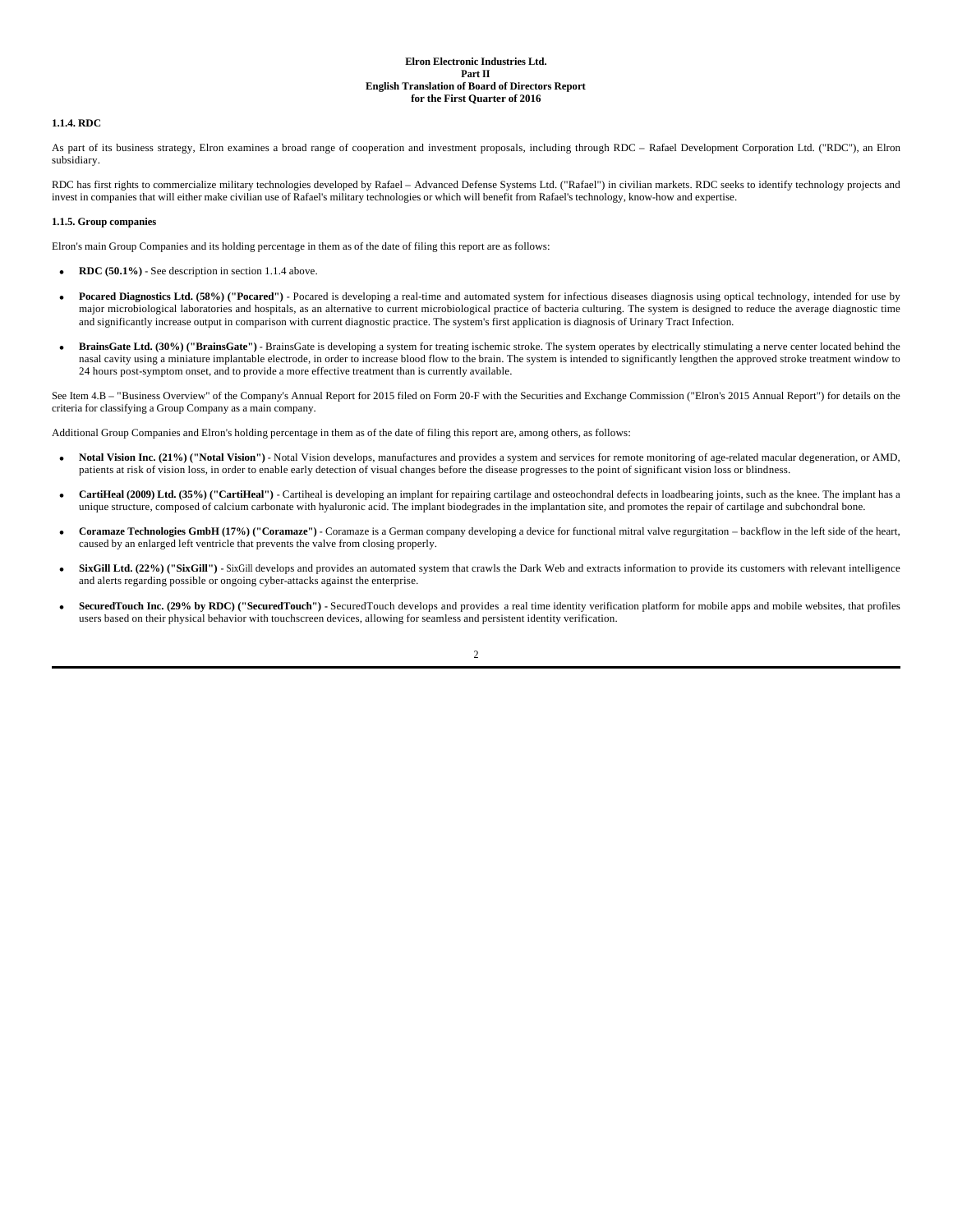#### 1.1.4. RDC

As part of its business strategy, Elron examines a broad range of cooperation and investment proposals, including through RDC – Rafael Development Corporation Ltd. ("RDC"), an Elron subsidiary.

RDC has first rights to commercialize military technologies developed by Rafael – Advanced Defense Systems Ltd. ("Rafael") in civilian markets. RDC seeks to identify technology projects and invest in companies that will either make civilian use of Rafael's military technologies or which will benefit from Rafael's technology, know-how and expertise.

#### 1.1.5. Group companies

Elron's main Group Companies and its holding percentage in them as of the date of filing this report are as follows:

- **RDC (50.1%)** - See description in section 1.1.4 above.
- **Pocared Diagnostics Ltd. (58%) ("Pocared")** - Pocared is developing a real-time and automated system for infectious diseases diagnosis using optical technology, intended for use by major microbiological laboratories and hospitals, as an alternative to current microbiological practice of bacteria culturing. The system is designed to reduce the average diagnostic time and significantly increase output in comparison with current diagnostic practice. The system's first application is diagnosis of Urinary Tract Infection.
- **BrainsGate Ltd. (30%) ("BrainsGate")** - BrainsGate is developing a system for treating ischemic stroke. The system operates by electrically stimulating a nerve center located behind the nasal cavity using a miniature implantable electrode, in order to increase blood flow to the brain. The system is intended to significantly lengthen the approved stroke treatment window to 24 hours post-symptom onset, and to provide a more effective treatment than is currently available.

See Item 4.B – "Business Overview" of the Company's Annual Report for 2015 filed on Form 20-F with the Securities and Exchange Commission ("Elron's 2015 Annual Report") for details on the criteria for classifying a Group Company as a main company.

Additional Group Companies and Elron's holding percentage in them as of the date of filing this report are, among others, as follows:

- **Notal Vision Inc. (21%) ("Notal Vision")** - Notal Vision develops, manufactures and provides a system and services for remote monitoring of age-related macular degeneration, or AMD, patients at risk of vision loss, in order to enable early detection of visual changes before the disease progresses to the point of significant vision loss or blindness.
- **CartiHeal (2009) Ltd. (35%) ("CartiHeal")** - Cartiheal is developing an implant for repairing cartilage and osteochondral defects in loadbearing joints, such as the knee. The implant has a unique structure, composed of calcium carbonate with hyaluronic acid. The implant biodegrades in the implantation site, and promotes the repair of cartilage and subchondral bone.
- **Coramaze Technologies GmbH (17%) ("Coramaze")** - Coramaze is a German company developing a device for functional mitral valve regurgitation – backflow in the left side of the heart, caused by an enlarged left ventricle that prevents the valve from closing properly.
- **SixGill Ltd. (22%) ("SixGill")** - SixGill develops and provides an automated system that crawls the Dark Web and extracts information to provide its customers with relevant intelligence and alerts regarding possible or ongoing cyber-attacks against the enterprise.
- **SecuredTouch Inc. (29% by RDC) ("SecuredTouch")** - SecuredTouch develops and provides a real time identity verification platform for mobile apps and mobile websites, that profiles users based on their physical behavior with touchscreen devices, allowing for seamless and persistent identity verification.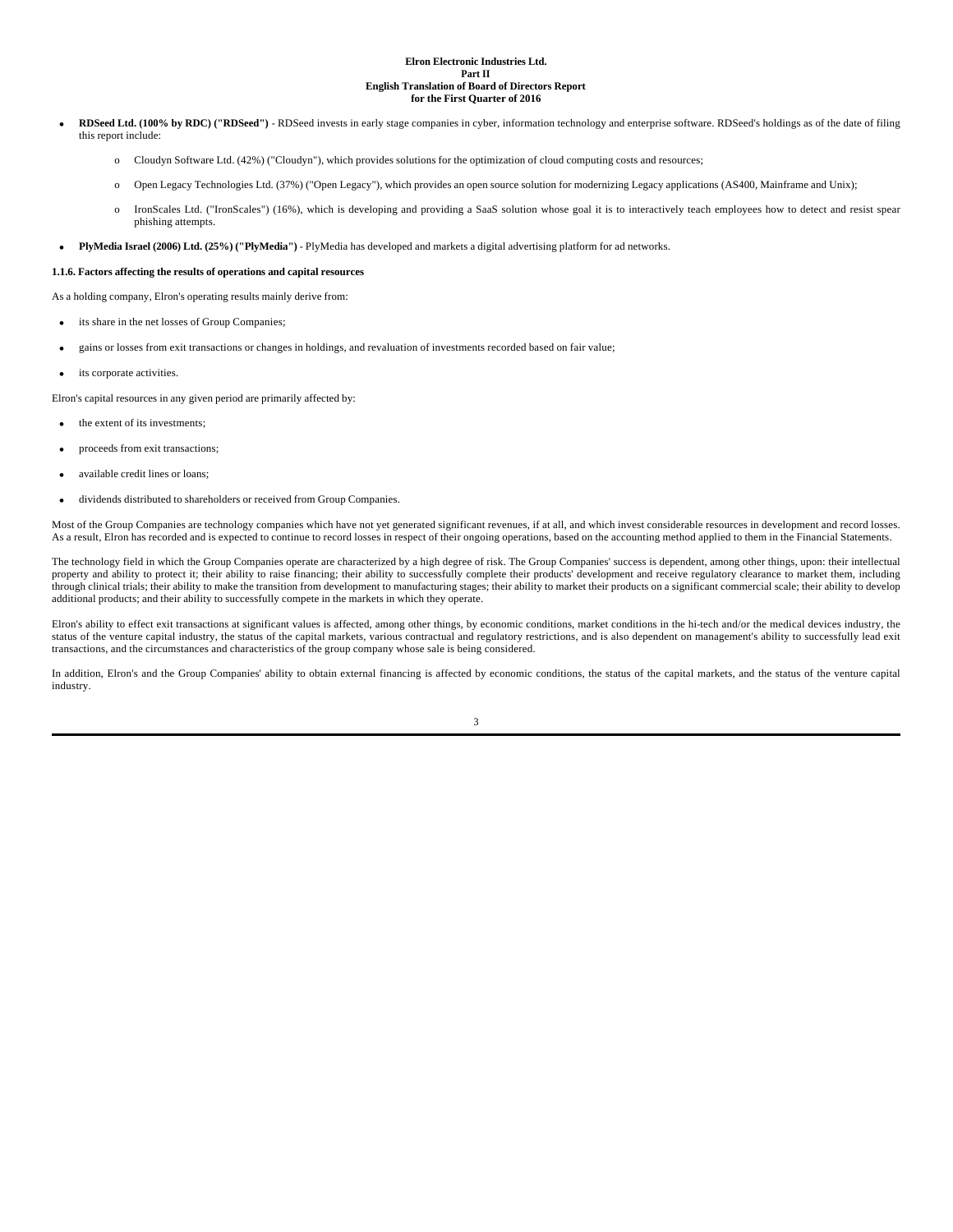- **RDSeed Ltd. (100% by RDC) ("RDSeed")** - RDSeed invests in early stage companies in cyber, information technology and enterprise software. RDSeed's holdings as of the date of filing this report include:

  - Cloudyn Software Ltd. (42%) ("Cloudyn"), which provides solutions for the optimization of cloud computing costs and resources;
  - Open Legacy Technologies Ltd. (37%) ("Open Legacy"), which provides an open source solution for modernizing Legacy applications (AS400, Mainframe and Unix);
  - IronScales Ltd. ("IronScales") (16%), which is developing and providing a SaaS solution whose goal it is to interactively teach employees how to detect and resist spear phishing attempts.

- **PlyMedia Israel (2006) Ltd. (25%) ("PlyMedia")** - PlyMedia has developed and markets a digital advertising platform for ad networks.

**1.1.6. Factors affecting the results of operations and capital resources**

As a holding company, Elron's operating results mainly derive from:

- its share in the net losses of Group Companies;
- gains or losses from exit transactions or changes in holdings, and revaluation of investments recorded based on fair value;
- its corporate activities.

Elron's capital resources in any given period are primarily affected by:

- the extent of its investments;
- proceeds from exit transactions;
- available credit lines or loans;
- dividends distributed to shareholders or received from Group Companies.

Most of the Group Companies are technology companies which have not yet generated significant revenues, if at all, and which invest considerable resources in development and record losses. As a result, Elron has recorded and is expected to continue to record losses in respect of their ongoing operations, based on the accounting method applied to them in the Financial Statements.

The technology field in which the Group Companies operate are characterized by a high degree of risk. The Group Companies' success is dependent, among other things, upon: their intellectual property and ability to protect it; their ability to raise financing; their ability to successfully complete their products' development and receive regulatory clearance to market them, including through clinical trials; their ability to make the transition from development to manufacturing stages; their ability to market their products on a significant commercial scale; their ability to develop additional products; and their ability to successfully compete in the markets in which they operate.

Elron's ability to effect exit transactions at significant values is affected, among other things, by economic conditions, market conditions in the hi-tech and/or the medical devices industry, the status of the venture capital industry, the status of the capital markets, various contractual and regulatory restrictions, and is also dependent on management's ability to successfully lead exit transactions, and the circumstances and characteristics of the group company whose sale is being considered.

In addition, Elron's and the Group Companies' ability to obtain external financing is affected by economic conditions, the status of the capital markets, and the status of the venture capital industry.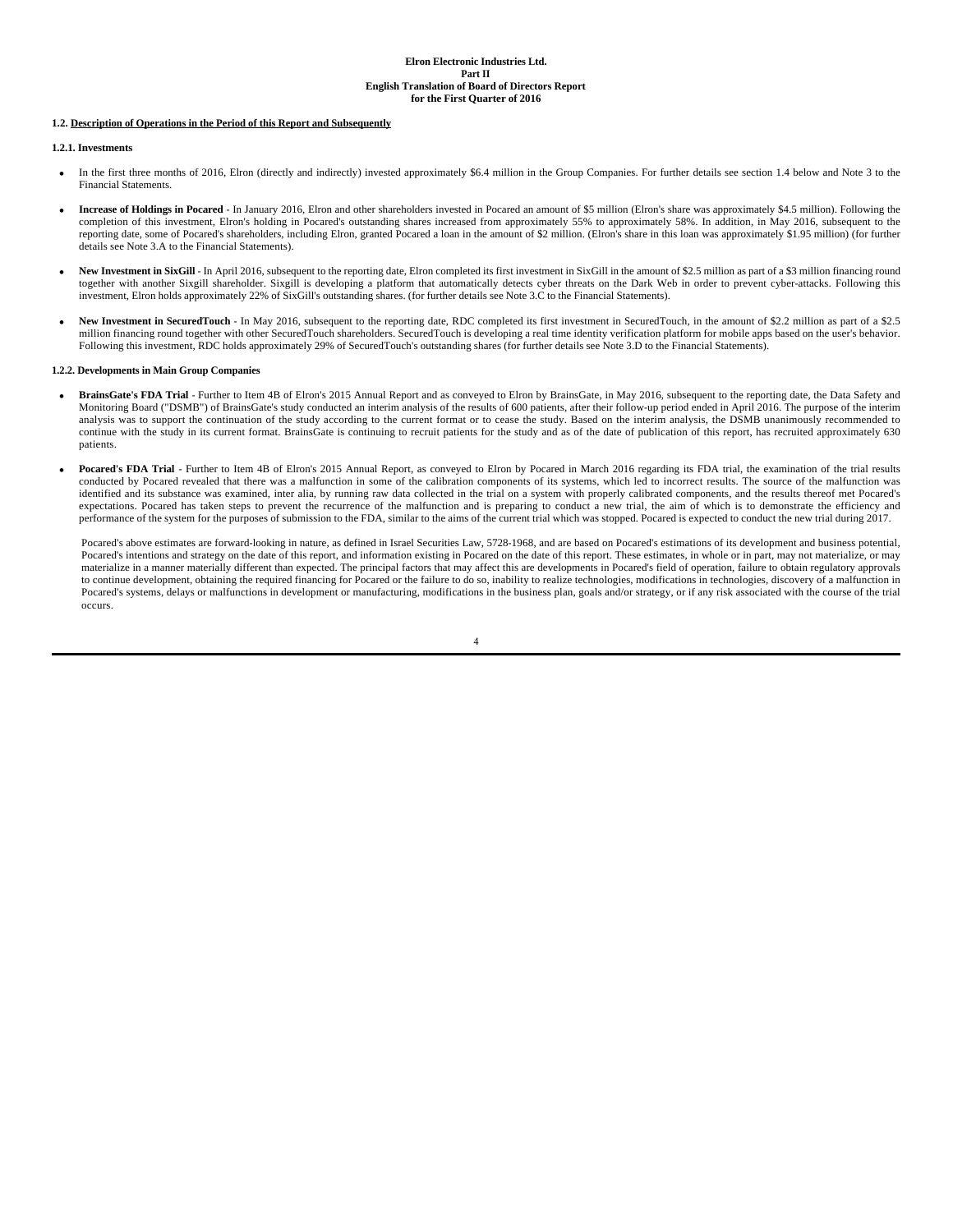### 1.2. Description of Operations in the Period of this Report and Subsequently

#### 1.2.1. Investments

- In the first three months of 2016, Elron (directly and indirectly) invested approximately $6.4 million in the Group Companies. For further details see section 1.4 below and Note 3 to the Financial Statements.

- **Increase of Holdings in Pocared** - In January 2016, Elron and other shareholders invested in Pocared an amount of $5 million (Elron's share was approximately $4.5 million). Following the completion of this investment, Elron's holding in Pocared's outstanding shares increased from approximately 55% to approximately 58%. In addition, in May 2016, subsequent to the reporting date, some of Pocared's shareholders, including Elron, granted Pocared a loan in the amount of $2 million. (Elron's share in this loan was approximately $1.95 million) (for further details see Note 3.A to the Financial Statements).

- **New Investment in SixGill** - In April 2016, subsequent to the reporting date, Elron completed its first investment in SixGill in the amount of $2.5 million as part of a $3 million financing round together with another Sixgill shareholder. Sixgill is developing a platform that automatically detects cyber threats on the Dark Web in order to prevent cyber-attacks. Following this investment, Elron holds approximately 22% of SixGill's outstanding shares. (for further details see Note 3.C to the Financial Statements).

- **New Investment in SecuredTouch** - In May 2016, subsequent to the reporting date, RDC completed its first investment in SecuredTouch, in the amount of $2.2 million as part of a $2.5 million financing round together with other SecuredTouch shareholders. SecuredTouch is developing a real time identity verification platform for mobile apps based on the user's behavior. Following this investment, RDC holds approximately 29% of SecuredTouch's outstanding shares (for further details see Note 3.D to the Financial Statements).

#### 1.2.2. Developments in Main Group Companies

- **BrainsGate's FDA Trial** - Further to Item 4B of Elron's 2015 Annual Report and as conveyed to Elron by BrainsGate, in May 2016, subsequent to the reporting date, the Data Safety and Monitoring Board ("DSMB") of BrainsGate's study conducted an interim analysis of the results of 600 patients, after their follow-up period ended in April 2016. The purpose of the interim analysis was to support the continuation of the study according to the current format or to cease the study. Based on the interim analysis, the DSMB unanimously recommended to continue with the study in its current format. BrainsGate is continuing to recruit patients for the study and as of the date of publication of this report, has recruited approximately 630 patients.

- **Pocared's FDA Trial** - Further to Item 4B of Elron's 2015 Annual Report, as conveyed to Elron by Pocared in March 2016 regarding its FDA trial, the examination of the trial results conducted by Pocared revealed that there was a malfunction in some of the calibration components of its systems, which led to incorrect results. The source of the malfunction was identified and its substance was examined, inter alia, by running raw data collected in the trial on a system with properly calibrated components, and the results thereof met Pocared's expectations. Pocared has taken steps to prevent the recurrence of the malfunction and is preparing to conduct a new trial, the aim of which is to demonstrate the efficiency and performance of the system for the purposes of submission to the FDA, similar to the aims of the current trial which was stopped. Pocared is expected to conduct the new trial during 2017.

  Pocared's above estimates are forward-looking in nature, as defined in Israel Securities Law, 5728-1968, and are based on Pocared's estimations of its development and business potential, Pocared's intentions and strategy on the date of this report, and information existing in Pocared on the date of this report. These estimates, in whole or in part, may not materialize, or may materialize in a manner materially different than expected. The principal factors that may affect this are developments in Pocared's field of operation, failure to obtain regulatory approvals to continue development, obtaining the required financing for Pocared or the failure to do so, inability to realize technologies, modifications in technologies, discovery of a malfunction in Pocared's systems, delays or malfunctions in development or manufacturing, modifications in the business plan, goals and/or strategy, or if any risk associated with the course of the trial occurs.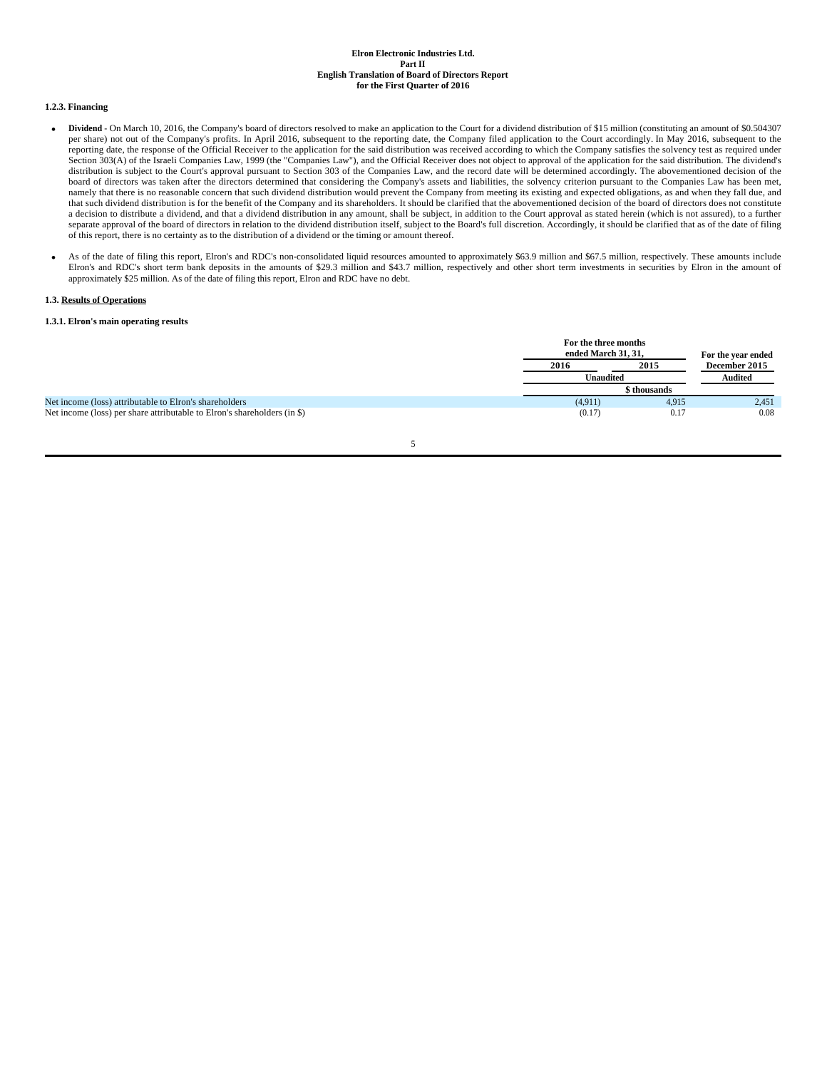#### 1.2.3. Financing

- **Dividend** - On March 10, 2016, the Company's board of directors resolved to make an application to the Court for a dividend distribution of $15 million (constituting an amount of $0.504307 per share) not out of the Company's profits. In April 2016, subsequent to the reporting date, the Company filed application to the Court accordingly. In May 2016, subsequent to the reporting date, the response of the Official Receiver to the application for the said distribution was received according to which the Company satisfies the solvency test as required under Section 303(A) of the Israeli Companies Law, 1999 (the "Companies Law"), and the Official Receiver does not object to approval of the application for the said distribution. The dividend's distribution is subject to the Court's approval pursuant to Section 303 of the Companies Law, and the record date will be determined accordingly. The abovementioned decision of the board of directors was taken after the directors determined that considering the Company's assets and liabilities, the solvency criterion pursuant to the Companies Law has been met, namely that there is no reasonable concern that such dividend distribution would prevent the Company from meeting its existing and expected obligations, as and when they fall due, and that such dividend distribution is for the benefit of the Company and its shareholders. It should be clarified that the abovementioned decision of the board of directors does not constitute a decision to distribute a dividend, and that a dividend distribution in any amount, shall be subject, in addition to the Court approval as stated herein (which is not assured), to a further separate approval of the board of directors in relation to the dividend distribution itself, subject to the Board's full discretion. Accordingly, it should be clarified that as of the date of filing of this report, there is no certainty as to the distribution of a dividend or the timing or amount thereof.

- As of the date of filing this report, Elron's and RDC's non-consolidated liquid resources amounted to approximately $63.9 million and $67.5 million, respectively. These amounts include Elron's and RDC's short term bank deposits in the amounts of $29.3 million and $43.7 million, respectively and other short term investments in securities by Elron in the amount of approximately $25 million. As of the date of filing this report, Elron and RDC have no debt.

### 1.3. Results of Operations

#### 1.3.1. Elron's main operating results

| | For the three months ended March 31, 31, | | For the year ended December 2015 |
|---|---|---|---|
| | 2016 | 2015 | |
| | Unaudited | | Audited |
| | $ thousands | | |
| Net income (loss) attributable to Elron's shareholders | (4,911) | 4,915 | 2,451 |
| Net income (loss) per share attributable to Elron's shareholders (in $) | (0.17) | 0.17 | 0.08 |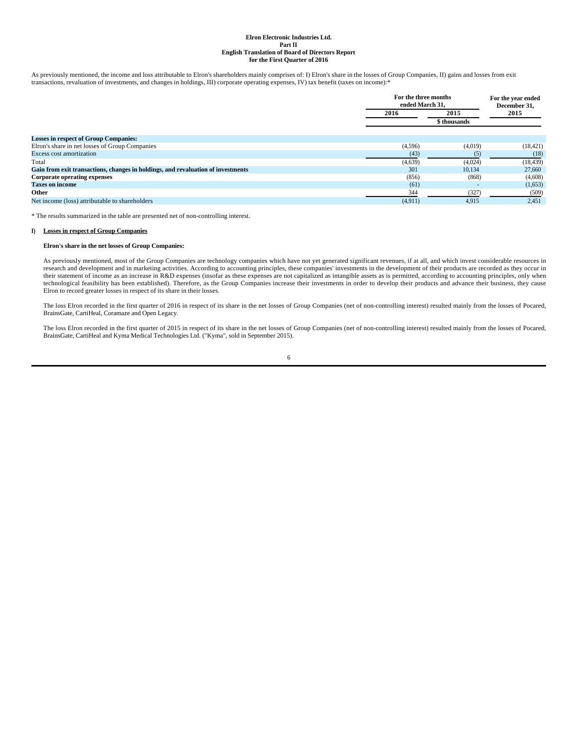**Elron Electronic Industries Ltd.**
**Part II**
**English Translation of Board of Directors Report**
**for the First Quarter of 2016**

As previously mentioned, the income and loss attributable to Elron's shareholders mainly comprises of: I) Elron's share in the losses of Group Companies, II) gains and losses from exit transactions, revaluation of investments, and changes in holdings, III) corporate operating expenses, IV) tax benefit (taxes on income):*

| | For the three months ended March 31, | | For the year ended December 31, |
|---|---|---|---|
| | 2016 | 2015 | 2015 |
| | | $ thousands | |
| **Losses in respect of Group Companies:** | | | |
| Elron's share in net losses of Group Companies | (4,596) | (4,019) | (18,421) |
| Excess cost amortization | (43) | (5) | (18) |
| Total | (4,639) | (4,024) | (18,439) |
| **Gain from exit transactions, changes in holdings, and revaluation of investments** | 301 | 10,134 | 27,660 |
| **Corporate operating expenses** | (856) | (868) | (4,608) |
| **Taxes on income** | (61) | - | (1,653) |
| **Other** | 344 | (327) | (509) |
| Net income (loss) attributable to shareholders | (4,911) | 4,915 | 2,451 |

* The results summarized in the table are presented net of non-controlling interest.

**I) Losses in respect of Group Companies**

**Elron's share in the net losses of Group Companies:**

As previously mentioned, most of the Group Companies are technology companies which have not yet generated significant revenues, if at all, and which invest considerable resources in research and development and in marketing activities. According to accounting principles, these companies' investments in the development of their products are recorded as they occur in their statement of income as an increase in R&D expenses (insofar as these expenses are not capitalized as intangible assets as is permitted, according to accounting principles, only when technological feasibility has been established). Therefore, as the Group Companies increase their investments in order to develop their products and advance their business, they cause Elron to record greater losses in respect of its share in their losses.

The loss Elron recorded in the first quarter of 2016 in respect of its share in the net losses of Group Companies (net of non-controlling interest) resulted mainly from the losses of Pocared, BrainsGate, CartiHeal, Coramaze and Open Legacy.

The loss Elron recorded in the first quarter of 2015 in respect of its share in the net losses of Group Companies (net of non-controlling interest) resulted mainly from the losses of Pocared, BrainsGate, CartiHeal and Kyma Medical Technologies Ltd. ("Kyma", sold in September 2015).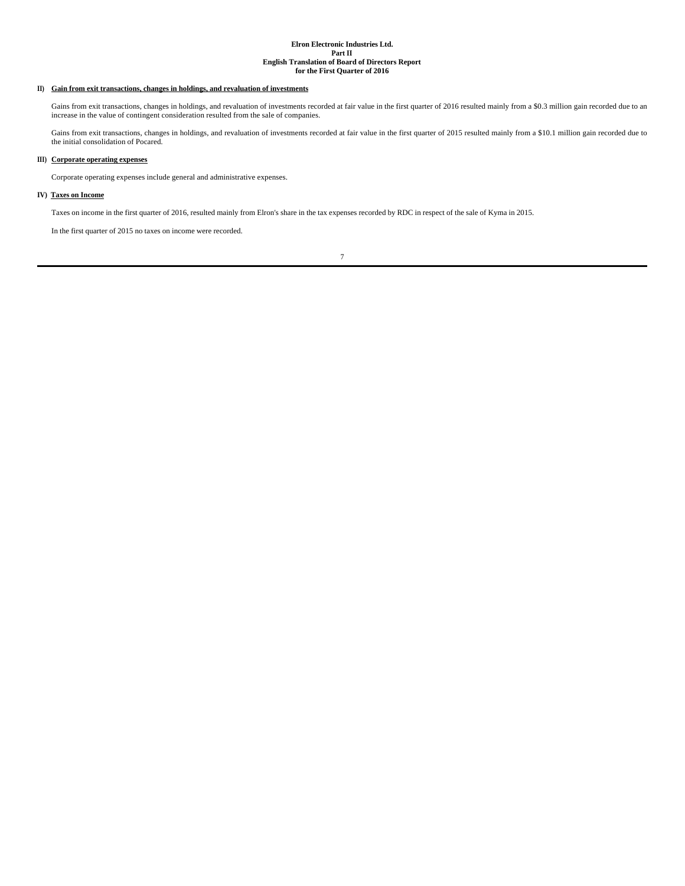**II) Gain from exit transactions, changes in holdings, and revaluation of investments**

Gains from exit transactions, changes in holdings, and revaluation of investments recorded at fair value in the first quarter of 2016 resulted mainly from a $0.3 million gain recorded due to an increase in the value of contingent consideration resulted from the sale of companies.

Gains from exit transactions, changes in holdings, and revaluation of investments recorded at fair value in the first quarter of 2015 resulted mainly from a $10.1 million gain recorded due to the initial consolidation of Pocared.

**III) Corporate operating expenses**

Corporate operating expenses include general and administrative expenses.

**IV) Taxes on Income**

Taxes on income in the first quarter of 2016, resulted mainly from Elron's share in the tax expenses recorded by RDC in respect of the sale of Kyma in 2015.

In the first quarter of 2015 no taxes on income were recorded.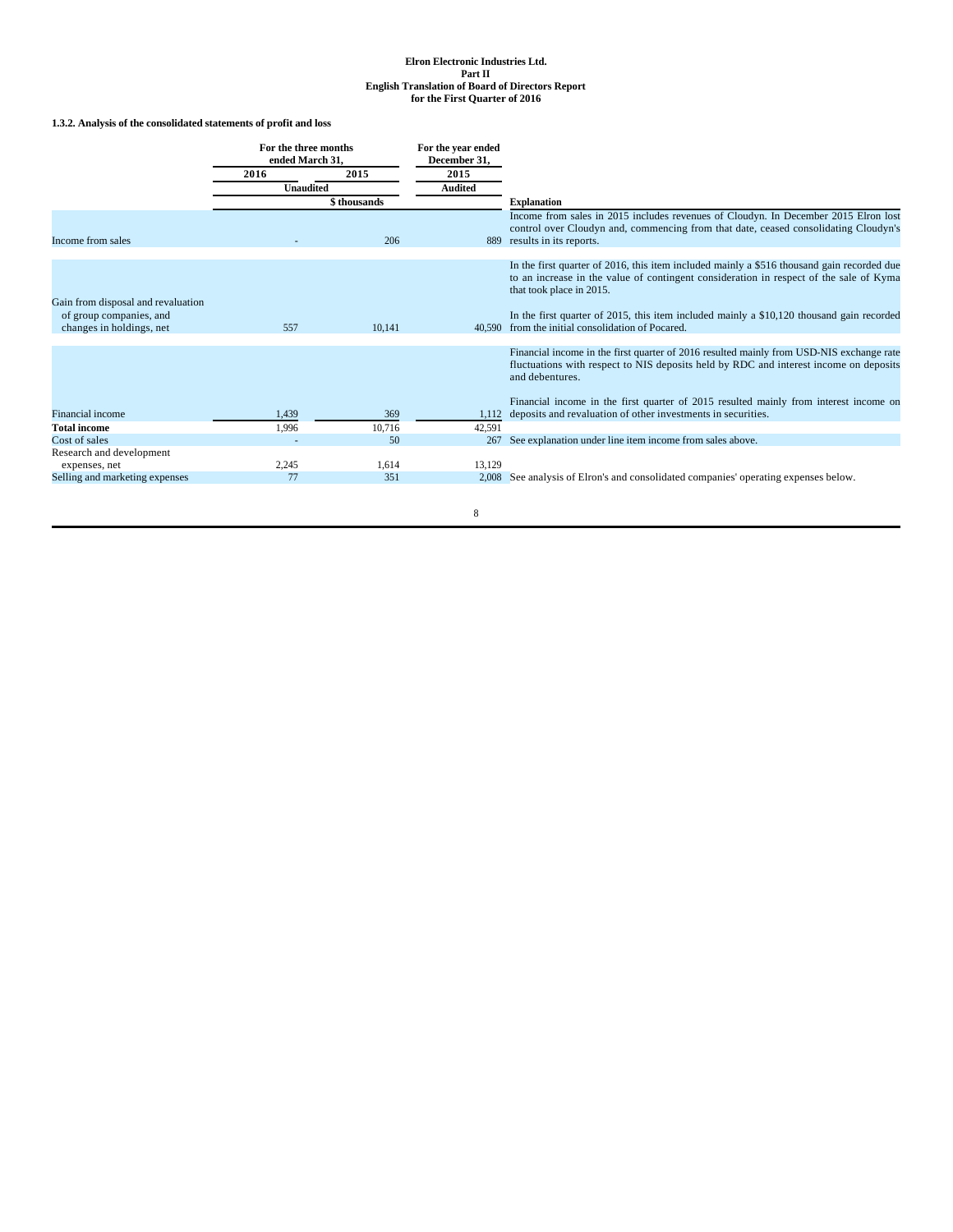#### 1.3.2. Analysis of the consolidated statements of profit and loss

| | For the three months ended March 31, | | For the year ended December 31, | |
|---|---|---|---|---|
| | 2016 | 2015 | 2015 | |
| | Unaudited | | Audited | |
| | $ thousands | | | Explanation |
| Income from sales | - | 206 | 889 | Income from sales in 2015 includes revenues of Cloudyn. In December 2015 Elron lost control over Cloudyn and, commencing from that date, ceased consolidating Cloudyn's results in its reports. |
| Gain from disposal and revaluation of group companies, and changes in holdings, net | 557 | 10,141 | 40,590 | In the first quarter of 2016, this item included mainly a $516 thousand gain recorded due to an increase in the value of contingent consideration in respect of the sale of Kyma that took place in 2015.<br><br>In the first quarter of 2015, this item included mainly a $10,120 thousand gain recorded from the initial consolidation of Pocared. |
| Financial income | 1,439 | 369 | 1,112 | Financial income in the first quarter of 2016 resulted mainly from USD-NIS exchange rate fluctuations with respect to NIS deposits held by RDC and interest income on deposits and debentures.<br><br>Financial income in the first quarter of 2015 resulted mainly from interest income on deposits and revaluation of other investments in securities. |
| **Total income** | 1,996 | 10,716 | 42,591 | |
| Cost of sales | - | 50 | 267 | See explanation under line item income from sales above. |
| Research and development expenses, net | 2,245 | 1,614 | 13,129 | |
| Selling and marketing expenses | 77 | 351 | 2,008 | See analysis of Elron's and consolidated companies' operating expenses below. |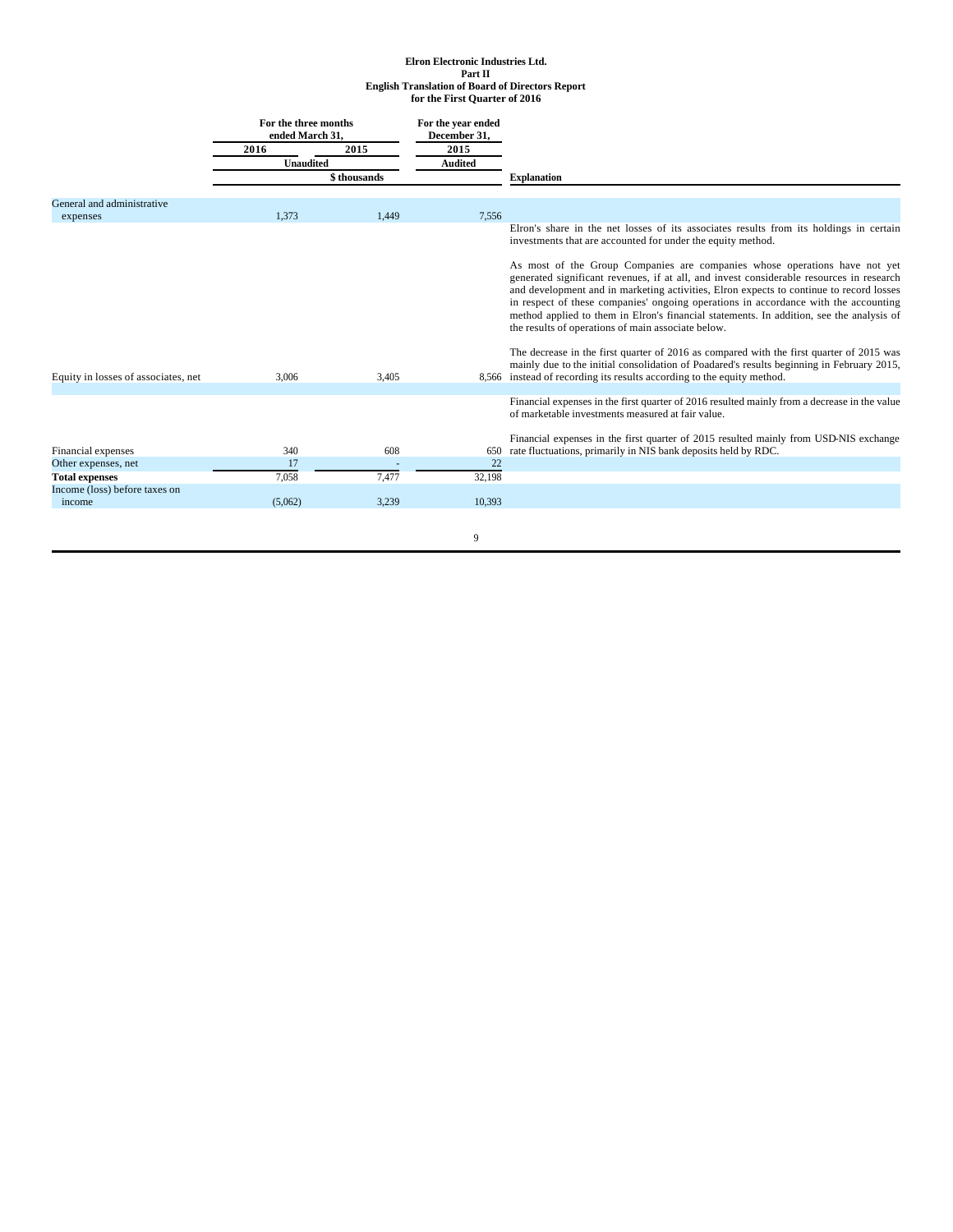**Elron Electronic Industries Ltd.**
**Part II**
**English Translation of Board of Directors Report**
**for the First Quarter of 2016**

| | For the three months ended March 31, | | For the year ended December 31, | |
|---|---|---|---|---|
| | 2016 | 2015 | 2015 | |
| | Unaudited | | Audited | |
| | $ thousands | | | **Explanation** |
| General and administrative expenses | 1,373 | 1,449 | 7,556 | |
| Equity in losses of associates, net | 3,006 | 3,405 | 8,566 | Elron's share in the net losses of its associates results from its holdings in certain investments that are accounted for under the equity method.<br><br>As most of the Group Companies are companies whose operations have not yet generated significant revenues, if at all, and invest considerable resources in research and development and in marketing activities, Elron expects to continue to record losses in respect of these companies' ongoing operations in accordance with the accounting method applied to them in Elron's financial statements. In addition, see the analysis of the results of operations of main associate below.<br><br>The decrease in the first quarter of 2016 as compared with the first quarter of 2015 was mainly due to the initial consolidation of Poadared's results beginning in February 2015, instead of recording its results according to the equity method. |
| Financial expenses | 340 | 608 | 650 | Financial expenses in the first quarter of 2016 resulted mainly from a decrease in the value of marketable investments measured at fair value.<br><br>Financial expenses in the first quarter of 2015 resulted mainly from USD-NIS exchange rate fluctuations, primarily in NIS bank deposits held by RDC. |
| Other expenses, net | 17 | - | 22 | |
| **Total expenses** | 7,058 | 7,477 | 32,198 | |
| Income (loss) before taxes on income | (5,062) | 3,239 | 10,393 | |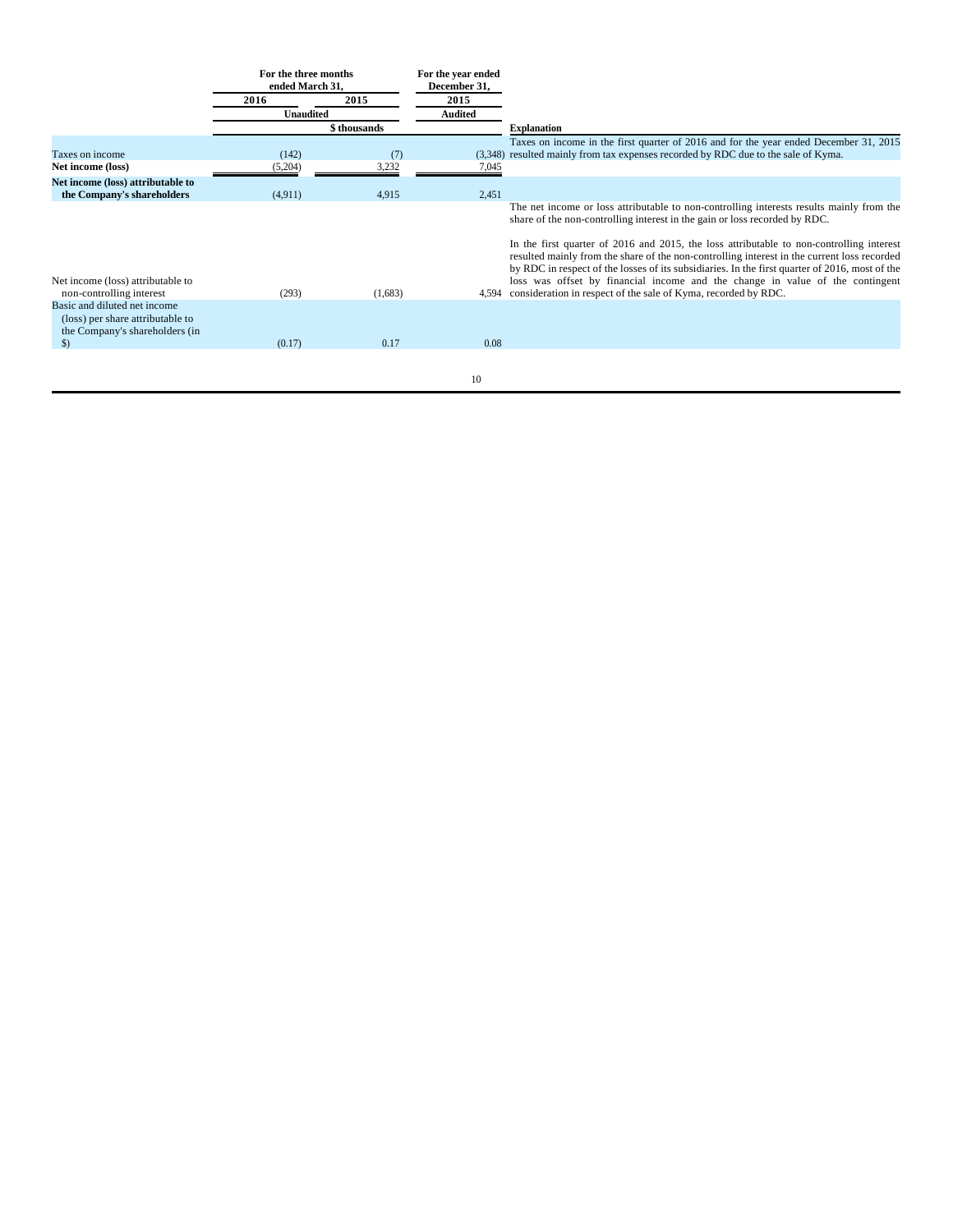|  | For the three months ended March 31, |  | For the year ended December 31, |  |
|---|---|---|---|---|
|  | 2016 | 2015 | 2015 |  |
|  | Unaudited |  | Audited |  |
|  | $ thousands |  |  | Explanation |
| Taxes on income | (142) | (7) | (3,348) | Taxes on income in the first quarter of 2016 and for the year ended December 31, 2015 resulted mainly from tax expenses recorded by RDC due to the sale of Kyma. |
| **Net income (loss)** | (5,204) | 3,232 | 7,045 |  |
| **Net income (loss) attributable to the Company's shareholders** | (4,911) | 4,915 | 2,451 |  |
| Net income (loss) attributable to non-controlling interest | (293) | (1,683) | 4,594 | The net income or loss attributable to non-controlling interests results mainly from the share of the non-controlling interest in the gain or loss recorded by RDC.<br><br>In the first quarter of 2016 and 2015, the loss attributable to non-controlling interest resulted mainly from the share of the non-controlling interest in the current loss recorded by RDC in respect of the losses of its subsidiaries. In the first quarter of 2016, most of the loss was offset by financial income and the change in value of the contingent consideration in respect of the sale of Kyma, recorded by RDC. |
| Basic and diluted net income (loss) per share attributable to the Company's shareholders (in $) | (0.17) | 0.17 | 0.08 |  |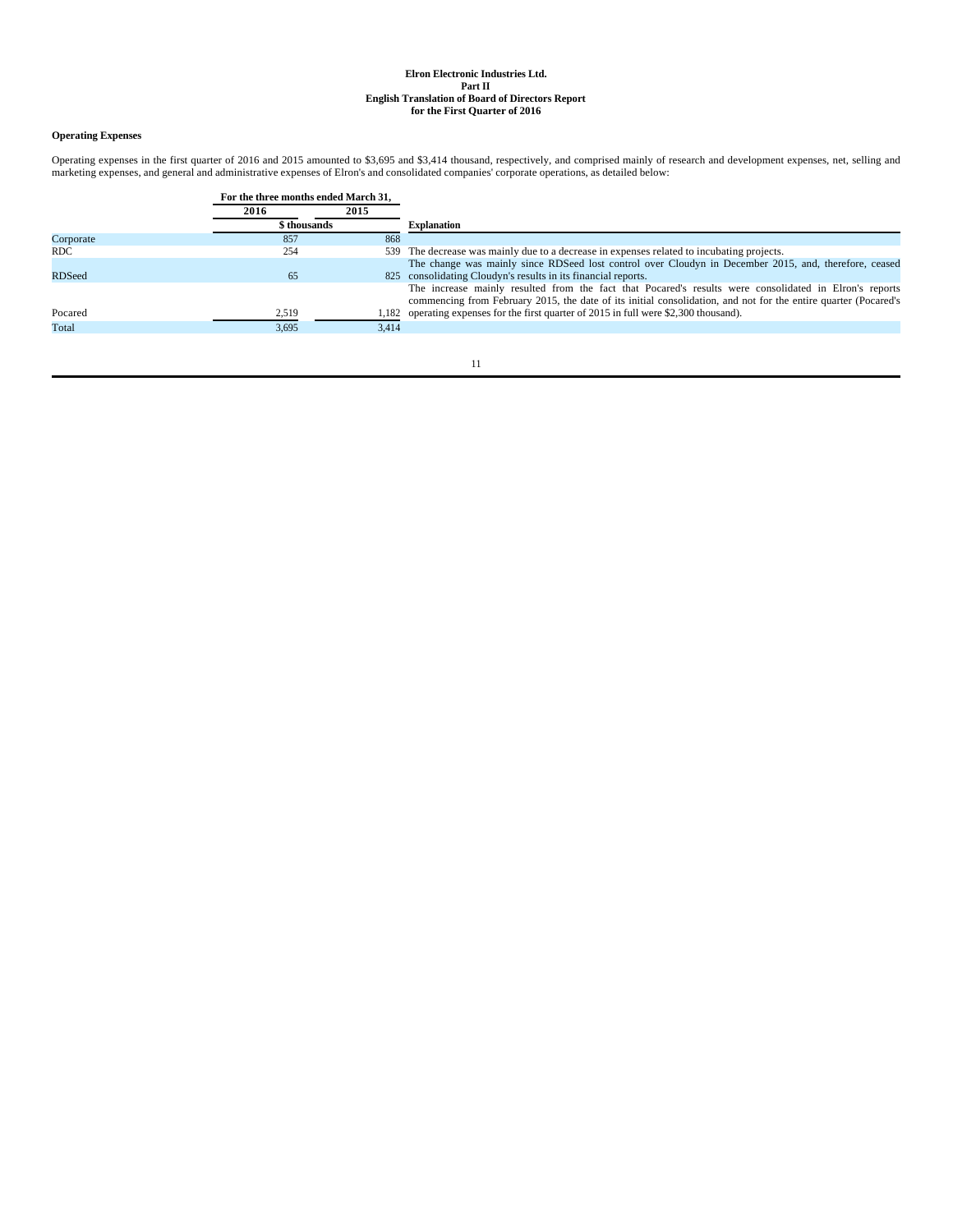**Elron Electronic Industries Ltd.**
**Part II**
**English Translation of Board of Directors Report**
**for the First Quarter of 2016**

### Operating Expenses

Operating expenses in the first quarter of 2016 and 2015 amounted to $3,695 and $3,414 thousand, respectively, and comprised mainly of research and development expenses, net, selling and marketing expenses, and general and administrative expenses of Elron's and consolidated companies' corporate operations, as detailed below:

| | For the three months ended March 31, | | |
|---|---|---|---|
| | 2016 | 2015 | |
| | $ thousands | | Explanation |
| Corporate | 857 | 868 | |
| RDC | 254 | 539 | The decrease was mainly due to a decrease in expenses related to incubating projects. |
| RDSeed | 65 | 825 | The change was mainly since RDSeed lost control over Cloudyn in December 2015, and, therefore, ceased consolidating Cloudyn's results in its financial reports. |
| Pocared | 2,519 | 1,182 | The increase mainly resulted from the fact that Pocared's results were consolidated in Elron's reports commencing from February 2015, the date of its initial consolidation, and not for the entire quarter (Pocared's operating expenses for the first quarter of 2015 in full were $2,300 thousand). |
| Total | 3,695 | 3,414 | |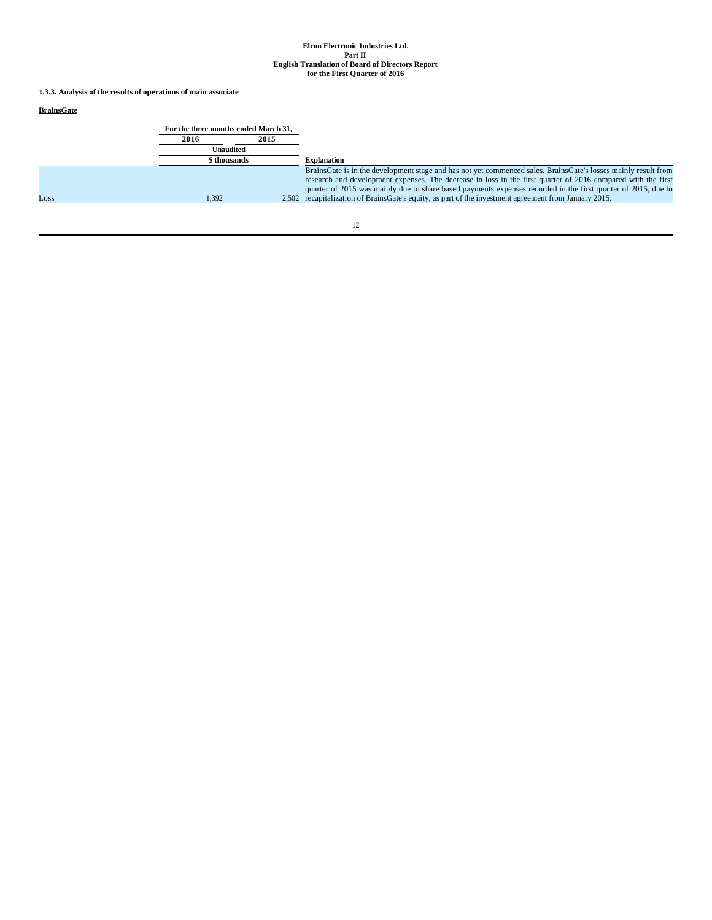**1.3.3. Analysis of the results of operations of main associate**

**BrainsGate**

| | For the three months ended March 31, | | |
|---|---|---|---|
| | 2016 | 2015 | |
| | Unaudited | | |
| | $ thousands | | Explanation |
| Loss | 1,392 | 2,502 | BrainsGate is in the development stage and has not yet commenced sales. BrainsGate's losses mainly result from research and development expenses. The decrease in loss in the first quarter of 2016 compared with the first quarter of 2015 was mainly due to share based payments expenses recorded in the first quarter of 2015, due to recapitalization of BrainsGate's equity, as part of the investment agreement from January 2015. |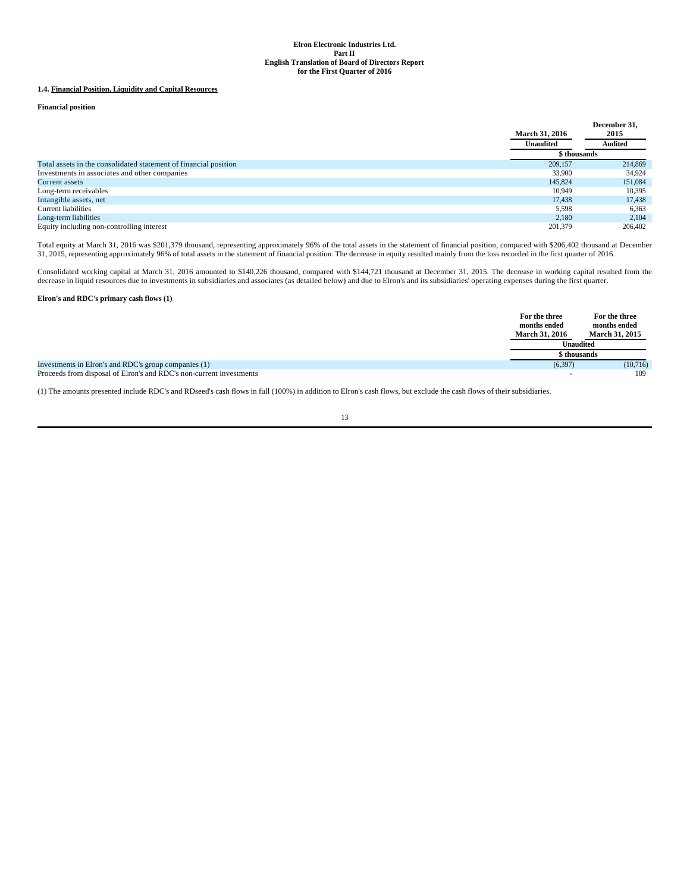**Elron Electronic Industries Ltd.**
**Part II**
**English Translation of Board of Directors Report**
**for the First Quarter of 2016**

**1.4. Financial Position, Liquidity and Capital Resources**

**Financial position**

| | March 31, 2016 | December 31, 2015 |
|---|---|---|
| | Unaudited | Audited |
| | \$ thousands | |
| Total assets in the consolidated statement of financial position | 209,157 | 214,869 |
| Investments in associates and other companies | 33,900 | 34,924 |
| Current assets | 145,824 | 151,084 |
| Long-term receivables | 10,949 | 10,395 |
| Intangible assets, net | 17,438 | 17,438 |
| Current liabilities | 5,598 | 6,363 |
| Long-term liabilities | 2,180 | 2,104 |
| Equity including non-controlling interest | 201,379 | 206,402 |

Total equity at March 31, 2016 was \$201,379 thousand, representing approximately 96% of the total assets in the statement of financial position, compared with \$206,402 thousand at December 31, 2015, representing approximately 96% of total assets in the statement of financial position. The decrease in equity resulted mainly from the loss recorded in the first quarter of 2016.

Consolidated working capital at March 31, 2016 amounted to \$140,226 thousand, compared with \$144,721 thousand at December 31, 2015. The decrease in working capital resulted from the decrease in liquid resources due to investments in subsidiaries and associates (as detailed below) and due to Elron's and its subsidiaries' operating expenses during the first quarter.

**Elron's and RDC's primary cash flows (1)**

| | For the three months ended March 31, 2016 | For the three months ended March 31, 2015 |
|---|---|---|
| | Unaudited | |
| | \$ thousands | |
| Investments in Elron's and RDC's group companies (1) | (6,397) | (10,716) |
| Proceeds from disposal of Elron's and RDC's non-current investments | - | 109 |

(1) The amounts presented include RDC's and RDseed's cash flows in full (100%) in addition to Elron's cash flows, but exclude the cash flows of their subsidiaries.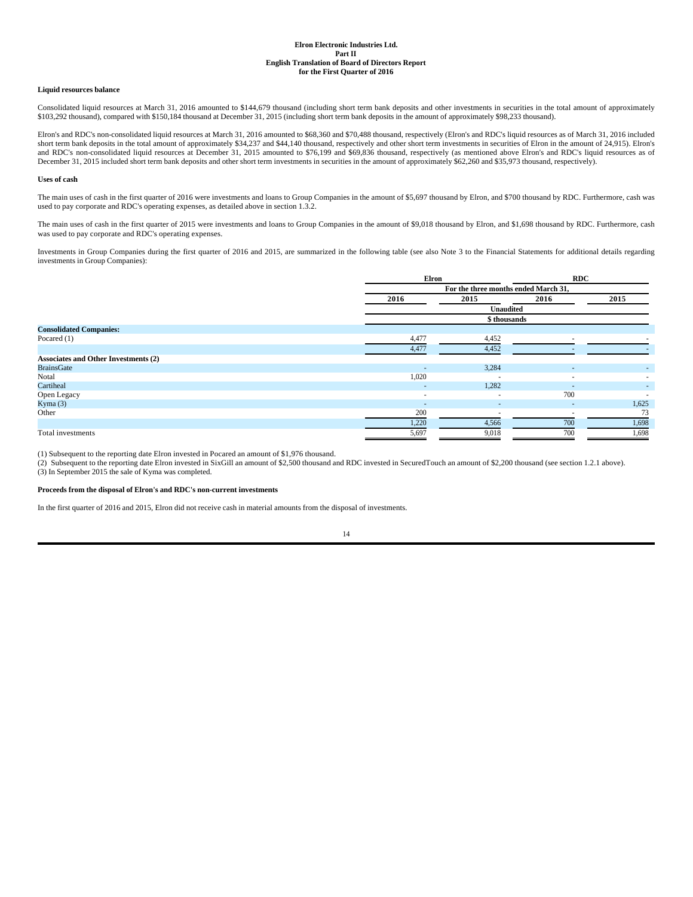**Liquid resources balance**

Consolidated liquid resources at March 31, 2016 amounted to $144,679 thousand (including short term bank deposits and other investments in securities in the total amount of approximately $103,292 thousand), compared with $150,184 thousand at December 31, 2015 (including short term bank deposits in the amount of approximately $98,233 thousand).

Elron's and RDC's non-consolidated liquid resources at March 31, 2016 amounted to $68,360 and $70,488 thousand, respectively (Elron's and RDC's liquid resources as of March 31, 2016 included short term bank deposits in the total amount of approximately $34,237 and $44,140 thousand, respectively and other short term investments in securities of Elron in the amount of 24,915). Elron's and RDC's non-consolidated liquid resources at December 31, 2015 amounted to $76,199 and $69,836 thousand, respectively (as mentioned above Elron's and RDC's liquid resources as of December 31, 2015 included short term bank deposits and other short term investments in securities in the amount of approximately $62,260 and $35,973 thousand, respectively).

**Uses of cash**

The main uses of cash in the first quarter of 2016 were investments and loans to Group Companies in the amount of $5,697 thousand by Elron, and $700 thousand by RDC. Furthermore, cash was used to pay corporate and RDC's operating expenses, as detailed above in section 1.3.2.

The main uses of cash in the first quarter of 2015 were investments and loans to Group Companies in the amount of $9,018 thousand by Elron, and $1,698 thousand by RDC. Furthermore, cash was used to pay corporate and RDC's operating expenses.

Investments in Group Companies during the first quarter of 2016 and 2015, are summarized in the following table (see also Note 3 to the Financial Statements for additional details regarding investments in Group Companies):

| | Elron | | RDC | |
|---|---|---|---|---|
| | For the three months ended March 31, | | | |
| | 2016 | 2015 | 2016 | 2015 |
| | Unaudited | | | |
| | $ thousands | | | |
| **Consolidated Companies:** | | | | |
| Pocared (1) | 4,477 | 4,452 | - | - |
| | 4,477 | 4,452 | - | - |
| **Associates and Other Investments (2)** | | | | |
| BrainsGate | - | 3,284 | - | - |
| Notal | 1,020 | - | - | - |
| Cartiheal | - | 1,282 | - | - |
| Open Legacy | - | - | 700 | - |
| Kyma (3) | - | - | - | 1,625 |
| Other | 200 | - | - | 73 |
| | 1,220 | 4,566 | 700 | 1,698 |
| Total investments | 5,697 | 9,018 | 700 | 1,698 |

(1) Subsequent to the reporting date Elron invested in Pocared an amount of $1,976 thousand.

(2) Subsequent to the reporting date Elron invested in SixGill an amount of $2,500 thousand and RDC invested in SecuredTouch an amount of $2,200 thousand (see section 1.2.1 above).

(3) In September 2015 the sale of Kyma was completed.

**Proceeds from the disposal of Elron's and RDC's non-current investments**

In the first quarter of 2016 and 2015, Elron did not receive cash in material amounts from the disposal of investments.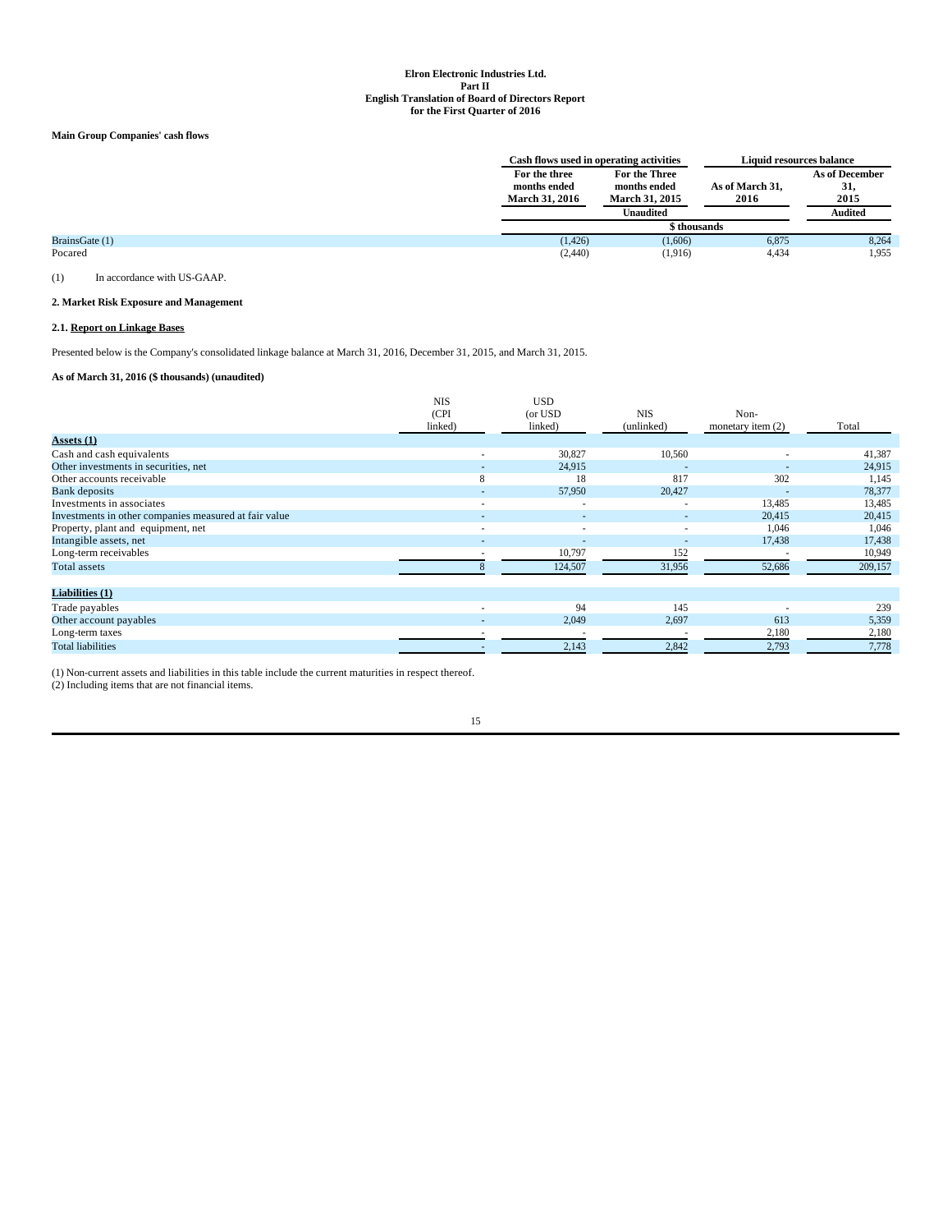**Elron Electronic Industries Ltd.**
**Part II**
**English Translation of Board of Directors Report**
**for the First Quarter of 2016**

**Main Group Companies' cash flows**

| | Cash flows used in operating activities | | Liquid resources balance | |
|---|---|---|---|---|
| | For the three months ended March 31, 2016 | For the Three months ended March 31, 2015 | As of March 31, 2016 | As of December 31, 2015 |
| | Unaudited | | | Audited |
| | $ thousands | | | |
| BrainsGate (1) | (1,426) | (1,606) | 6,875 | 8,264 |
| Pocared | (2,440) | (1,916) | 4,434 | 1,955 |

(1) In accordance with US-GAAP.

**2. Market Risk Exposure and Management**

**2.1. Report on Linkage Bases**

Presented below is the Company's consolidated linkage balance at March 31, 2016, December 31, 2015, and March 31, 2015.

**As of March 31, 2016 ($ thousands) (unaudited)**

| | NIS (CPI linked) | USD (or USD linked) | NIS (unlinked) | Non-monetary item (2) | Total |
|---|---|---|---|---|---|
| **Assets (1)** | | | | | |
| Cash and cash equivalents | - | 30,827 | 10,560 | - | 41,387 |
| Other investments in securities, net | - | 24,915 | - | - | 24,915 |
| Other accounts receivable | 8 | 18 | 817 | 302 | 1,145 |
| Bank deposits | - | 57,950 | 20,427 | - | 78,377 |
| Investments in associates | - | - | - | 13,485 | 13,485 |
| Investments in other companies measured at fair value | - | - | - | 20,415 | 20,415 |
| Property, plant and equipment, net | - | - | - | 1,046 | 1,046 |
| Intangible assets, net | - | - | - | 17,438 | 17,438 |
| Long-term receivables | - | 10,797 | 152 | - | 10,949 |
| Total assets | 8 | 124,507 | 31,956 | 52,686 | 209,157 |
| **Liabilities (1)** | | | | | |
| Trade payables | - | 94 | 145 | - | 239 |
| Other account payables | - | 2,049 | 2,697 | 613 | 5,359 |
| Long-term taxes | - | - | - | 2,180 | 2,180 |
| Total liabilities | - | 2,143 | 2,842 | 2,793 | 7,778 |

(1) Non-current assets and liabilities in this table include the current maturities in respect thereof.
(2) Including items that are not financial items.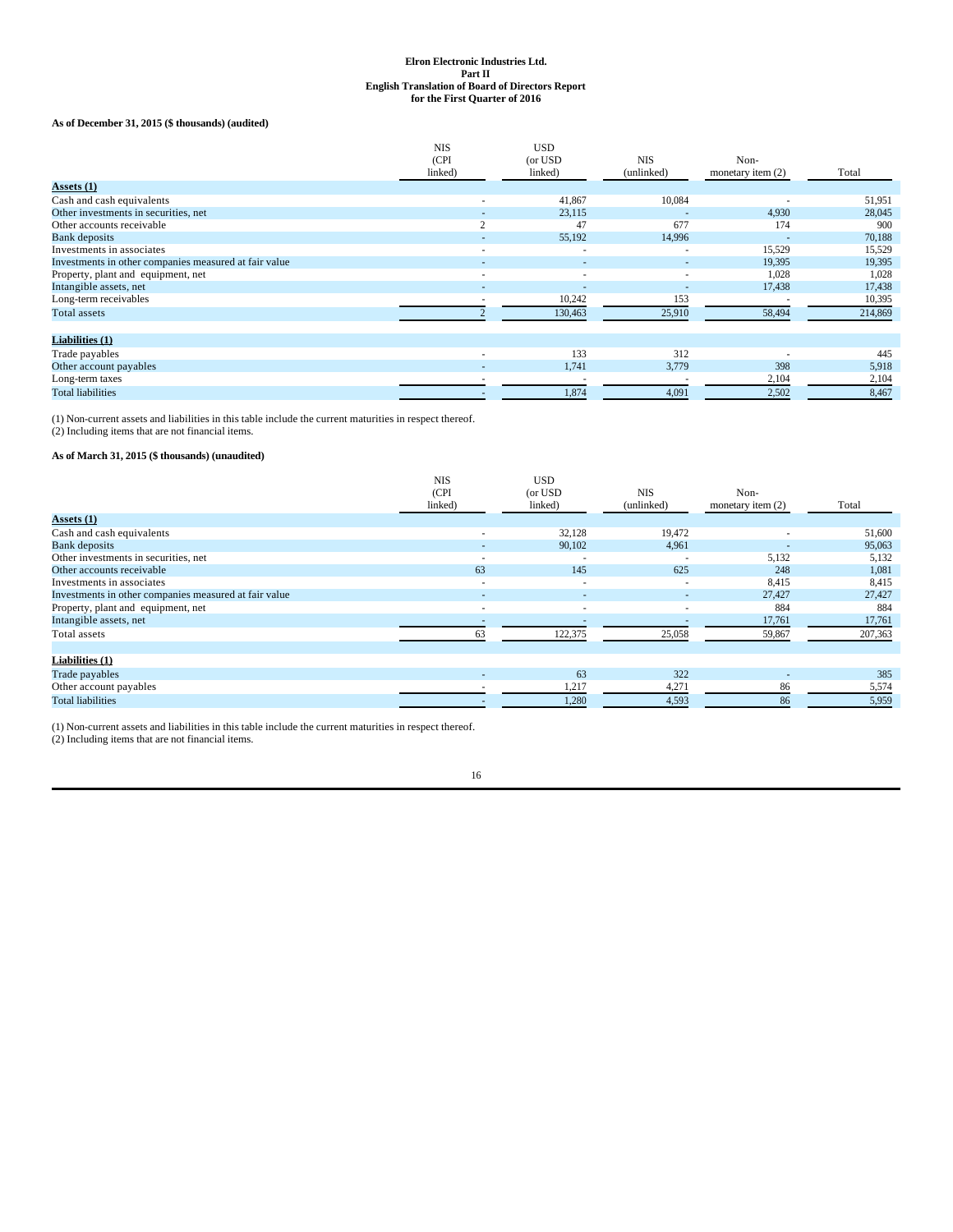**Elron Electronic Industries Ltd.**
**Part II**
**English Translation of Board of Directors Report**
**for the First Quarter of 2016**

**As of December 31, 2015 ($ thousands) (audited)**

| | NIS (CPI linked) | USD (or USD linked) | NIS (unlinked) | Non-monetary item (2) | Total |
|---|---|---|---|---|---|
| **Assets (1)** | | | | | |
| Cash and cash equivalents | - | 41,867 | 10,084 | - | 51,951 |
| Other investments in securities, net | - | 23,115 | - | 4,930 | 28,045 |
| Other accounts receivable | 2 | 47 | 677 | 174 | 900 |
| Bank deposits | - | 55,192 | 14,996 | - | 70,188 |
| Investments in associates | - | - | - | 15,529 | 15,529 |
| Investments in other companies measured at fair value | - | - | - | 19,395 | 19,395 |
| Property, plant and equipment, net | - | - | - | 1,028 | 1,028 |
| Intangible assets, net | - | - | - | 17,438 | 17,438 |
| Long-term receivables | - | 10,242 | 153 | - | 10,395 |
| Total assets | 2 | 130,463 | 25,910 | 58,494 | 214,869 |
| **Liabilities (1)** | | | | | |
| Trade payables | - | 133 | 312 | - | 445 |
| Other account payables | - | 1,741 | 3,779 | 398 | 5,918 |
| Long-term taxes | - | - | - | 2,104 | 2,104 |
| Total liabilities | - | 1,874 | 4,091 | 2,502 | 8,467 |

(1) Non-current assets and liabilities in this table include the current maturities in respect thereof.
(2) Including items that are not financial items.

**As of March 31, 2015 ($ thousands) (unaudited)**

| | NIS (CPI linked) | USD (or USD linked) | NIS (unlinked) | Non-monetary item (2) | Total |
|---|---|---|---|---|---|
| **Assets (1)** | | | | | |
| Cash and cash equivalents | - | 32,128 | 19,472 | - | 51,600 |
| Bank deposits | - | 90,102 | 4,961 | - | 95,063 |
| Other investments in securities, net | - | - | - | 5,132 | 5,132 |
| Other accounts receivable | 63 | 145 | 625 | 248 | 1,081 |
| Investments in associates | - | - | - | 8,415 | 8,415 |
| Investments in other companies measured at fair value | - | - | - | 27,427 | 27,427 |
| Property, plant and equipment, net | - | - | - | 884 | 884 |
| Intangible assets, net | - | - | - | 17,761 | 17,761 |
| Total assets | 63 | 122,375 | 25,058 | 59,867 | 207,363 |
| **Liabilities (1)** | | | | | |
| Trade payables | - | 63 | 322 | - | 385 |
| Other account payables | - | 1,217 | 4,271 | 86 | 5,574 |
| Total liabilities | - | 1,280 | 4,593 | 86 | 5,959 |

(1) Non-current assets and liabilities in this table include the current maturities in respect thereof.
(2) Including items that are not financial items.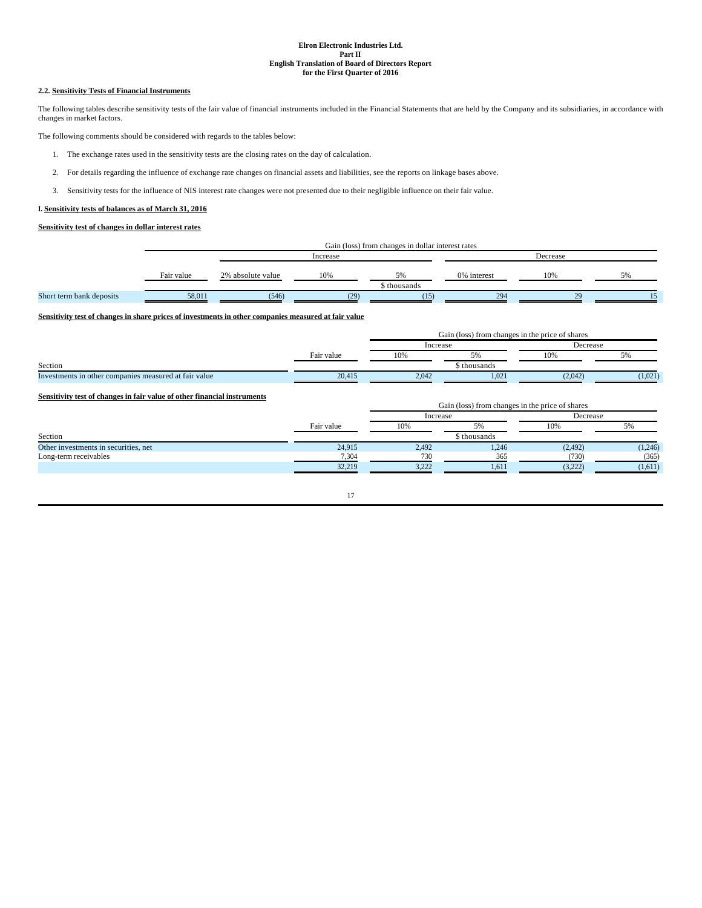**Elron Electronic Industries Ltd.**
**Part II**
**English Translation of Board of Directors Report**
**for the First Quarter of 2016**

### 2.2. Sensitivity Tests of Financial Instruments

The following tables describe sensitivity tests of the fair value of financial instruments included in the Financial Statements that are held by the Company and its subsidiaries, in accordance with changes in market factors.

The following comments should be considered with regards to the tables below:

1. The exchange rates used in the sensitivity tests are the closing rates on the day of calculation.
2. For details regarding the influence of exchange rate changes on financial assets and liabilities, see the reports on linkage bases above.
3. Sensitivity tests for the influence of NIS interest rate changes were not presented due to their negligible influence on their fair value.

**I. Sensitivity tests of balances as of March 31, 2016**

**Sensitivity test of changes in dollar interest rates**

| | | Gain (loss) from changes in dollar interest rates | | | | | |
|---|---|---|---|---|---|---|---|
| | | Increase | | | Decrease | | |
| | Fair value | 2% absolute value | 10% | 5% | 0% interest | 10% | 5% |
| | | | | $ thousands | | | |
| Short term bank deposits | 58,011 | (546) | (29) | (15) | 294 | 29 | 15 |

**Sensitivity test of changes in share prices of investments in other companies measured at fair value**

| | | Gain (loss) from changes in the price of shares | | | |
|---|---|---|---|---|---|
| | | Increase | | Decrease | |
| | Fair value | 10% | 5% | 10% | 5% |
| Section | | | $ thousands | | |
| Investments in other companies measured at fair value | 20,415 | 2,042 | 1,021 | (2,042) | (1,021) |

**Sensitivity test of changes in fair value of other financial instruments**

| | | Gain (loss) from changes in the price of shares | | | |
|---|---|---|---|---|---|
| | | Increase | | Decrease | |
| | Fair value | 10% | 5% | 10% | 5% |
| Section | | | $ thousands | | |
| Other investments in securities, net | 24,915 | 2,492 | 1,246 | (2,492) | (1,246) |
| Long-term receivables | 7,304 | 730 | 365 | (730) | (365) |
| | 32,219 | 3,222 | 1,611 | (3,222) | (1,611) |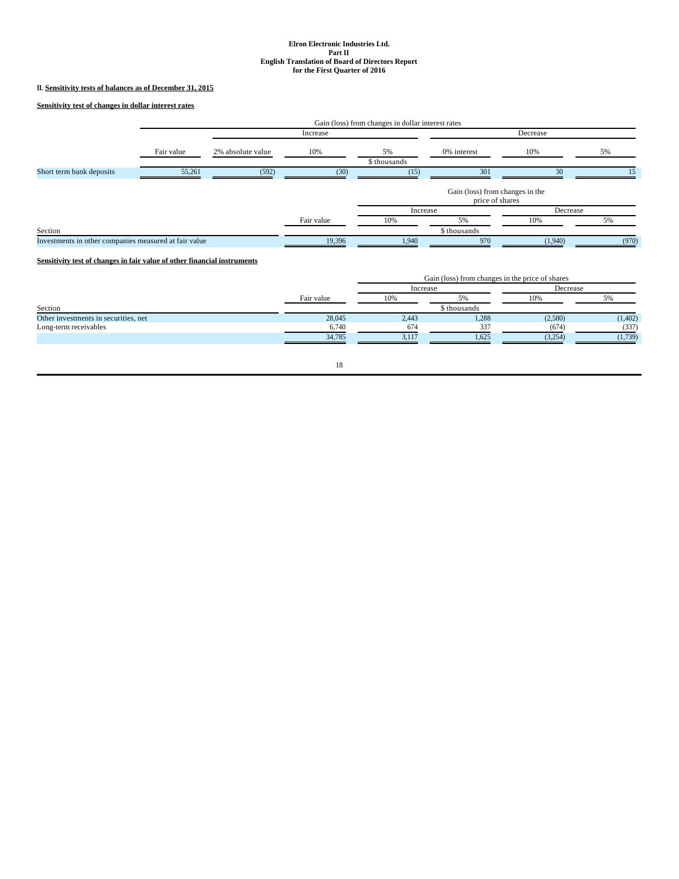II. **Sensitivity tests of balances as of December 31, 2015**

**Sensitivity test of changes in dollar interest rates**

| | | Gain (loss) from changes in dollar interest rates | | | | | |
|---|---|---|---|---|---|---|---|
| | | Increase | | | Decrease | | |
| | Fair value | 2% absolute value | 10% | 5% | 0% interest | 10% | 5% |
| | | | | $ thousands | | | |
| Short term bank deposits | 55,261 | (592) | (30) | (15) | 301 | 30 | 15 |

| | | Gain (loss) from changes in the price of shares | | | |
|---|---|---|---|---|---|
| | | Increase | | Decrease | |
| | Fair value | 10% | 5% | 10% | 5% |
| Section | | | $ thousands | | |
| Investments in other companies measured at fair value | 19,396 | 1,940 | 970 | (1,940) | (970) |

**Sensitivity test of changes in fair value of other financial instruments**

| | | Gain (loss) from changes in the price of shares | | | |
|---|---|---|---|---|---|
| | | Increase | | Decrease | |
| | Fair value | 10% | 5% | 10% | 5% |
| Section | | | $ thousands | | |
| Other investments in securities, net | 28,045 | 2,443 | 1,288 | (2,580) | (1,402) |
| Long-term receivables | 6,740 | 674 | 337 | (674) | (337) |
| | 34,785 | 3,117 | 1,625 | (3,254) | (1,739) |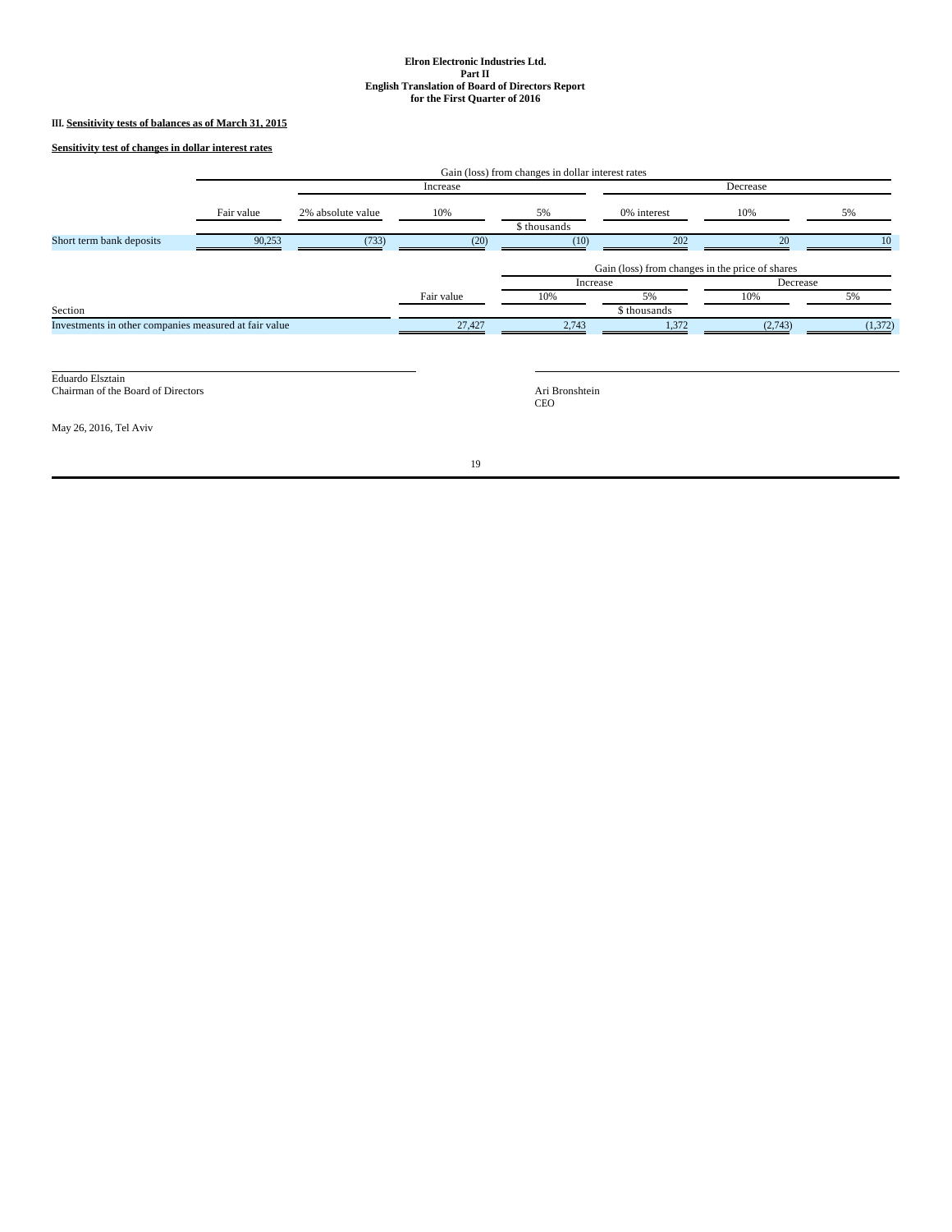**Elron Electronic Industries Ltd.**
**Part II**
**English Translation of Board of Directors Report**
**for the First Quarter of 2016**

III. **Sensitivity tests of balances as of March 31, 2015**

**Sensitivity test of changes in dollar interest rates**

| | | Gain (loss) from changes in dollar interest rates | | | | | |
|---|---|---|---|---|---|---|---|
| | | Increase | | | Decrease | | |
| | Fair value | 2% absolute value | 10% | 5% | 0% interest | 10% | 5% |
| | | | | $ thousands | | | |
| Short term bank deposits | 90,253 | (733) | (20) | (10) | 202 | 20 | 10 |

| | | Gain (loss) from changes in the price of shares | | | |
|---|---|---|---|---|---|
| | | Increase | | Decrease | |
| | Fair value | 10% | 5% | 10% | 5% |
| Section | | | $ thousands | | |
| Investments in other companies measured at fair value | 27,427 | 2,743 | 1,372 | (2,743) | (1,372) |

Eduardo Elsztain
Chairman of the Board of Directors

Ari Bronshtein
CEO

May 26, 2016, Tel Aviv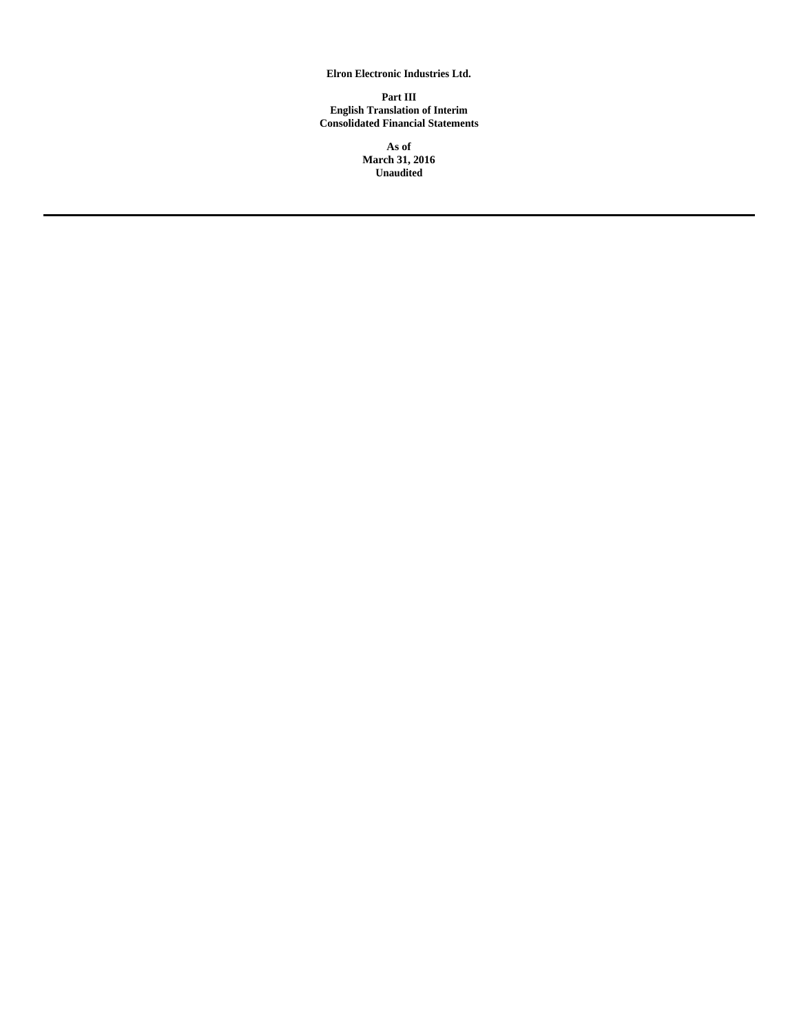**Elron Electronic Industries Ltd.**

**Part III**
**English Translation of Interim**
**Consolidated Financial Statements**

**As of**
**March 31, 2016**
**Unaudited**

---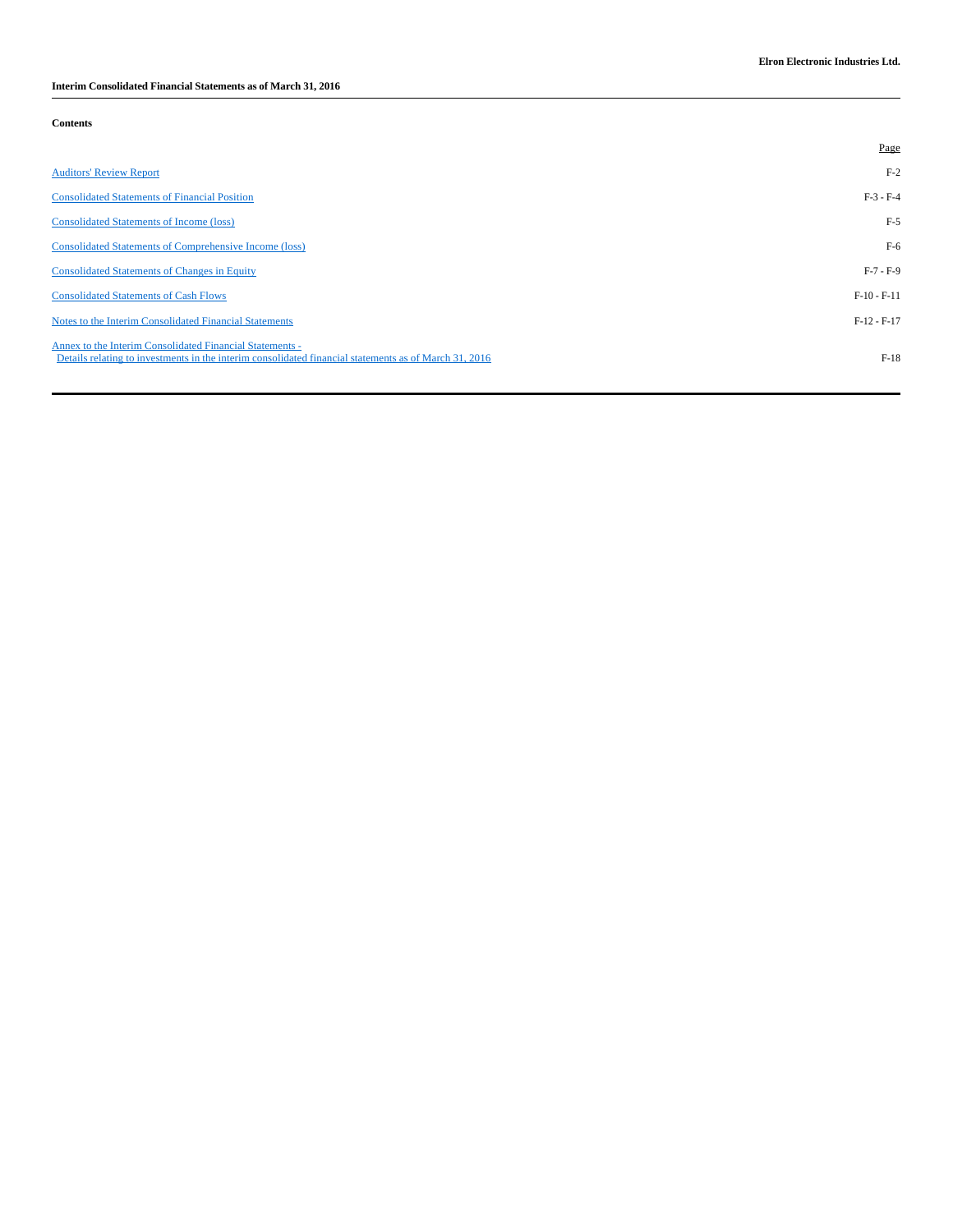**Elron Electronic Industries Ltd.**

**Interim Consolidated Financial Statements as of March 31, 2016**

**Contents**

| | Page |
|---|---|
| Auditors' Review Report | F-2 |
| Consolidated Statements of Financial Position | F-3 - F-4 |
| Consolidated Statements of Income (loss) | F-5 |
| Consolidated Statements of Comprehensive Income (loss) | F-6 |
| Consolidated Statements of Changes in Equity | F-7 - F-9 |
| Consolidated Statements of Cash Flows | F-10 - F-11 |
| Notes to the Interim Consolidated Financial Statements | F-12 - F-17 |
| Annex to the Interim Consolidated Financial Statements - Details relating to investments in the interim consolidated financial statements as of March 31, 2016 | F-18 |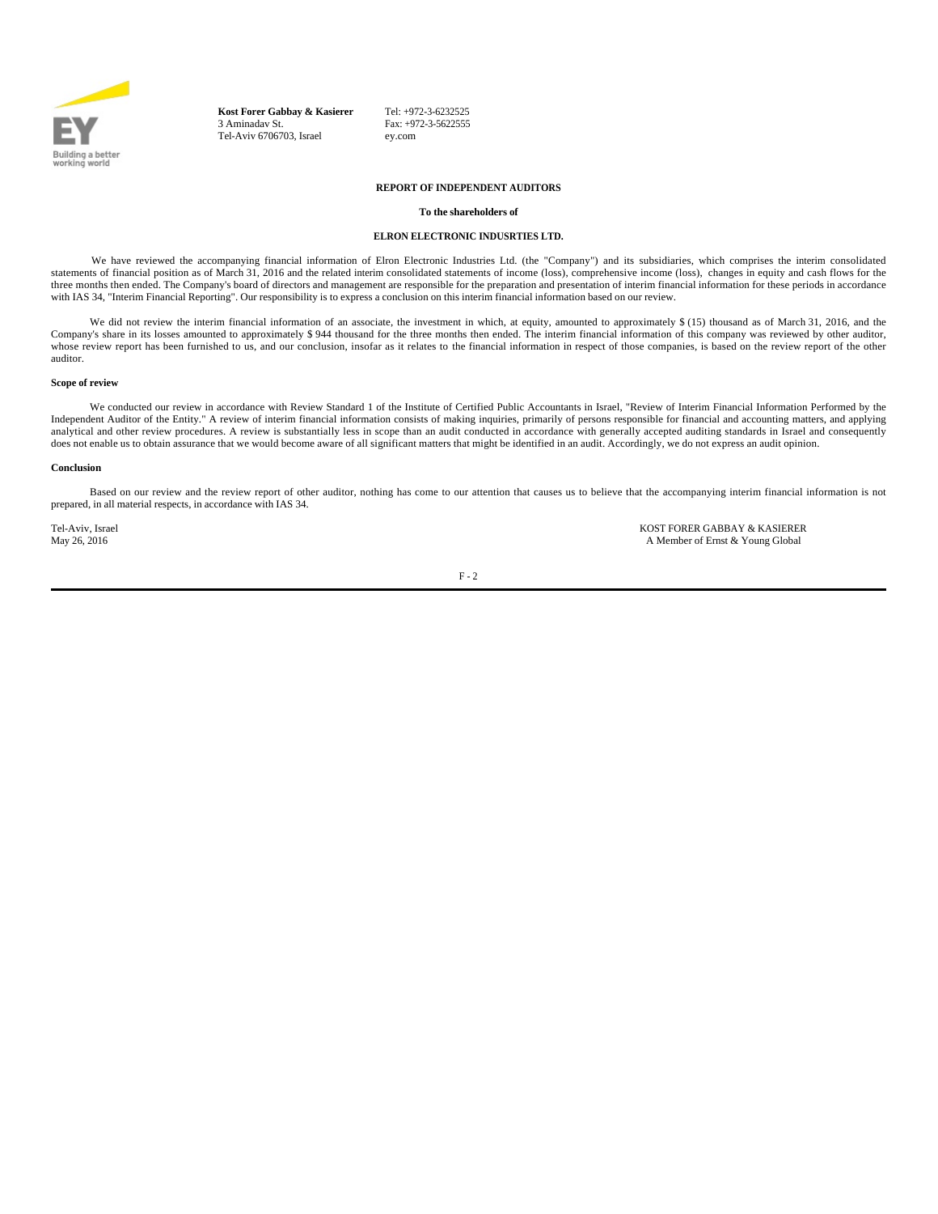EY
Building a better working world

**Kost Forer Gabbay & Kasierer**
3 Aminadav St.
Tel-Aviv 6706703, Israel

Tel: +972-3-6232525
Fax: +972-3-5622555
ey.com

**REPORT OF INDEPENDENT AUDITORS**

**To the shareholders of**

**ELRON ELECTRONIC INDUSRTIES LTD.**

We have reviewed the accompanying financial information of Elron Electronic Industries Ltd. (the "Company") and its subsidiaries, which comprises the interim consolidated statements of financial position as of March 31, 2016 and the related interim consolidated statements of income (loss), comprehensive income (loss), changes in equity and cash flows for the three months then ended. The Company's board of directors and management are responsible for the preparation and presentation of interim financial information for these periods in accordance with IAS 34, "Interim Financial Reporting". Our responsibility is to express a conclusion on this interim financial information based on our review.

We did not review the interim financial information of an associate, the investment in which, at equity, amounted to approximately $ (15) thousand as of March 31, 2016, and the Company's share in its losses amounted to approximately $ 944 thousand for the three months then ended. The interim financial information of this company was reviewed by other auditor, whose review report has been furnished to us, and our conclusion, insofar as it relates to the financial information in respect of those companies, is based on the review report of the other auditor.

**Scope of review**

We conducted our review in accordance with Review Standard 1 of the Institute of Certified Public Accountants in Israel, "Review of Interim Financial Information Performed by the Independent Auditor of the Entity." A review of interim financial information consists of making inquiries, primarily of persons responsible for financial and accounting matters, and applying analytical and other review procedures. A review is substantially less in scope than an audit conducted in accordance with generally accepted auditing standards in Israel and consequently does not enable us to obtain assurance that we would become aware of all significant matters that might be identified in an audit. Accordingly, we do not express an audit opinion.

**Conclusion**

Based on our review and the review report of other auditor, nothing has come to our attention that causes us to believe that the accompanying interim financial information is not prepared, in all material respects, in accordance with IAS 34.

Tel-Aviv, Israel
May 26, 2016

KOST FORER GABBAY & KASIERER
A Member of Ernst & Young Global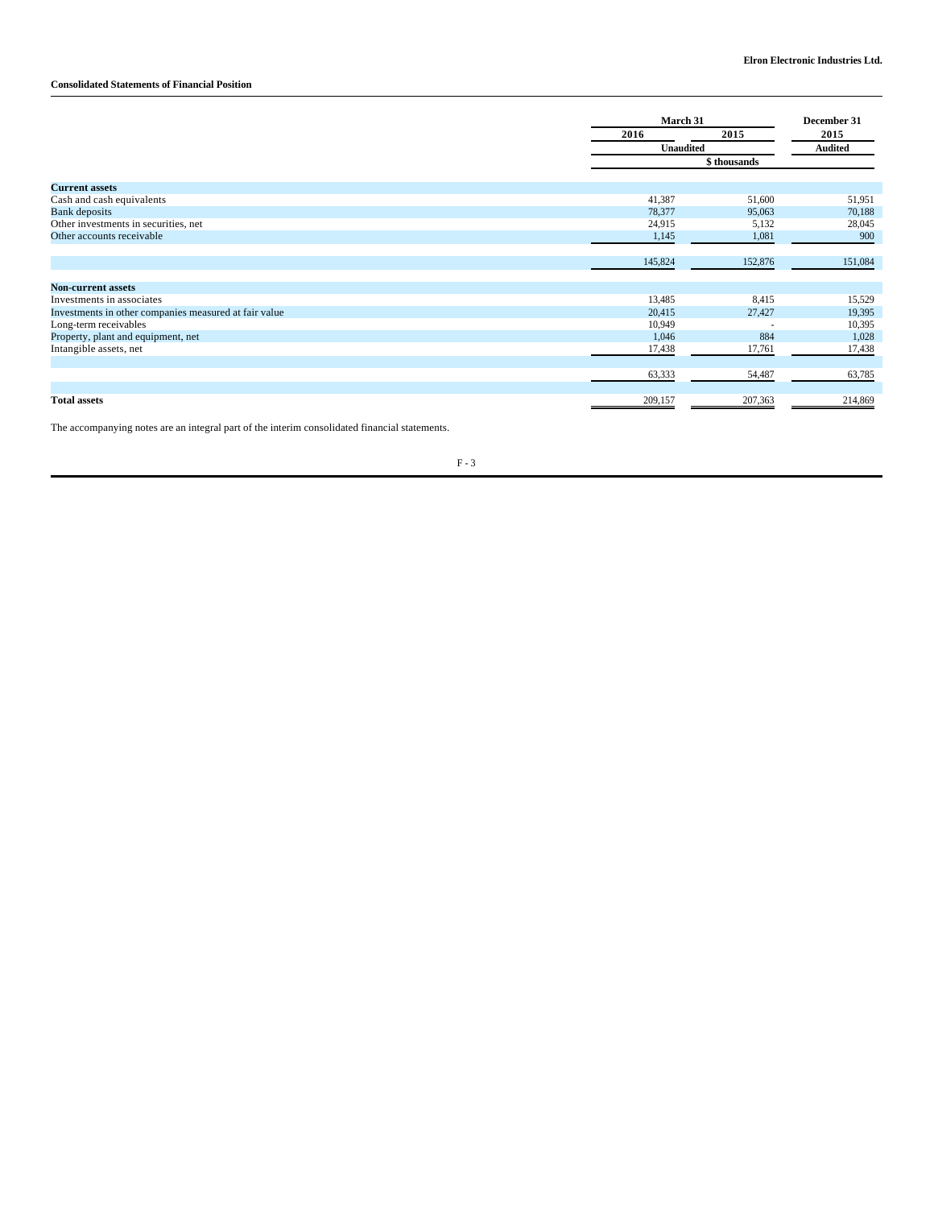**Consolidated Statements of Financial Position**

| | March 31 | | December 31 |
|---|---|---|---|
| | 2016 | 2015 | 2015 |
| | Unaudited | | Audited |
| | | $ thousands | |
| **Current assets** | | | |
| Cash and cash equivalents | 41,387 | 51,600 | 51,951 |
| Bank deposits | 78,377 | 95,063 | 70,188 |
| Other investments in securities, net | 24,915 | 5,132 | 28,045 |
| Other accounts receivable | 1,145 | 1,081 | 900 |
| | 145,824 | 152,876 | 151,084 |
| **Non-current assets** | | | |
| Investments in associates | 13,485 | 8,415 | 15,529 |
| Investments in other companies measured at fair value | 20,415 | 27,427 | 19,395 |
| Long-term receivables | 10,949 | - | 10,395 |
| Property, plant and equipment, net | 1,046 | 884 | 1,028 |
| Intangible assets, net | 17,438 | 17,761 | 17,438 |
| | 63,333 | 54,487 | 63,785 |
| **Total assets** | 209,157 | 207,363 | 214,869 |

The accompanying notes are an integral part of the interim consolidated financial statements.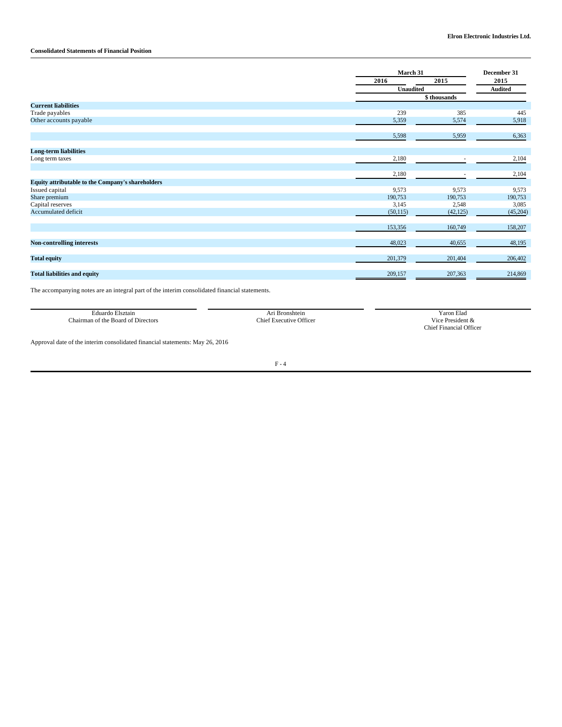Elron Electronic Industries Ltd.

**Consolidated Statements of Financial Position**

| | March 31 | | December 31 |
|---|---|---|---|
| | 2016 | 2015 | 2015 |
| | Unaudited | | Audited |
| | | $ thousands | |
| **Current liabilities** | | | |
| Trade payables | 239 | 385 | 445 |
| Other accounts payable | 5,359 | 5,574 | 5,918 |
| | 5,598 | 5,959 | 6,363 |
| **Long-term liabilities** | | | |
| Long term taxes | 2,180 | - | 2,104 |
| | 2,180 | - | 2,104 |
| **Equity attributable to the Company's shareholders** | | | |
| Issued capital | 9,573 | 9,573 | 9,573 |
| Share premium | 190,753 | 190,753 | 190,753 |
| Capital reserves | 3,145 | 2,548 | 3,085 |
| Accumulated deficit | (50,115) | (42,125) | (45,204) |
| | 153,356 | 160,749 | 158,207 |
| **Non-controlling interests** | 48,023 | 40,655 | 48,195 |
| **Total equity** | 201,379 | 201,404 | 206,402 |
| **Total liabilities and equity** | 209,157 | 207,363 | 214,869 |

The accompanying notes are an integral part of the interim consolidated financial statements.

| | | |
|---|---|---|
| Eduardo Elsztain | Ari Bronshtein | Yaron Elad |
| Chairman of the Board of Directors | Chief Executive Officer | Vice President & Chief Financial Officer |

Approval date of the interim consolidated financial statements: May 26, 2016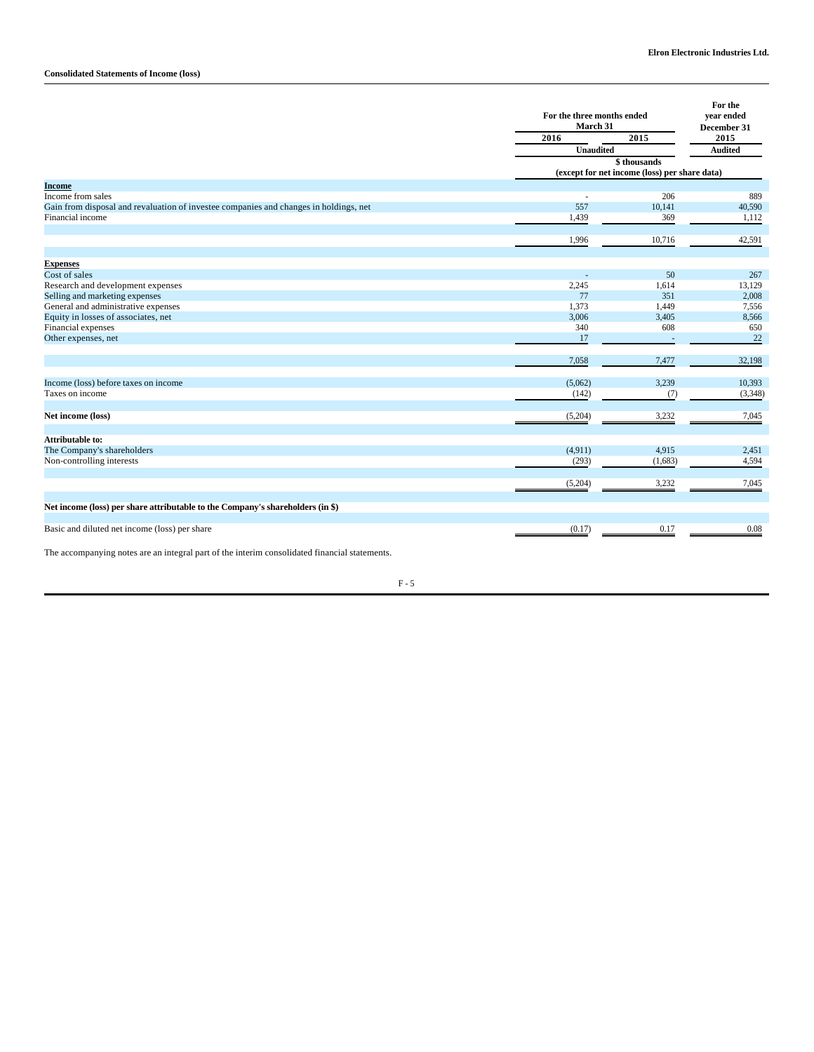**Elron Electronic Industries Ltd.**

**Consolidated Statements of Income (loss)**

| | For the three months ended March 31 | | For the year ended December 31 |
|---|---|---|---|
| | 2016 | 2015 | 2015 |
| | Unaudited | | Audited |
| | $ thousands (except for net income (loss) per share data) | | |
| **Income** | | | |
| Income from sales | - | 206 | 889 |
| Gain from disposal and revaluation of investee companies and changes in holdings, net | 557 | 10,141 | 40,590 |
| Financial income | 1,439 | 369 | 1,112 |
| | 1,996 | 10,716 | 42,591 |
| **Expenses** | | | |
| Cost of sales | - | 50 | 267 |
| Research and development expenses | 2,245 | 1,614 | 13,129 |
| Selling and marketing expenses | 77 | 351 | 2,008 |
| General and administrative expenses | 1,373 | 1,449 | 7,556 |
| Equity in losses of associates, net | 3,006 | 3,405 | 8,566 |
| Financial expenses | 340 | 608 | 650 |
| Other expenses, net | 17 | - | 22 |
| | 7,058 | 7,477 | 32,198 |
| Income (loss) before taxes on income | (5,062) | 3,239 | 10,393 |
| Taxes on income | (142) | (7) | (3,348) |
| **Net income (loss)** | (5,204) | 3,232 | 7,045 |
| **Attributable to:** | | | |
| The Company's shareholders | (4,911) | 4,915 | 2,451 |
| Non-controlling interests | (293) | (1,683) | 4,594 |
| | (5,204) | 3,232 | 7,045 |
| **Net income (loss) per share attributable to the Company's shareholders (in $)** | | | |
| Basic and diluted net income (loss) per share | (0.17) | 0.17 | 0.08 |

The accompanying notes are an integral part of the interim consolidated financial statements.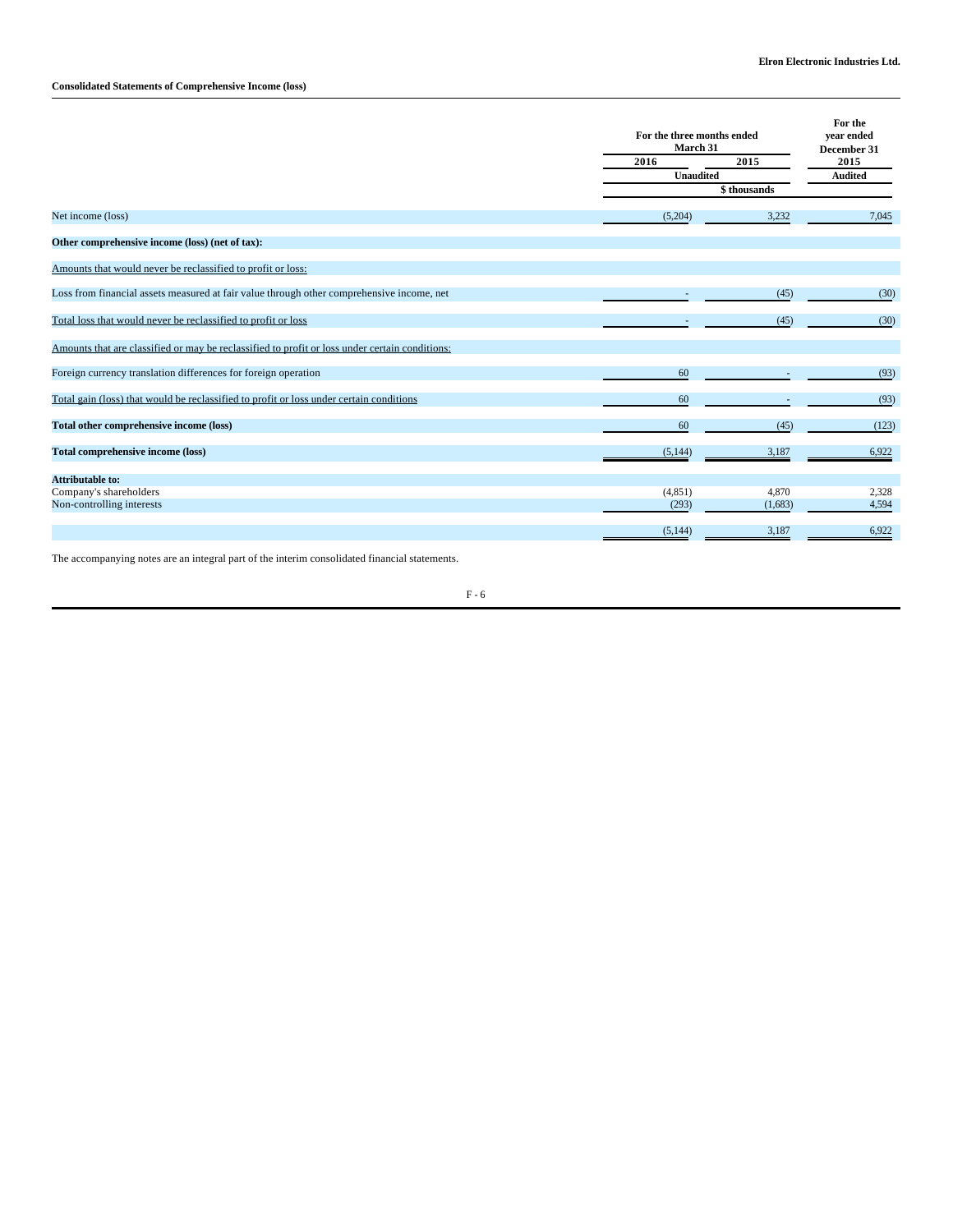**Elron Electronic Industries Ltd.**

**Consolidated Statements of Comprehensive Income (loss)**

| | For the three months ended March 31 | | For the year ended December 31 |
|---|---|---|---|
| | 2016 | 2015 | 2015 |
| | Unaudited | | Audited |
| | $ thousands | | |
| Net income (loss) | (5,204) | 3,232 | 7,045 |
| **Other comprehensive income (loss) (net of tax):** | | | |
| Amounts that would never be reclassified to profit or loss: | | | |
| Loss from financial assets measured at fair value through other comprehensive income, net | - | (45) | (30) |
| Total loss that would never be reclassified to profit or loss | - | (45) | (30) |
| Amounts that are classified or may be reclassified to profit or loss under certain conditions: | | | |
| Foreign currency translation differences for foreign operation | 60 | - | (93) |
| Total gain (loss) that would be reclassified to profit or loss under certain conditions | 60 | - | (93) |
| **Total other comprehensive income (loss)** | 60 | (45) | (123) |
| **Total comprehensive income (loss)** | (5,144) | 3,187 | 6,922 |
| **Attributable to:** | | | |
| Company's shareholders | (4,851) | 4,870 | 2,328 |
| Non-controlling interests | (293) | (1,683) | 4,594 |
| | (5,144) | 3,187 | 6,922 |

The accompanying notes are an integral part of the interim consolidated financial statements.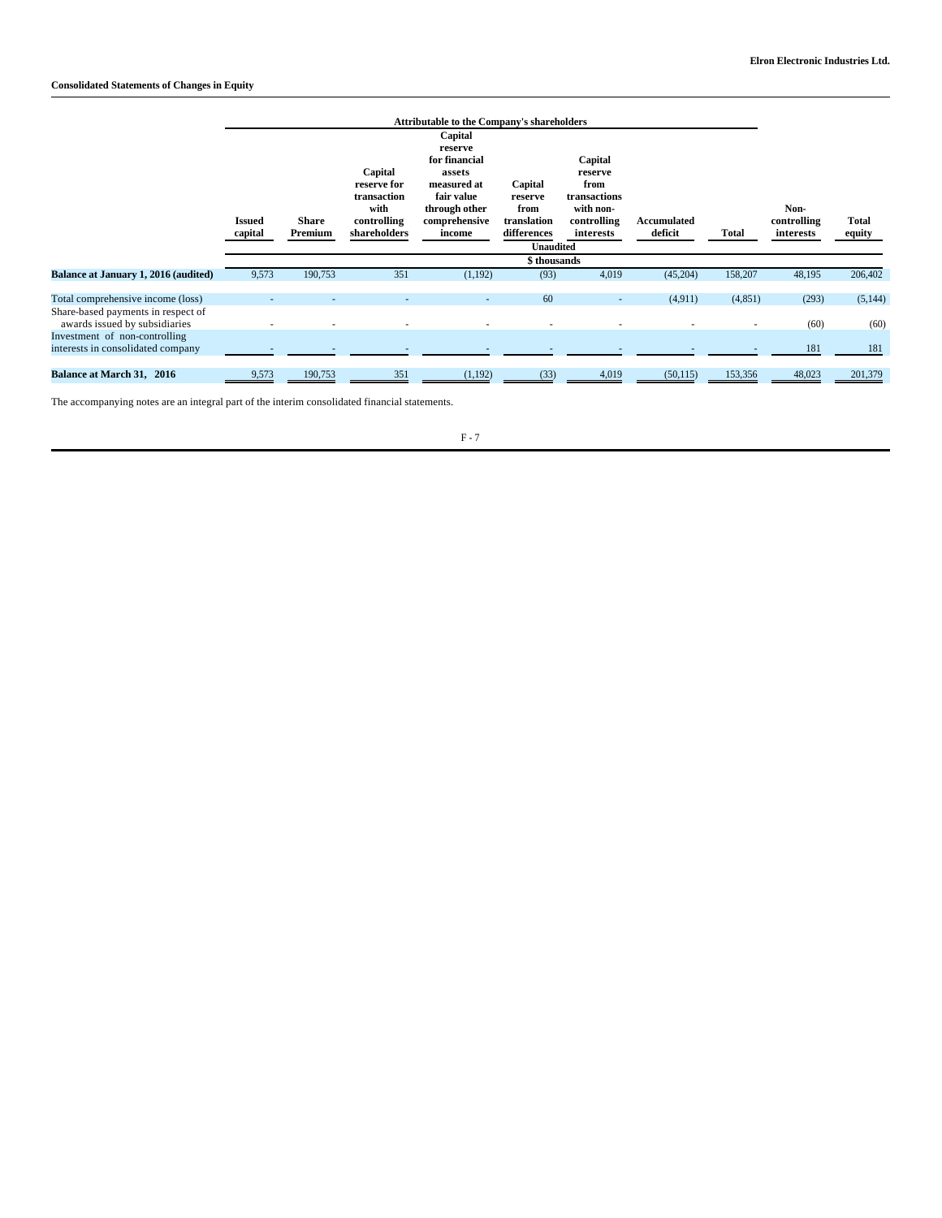**Consolidated Statements of Changes in Equity**

| | Attributable to the Company's shareholders | | | | | | | | | |
|---|---|---|---|---|---|---|---|---|---|---|
| | Issued capital | Share Premium | Capital reserve for transaction with controlling shareholders | Capital reserve for financial assets measured at fair value through other comprehensive income | Capital reserve from translation differences | Capital reserve from transactions with non-controlling interests | Accumulated deficit | Total | Non-controlling interests | Total equity |
| | Unaudited | | | | | | | | | |
| | $ thousands | | | | | | | | | |
| **Balance at January 1, 2016 (audited)** | 9,573 | 190,753 | 351 | (1,192) | (93) | 4,019 | (45,204) | 158,207 | 48,195 | 206,402 |
| Total comprehensive income (loss) | - | - | - | - | 60 | - | (4,911) | (4,851) | (293) | (5,144) |
| Share-based payments in respect of awards issued by subsidiaries | - | - | - | - | - | - | - | - | (60) | (60) |
| Investment of non-controlling interests in consolidated company | - | - | - | - | - | - | - | - | 181 | 181 |
| **Balance at March 31, 2016** | 9,573 | 190,753 | 351 | (1,192) | (33) | 4,019 | (50,115) | 153,356 | 48,023 | 201,379 |

The accompanying notes are an integral part of the interim consolidated financial statements.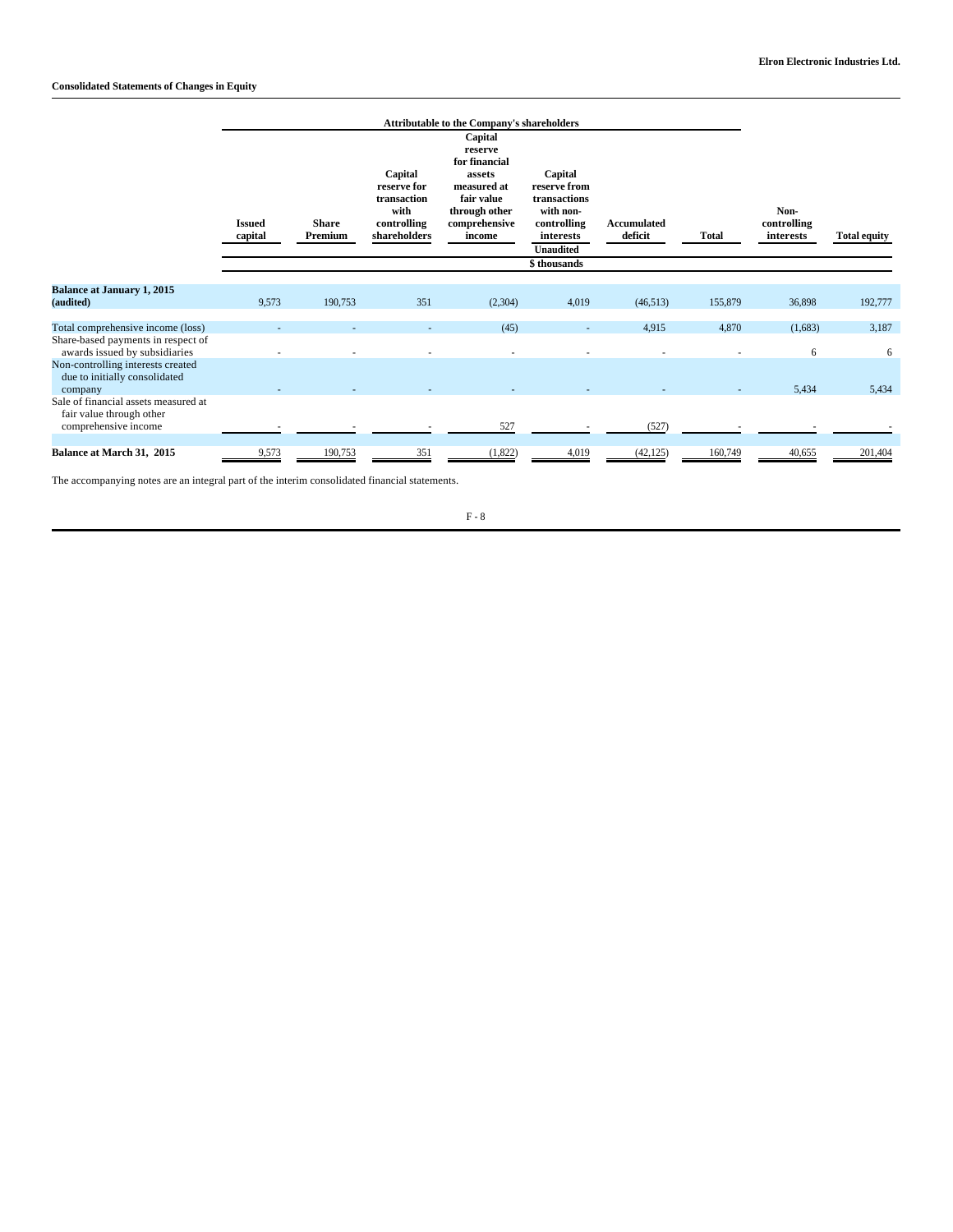**Consolidated Statements of Changes in Equity**

| | Attributable to the Company's shareholders | | | | | | | | | |
|---|---|---|---|---|---|---|---|---|---|---|
| | Issued capital | Share Premium | Capital reserve for transaction with controlling shareholders | Capital reserve for financial assets measured at fair value through other comprehensive income | Capital reserve from transactions with non-controlling interests | Accumulated deficit | Total | Non-controlling interests | Total equity |
| | | | | | Unaudited | | | | |
| | | | | | $ thousands | | | | |
| **Balance at January 1, 2015 (audited)** | 9,573 | 190,753 | 351 | (2,304) | 4,019 | (46,513) | 155,879 | 36,898 | 192,777 |
| Total comprehensive income (loss) | - | - | - | (45) | - | 4,915 | 4,870 | (1,683) | 3,187 |
| Share-based payments in respect of awards issued by subsidiaries | - | - | - | - | - | - | - | 6 | 6 |
| Non-controlling interests created due to initially consolidated company | - | - | - | - | - | - | - | 5,434 | 5,434 |
| Sale of financial assets measured at fair value through other comprehensive income | - | - | - | 527 | - | (527) | - | - | - |
| **Balance at March 31, 2015** | 9,573 | 190,753 | 351 | (1,822) | 4,019 | (42,125) | 160,749 | 40,655 | 201,404 |

The accompanying notes are an integral part of the interim consolidated financial statements.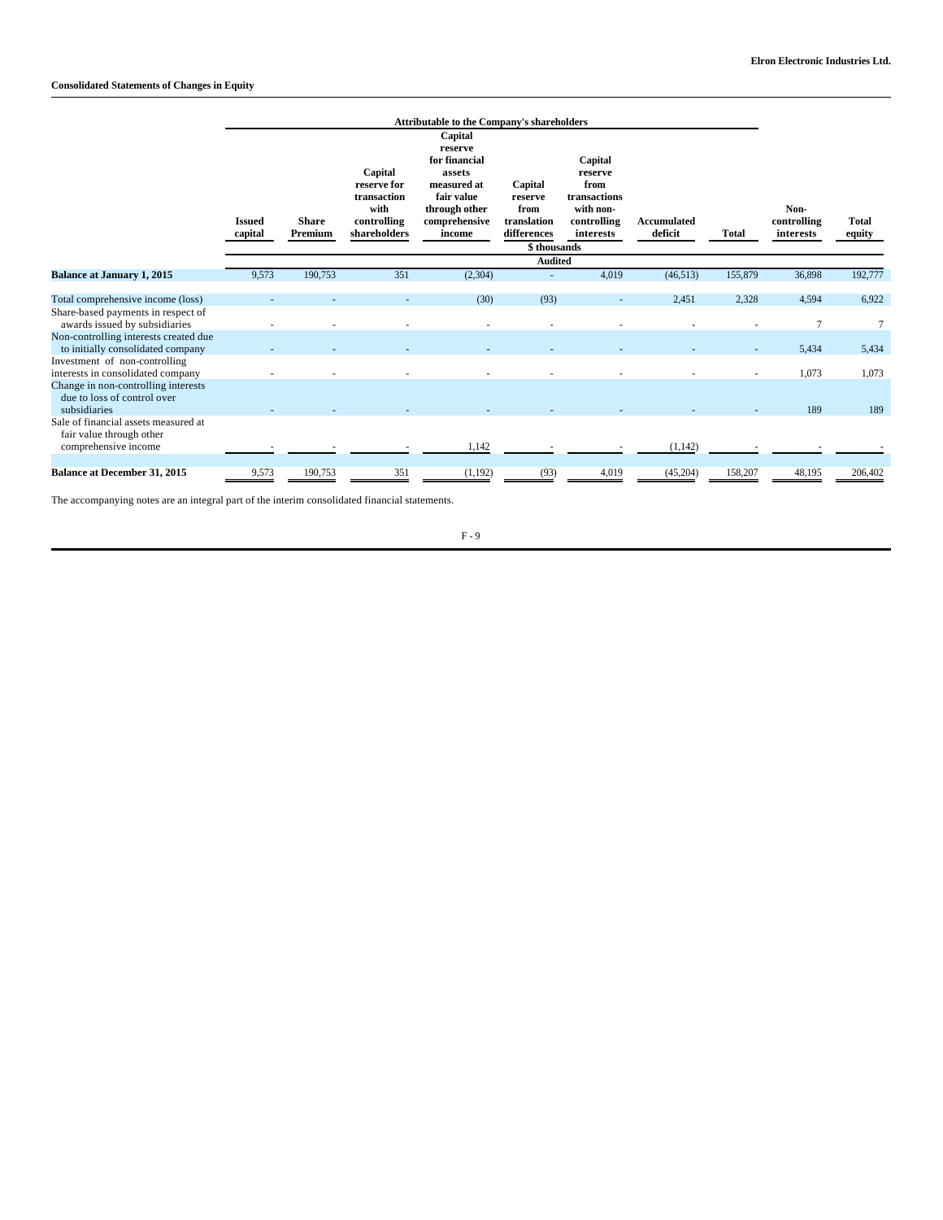Elron Electronic Industries Ltd.

## Consolidated Statements of Changes in Equity

| | Attributable to the Company's shareholders | | | | | | | | | |
|---|---|---|---|---|---|---|---|---|---|---|
| | Issued capital | Share Premium | Capital reserve for transaction with controlling shareholders | Capital reserve for financial assets measured at fair value through other comprehensive income | Capital reserve from translation differences | Capital reserve from transactions with non-controlling interests | Accumulated deficit | Total | Non-controlling interests | Total equity |
| | $ thousands | | | | | | | | | |
| | Audited | | | | | | | | | |
| **Balance at January 1, 2015** | 9,573 | 190,753 | 351 | (2,304) | - | 4,019 | (46,513) | 155,879 | 36,898 | 192,777 |
| Total comprehensive income (loss) | - | - | - | (30) | (93) | - | 2,451 | 2,328 | 4,594 | 6,922 |
| Share-based payments in respect of awards issued by subsidiaries | - | - | - | - | - | - | - | - | 7 | 7 |
| Non-controlling interests created due to initially consolidated company | - | - | - | - | - | - | - | - | 5,434 | 5,434 |
| Investment of non-controlling interests in consolidated company | - | - | - | - | - | - | - | - | 1,073 | 1,073 |
| Change in non-controlling interests due to loss of control over subsidiaries | - | - | - | - | - | - | - | - | 189 | 189 |
| Sale of financial assets measured at fair value through other comprehensive income | - | - | - | 1,142 | - | - | (1,142) | - | - | - |
| **Balance at December 31, 2015** | 9,573 | 190,753 | 351 | (1,192) | (93) | 4,019 | (45,204) | 158,207 | 48,195 | 206,402 |

The accompanying notes are an integral part of the interim consolidated financial statements.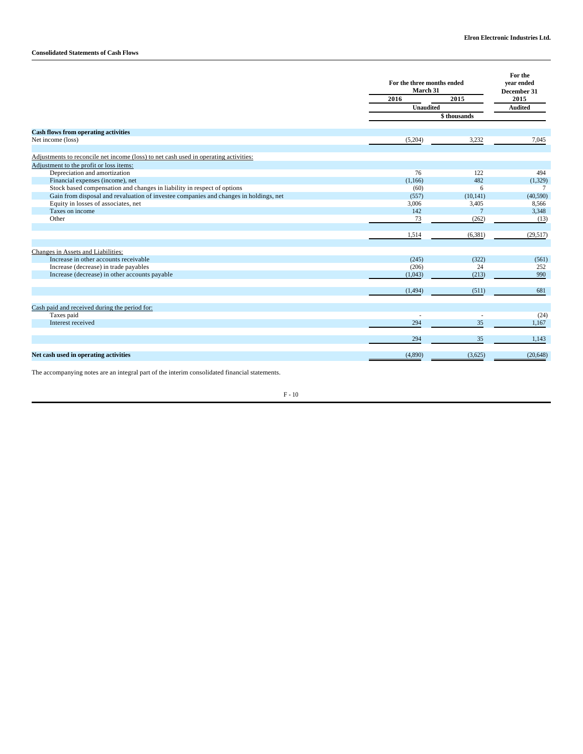**Elron Electronic Industries Ltd.**

**Consolidated Statements of Cash Flows**

| | For the three months ended March 31 | | For the year ended December 31 |
|---|---|---|---|
| | 2016 | 2015 | 2015 |
| | Unaudited | | Audited |
| | $ thousands | | |
| **Cash flows from operating activities** | | | |
| Net income (loss) | (5,204) | 3,232 | 7,045 |
| Adjustments to reconcile net income (loss) to net cash used in operating activities: | | | |
| Adjustment to the profit or loss items: | | | |
| Depreciation and amortization | 76 | 122 | 494 |
| Financial expenses (income), net | (1,166) | 482 | (1,329) |
| Stock based compensation and changes in liability in respect of options | (60) | 6 | 7 |
| Gain from disposal and revaluation of investee companies and changes in holdings, net | (557) | (10,141) | (40,590) |
| Equity in losses of associates, net | 3,006 | 3,405 | 8,566 |
| Taxes on income | 142 | 7 | 3,348 |
| Other | 73 | (262) | (13) |
| | 1,514 | (6,381) | (29,517) |
| Changes in Assets and Liabilities: | | | |
| Increase in other accounts receivable | (245) | (322) | (561) |
| Increase (decrease) in trade payables | (206) | 24 | 252 |
| Increase (decrease) in other accounts payable | (1,043) | (213) | 990 |
| | (1,494) | (511) | 681 |
| Cash paid and received during the period for: | | | |
| Taxes paid | - | - | (24) |
| Interest received | 294 | 35 | 1,167 |
| | 294 | 35 | 1,143 |
| **Net cash used in operating activities** | (4,890) | (3,625) | (20,648) |

The accompanying notes are an integral part of the interim consolidated financial statements.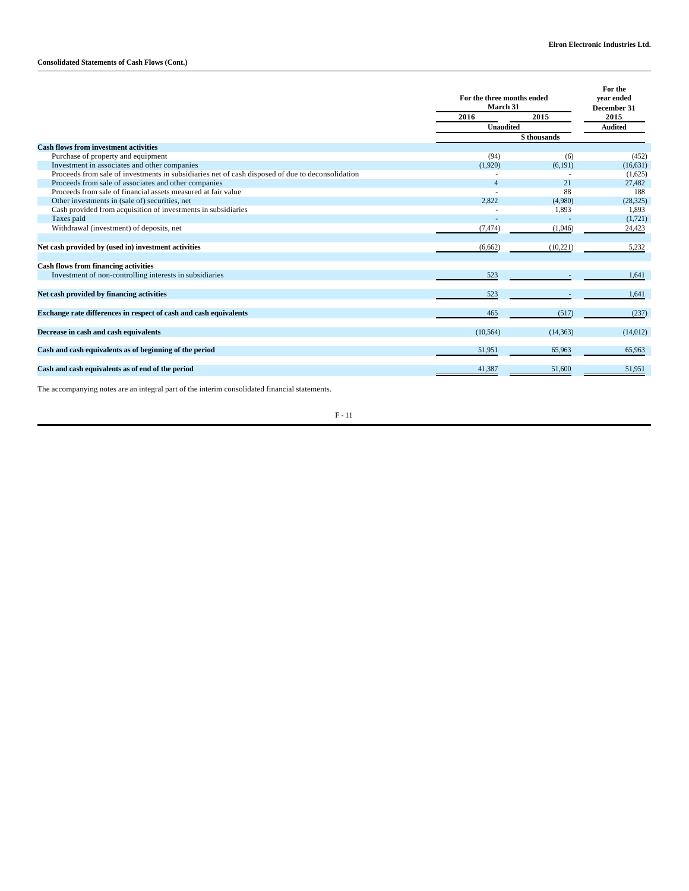**Consolidated Statements of Cash Flows (Cont.)**

| | For the three months ended March 31 | | For the year ended December 31 |
|---|---|---|---|
| | 2016 | 2015 | 2015 |
| | Unaudited | | Audited |
| | $ thousands | | |
| **Cash flows from investment activities** | | | |
| Purchase of property and equipment | (94) | (6) | (452) |
| Investment in associates and other companies | (1,920) | (6,191) | (16,631) |
| Proceeds from sale of investments in subsidiaries net of cash disposed of due to deconsolidation | - | - | (1,625) |
| Proceeds from sale of associates and other companies | 4 | 21 | 27,482 |
| Proceeds from sale of financial assets measured at fair value | - | 88 | 188 |
| Other investments in (sale of) securities, net | 2,822 | (4,980) | (28,325) |
| Cash provided from acquisition of investments in subsidiaries | - | 1,893 | 1,893 |
| Taxes paid | - | - | (1,721) |
| Withdrawal (investment) of deposits, net | (7,474) | (1,046) | 24,423 |
| **Net cash provided by (used in) investment activities** | (6,662) | (10,221) | 5,232 |
| **Cash flows from financing activities** | | | |
| Investment of non-controlling interests in subsidiaries | 523 | - | 1,641 |
| **Net cash provided by financing activities** | 523 | - | 1,641 |
| **Exchange rate differences in respect of cash and cash equivalents** | 465 | (517) | (237) |
| **Decrease in cash and cash equivalents** | (10,564) | (14,363) | (14,012) |
| **Cash and cash equivalents as of beginning of the period** | 51,951 | 65,963 | 65,963 |
| **Cash and cash equivalents as of end of the period** | 41,387 | 51,600 | 51,951 |

The accompanying notes are an integral part of the interim consolidated financial statements.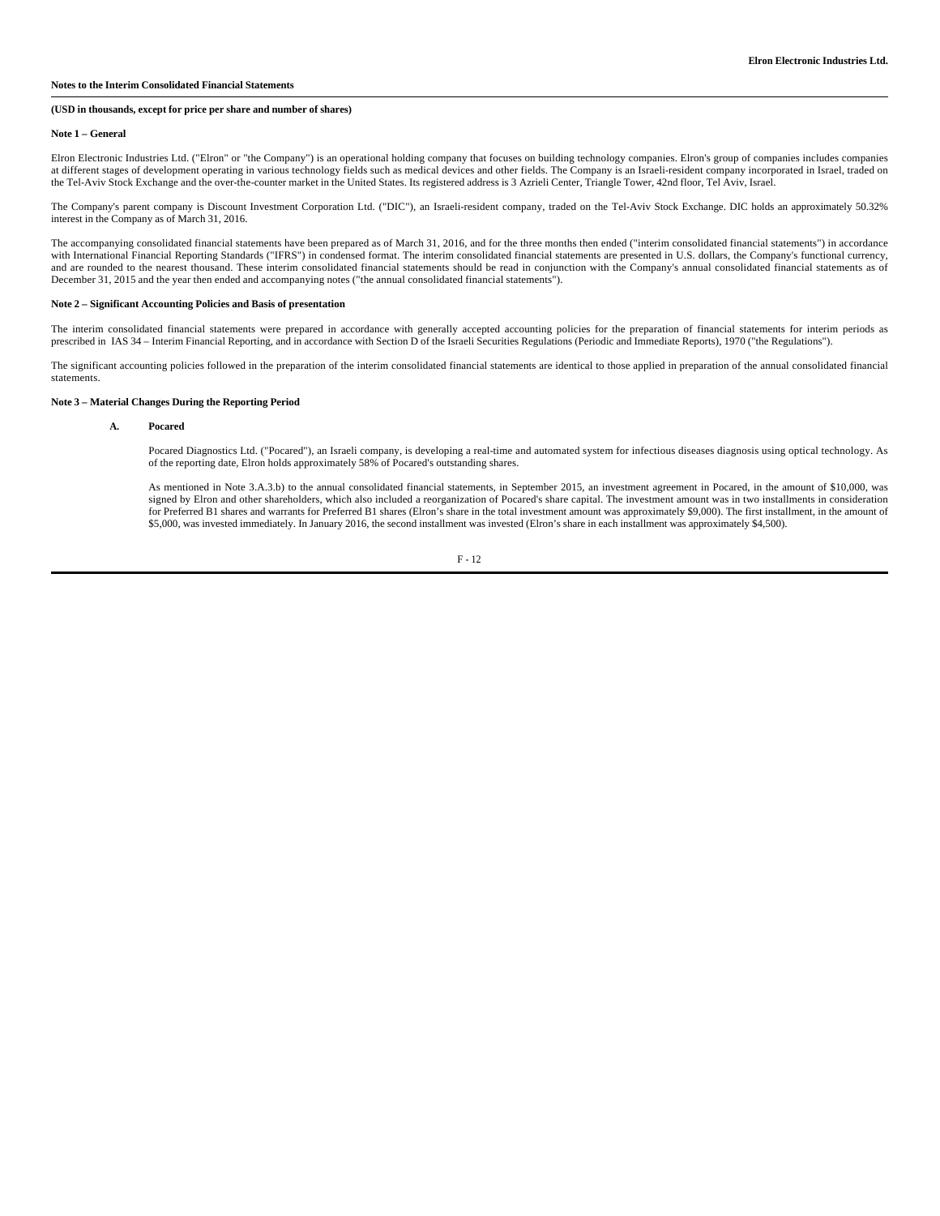**Notes to the Interim Consolidated Financial Statements**

**(USD in thousands, except for price per share and number of shares)**

**Note 1 – General**

Elron Electronic Industries Ltd. ("Elron" or "the Company") is an operational holding company that focuses on building technology companies. Elron's group of companies includes companies at different stages of development operating in various technology fields such as medical devices and other fields. The Company is an Israeli-resident company incorporated in Israel, traded on the Tel-Aviv Stock Exchange and the over-the-counter market in the United States. Its registered address is 3 Azrieli Center, Triangle Tower, 42nd floor, Tel Aviv, Israel.

The Company's parent company is Discount Investment Corporation Ltd. ("DIC"), an Israeli-resident company, traded on the Tel-Aviv Stock Exchange. DIC holds an approximately 50.32% interest in the Company as of March 31, 2016.

The accompanying consolidated financial statements have been prepared as of March 31, 2016, and for the three months then ended ("interim consolidated financial statements") in accordance with International Financial Reporting Standards ("IFRS") in condensed format. The interim consolidated financial statements are presented in U.S. dollars, the Company's functional currency, and are rounded to the nearest thousand. These interim consolidated financial statements should be read in conjunction with the Company's annual consolidated financial statements as of December 31, 2015 and the year then ended and accompanying notes ("the annual consolidated financial statements").

**Note 2 – Significant Accounting Policies and Basis of presentation**

The interim consolidated financial statements were prepared in accordance with generally accepted accounting policies for the preparation of financial statements for interim periods as prescribed in IAS 34 – Interim Financial Reporting, and in accordance with Section D of the Israeli Securities Regulations (Periodic and Immediate Reports), 1970 ("the Regulations").

The significant accounting policies followed in the preparation of the interim consolidated financial statements are identical to those applied in preparation of the annual consolidated financial statements.

**Note 3 – Material Changes During the Reporting Period**

**A. Pocared**

Pocared Diagnostics Ltd. ("Pocared"), an Israeli company, is developing a real-time and automated system for infectious diseases diagnosis using optical technology. As of the reporting date, Elron holds approximately 58% of Pocared's outstanding shares.

As mentioned in Note 3.A.3.b) to the annual consolidated financial statements, in September 2015, an investment agreement in Pocared, in the amount of $10,000, was signed by Elron and other shareholders, which also included a reorganization of Pocared's share capital. The investment amount was in two installments in consideration for Preferred B1 shares and warrants for Preferred B1 shares (Elron's share in the total investment amount was approximately $9,000). The first installment, in the amount of $5,000, was invested immediately. In January 2016, the second installment was invested (Elron's share in each installment was approximately $4,500).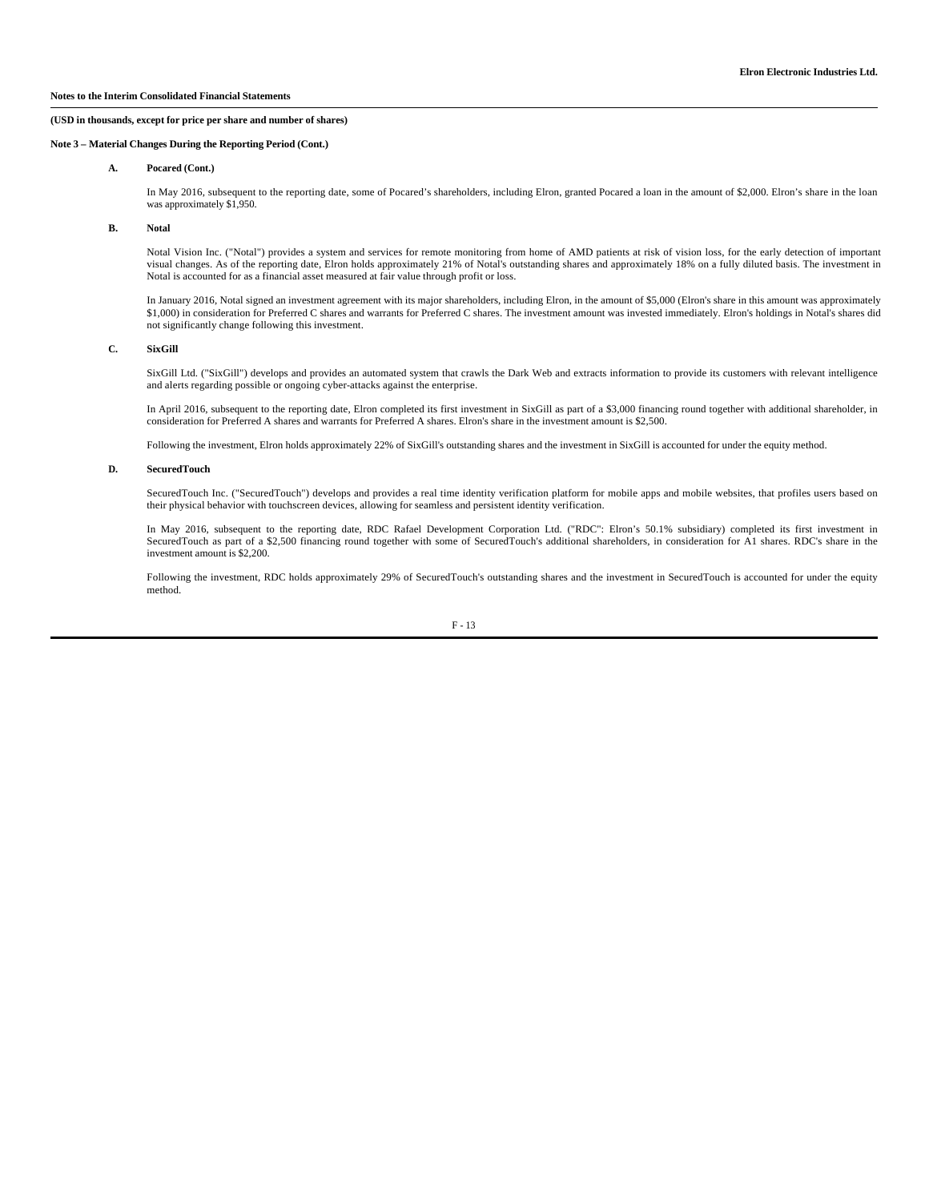**Notes to the Interim Consolidated Financial Statements**

**(USD in thousands, except for price per share and number of shares)**

**Note 3 – Material Changes During the Reporting Period (Cont.)**

**A. Pocared (Cont.)**

In May 2016, subsequent to the reporting date, some of Pocared's shareholders, including Elron, granted Pocared a loan in the amount of $2,000. Elron's share in the loan was approximately $1,950.

**B. Notal**

Notal Vision Inc. ("Notal") provides a system and services for remote monitoring from home of AMD patients at risk of vision loss, for the early detection of important visual changes. As of the reporting date, Elron holds approximately 21% of Notal's outstanding shares and approximately 18% on a fully diluted basis. The investment in Notal is accounted for as a financial asset measured at fair value through profit or loss.

In January 2016, Notal signed an investment agreement with its major shareholders, including Elron, in the amount of $5,000 (Elron's share in this amount was approximately $1,000) in consideration for Preferred C shares and warrants for Preferred C shares. The investment amount was invested immediately. Elron's holdings in Notal's shares did not significantly change following this investment.

**C. SixGill**

SixGill Ltd. ("SixGill") develops and provides an automated system that crawls the Dark Web and extracts information to provide its customers with relevant intelligence and alerts regarding possible or ongoing cyber-attacks against the enterprise.

In April 2016, subsequent to the reporting date, Elron completed its first investment in SixGill as part of a $3,000 financing round together with additional shareholder, in consideration for Preferred A shares and warrants for Preferred A shares. Elron's share in the investment amount is $2,500.

Following the investment, Elron holds approximately 22% of SixGill's outstanding shares and the investment in SixGill is accounted for under the equity method.

**D. SecuredTouch**

SecuredTouch Inc. ("SecuredTouch") develops and provides a real time identity verification platform for mobile apps and mobile websites, that profiles users based on their physical behavior with touchscreen devices, allowing for seamless and persistent identity verification.

In May 2016, subsequent to the reporting date, RDC Rafael Development Corporation Ltd. ("RDC": Elron's 50.1% subsidiary) completed its first investment in SecuredTouch as part of a $2,500 financing round together with some of SecuredTouch's additional shareholders, in consideration for A1 shares. RDC's share in the investment amount is $2,200.

Following the investment, RDC holds approximately 29% of SecuredTouch's outstanding shares and the investment in SecuredTouch is accounted for under the equity method.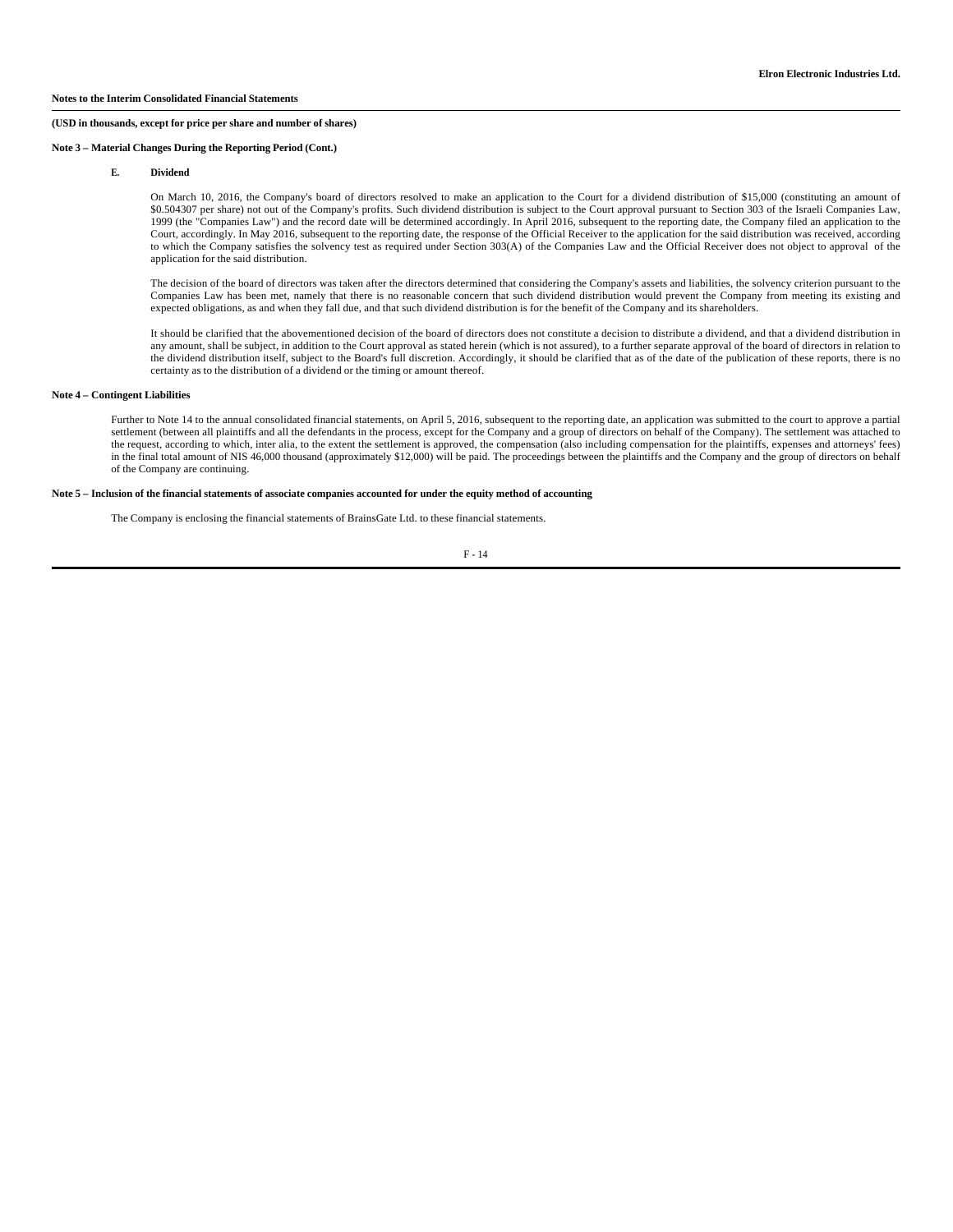**Notes to the Interim Consolidated Financial Statements**

**(USD in thousands, except for price per share and number of shares)**

**Note 3 – Material Changes During the Reporting Period (Cont.)**

**E. Dividend**

On March 10, 2016, the Company's board of directors resolved to make an application to the Court for a dividend distribution of $15,000 (constituting an amount of $0.504307 per share) not out of the Company's profits. Such dividend distribution is subject to the Court approval pursuant to Section 303 of the Israeli Companies Law, 1999 (the "Companies Law") and the record date will be determined accordingly. In April 2016, subsequent to the reporting date, the Company filed an application to the Court, accordingly. In May 2016, subsequent to the reporting date, the response of the Official Receiver to the application for the said distribution was received, according to which the Company satisfies the solvency test as required under Section 303(A) of the Companies Law and the Official Receiver does not object to approval of the application for the said distribution.

The decision of the board of directors was taken after the directors determined that considering the Company's assets and liabilities, the solvency criterion pursuant to the Companies Law has been met, namely that there is no reasonable concern that such dividend distribution would prevent the Company from meeting its existing and expected obligations, as and when they fall due, and that such dividend distribution is for the benefit of the Company and its shareholders.

It should be clarified that the abovementioned decision of the board of directors does not constitute a decision to distribute a dividend, and that a dividend distribution in any amount, shall be subject, in addition to the Court approval as stated herein (which is not assured), to a further separate approval of the board of directors in relation to the dividend distribution itself, subject to the Board's full discretion. Accordingly, it should be clarified that as of the date of the publication of these reports, there is no certainty as to the distribution of a dividend or the timing or amount thereof.

**Note 4 – Contingent Liabilities**

Further to Note 14 to the annual consolidated financial statements, on April 5, 2016, subsequent to the reporting date, an application was submitted to the court to approve a partial settlement (between all plaintiffs and all the defendants in the process, except for the Company and a group of directors on behalf of the Company). The settlement was attached to the request, according to which, inter alia, to the extent the settlement is approved, the compensation (also including compensation for the plaintiffs, expenses and attorneys' fees) in the final total amount of NIS 46,000 thousand (approximately $12,000) will be paid. The proceedings between the plaintiffs and the Company and the group of directors on behalf of the Company are continuing.

**Note 5 – Inclusion of the financial statements of associate companies accounted for under the equity method of accounting**

The Company is enclosing the financial statements of BrainsGate Ltd. to these financial statements.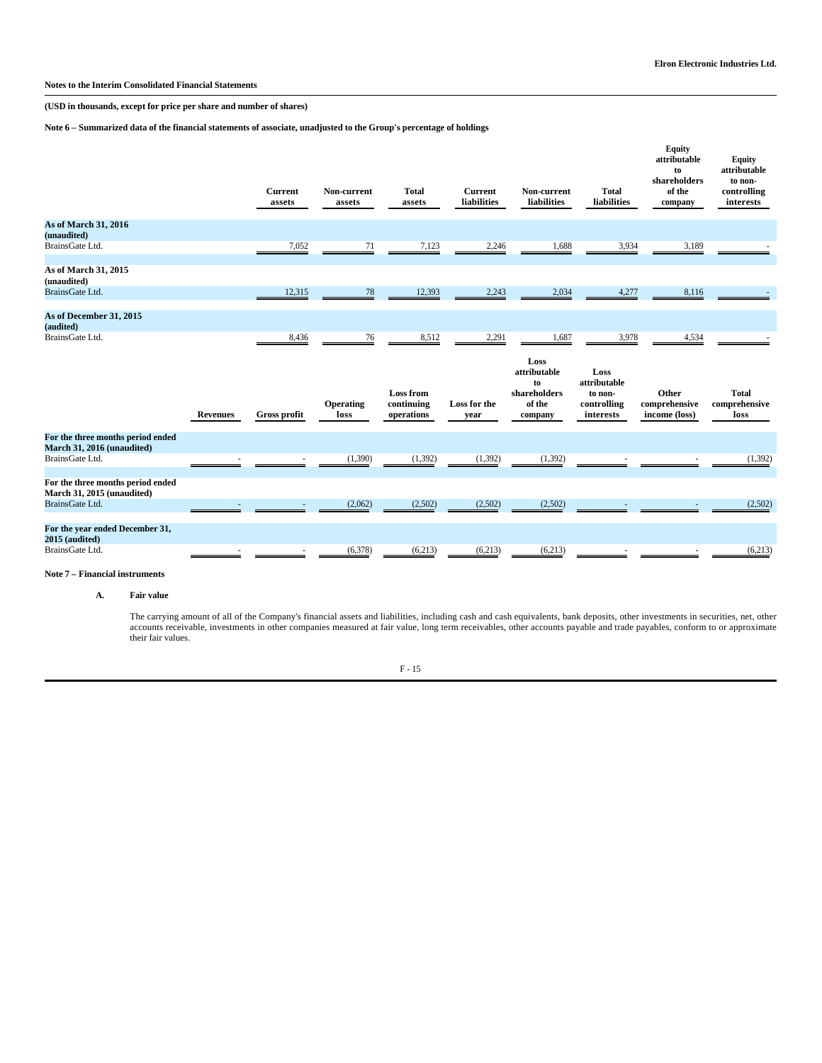**Notes to the Interim Consolidated Financial Statements**

**(USD in thousands, except for price per share and number of shares)**

**Note 6 – Summarized data of the financial statements of associate, unadjusted to the Group's percentage of holdings**

| | Current assets | Non-current assets | Total assets | Current liabilities | Non-current liabilities | Total liabilities | Equity attributable to shareholders of the company | Equity attributable to non-controlling interests |
|---|---|---|---|---|---|---|---|---|
| **As of March 31, 2016 (unaudited)** | | | | | | | | |
| BrainsGate Ltd. | 7,052 | 71 | 7,123 | 2,246 | 1,688 | 3,934 | 3,189 | - |
| **As of March 31, 2015 (unaudited)** | | | | | | | | |
| BrainsGate Ltd. | 12,315 | 78 | 12,393 | 2,243 | 2,034 | 4,277 | 8,116 | - |
| **As of December 31, 2015 (audited)** | | | | | | | | |
| BrainsGate Ltd. | 8,436 | 76 | 8,512 | 2,291 | 1,687 | 3,978 | 4,534 | - |

| | Revenues | Gross profit | Operating loss | Loss from continuing operations | Loss for the year | Loss attributable to shareholders of the company | Loss attributable to non-controlling interests | Other comprehensive income (loss) | Total comprehensive loss |
|---|---|---|---|---|---|---|---|---|---|
| **For the three months period ended March 31, 2016 (unaudited)** | | | | | | | | | |
| BrainsGate Ltd. | - | - | (1,390) | (1,392) | (1,392) | (1,392) | - | - | (1,392) |
| **For the three months period ended March 31, 2015 (unaudited)** | | | | | | | | | |
| BrainsGate Ltd. | - | - | (2,062) | (2,502) | (2,502) | (2,502) | - | - | (2,502) |
| **For the year ended December 31, 2015 (audited)** | | | | | | | | | |
| BrainsGate Ltd. | - | - | (6,378) | (6,213) | (6,213) | (6,213) | - | - | (6,213) |

**Note 7 – Financial instruments**

**A. Fair value**

The carrying amount of all of the Company's financial assets and liabilities, including cash and cash equivalents, bank deposits, other investments in securities, net, other accounts receivable, investments in other companies measured at fair value, long term receivables, other accounts payable and trade payables, conform to or approximate their fair values.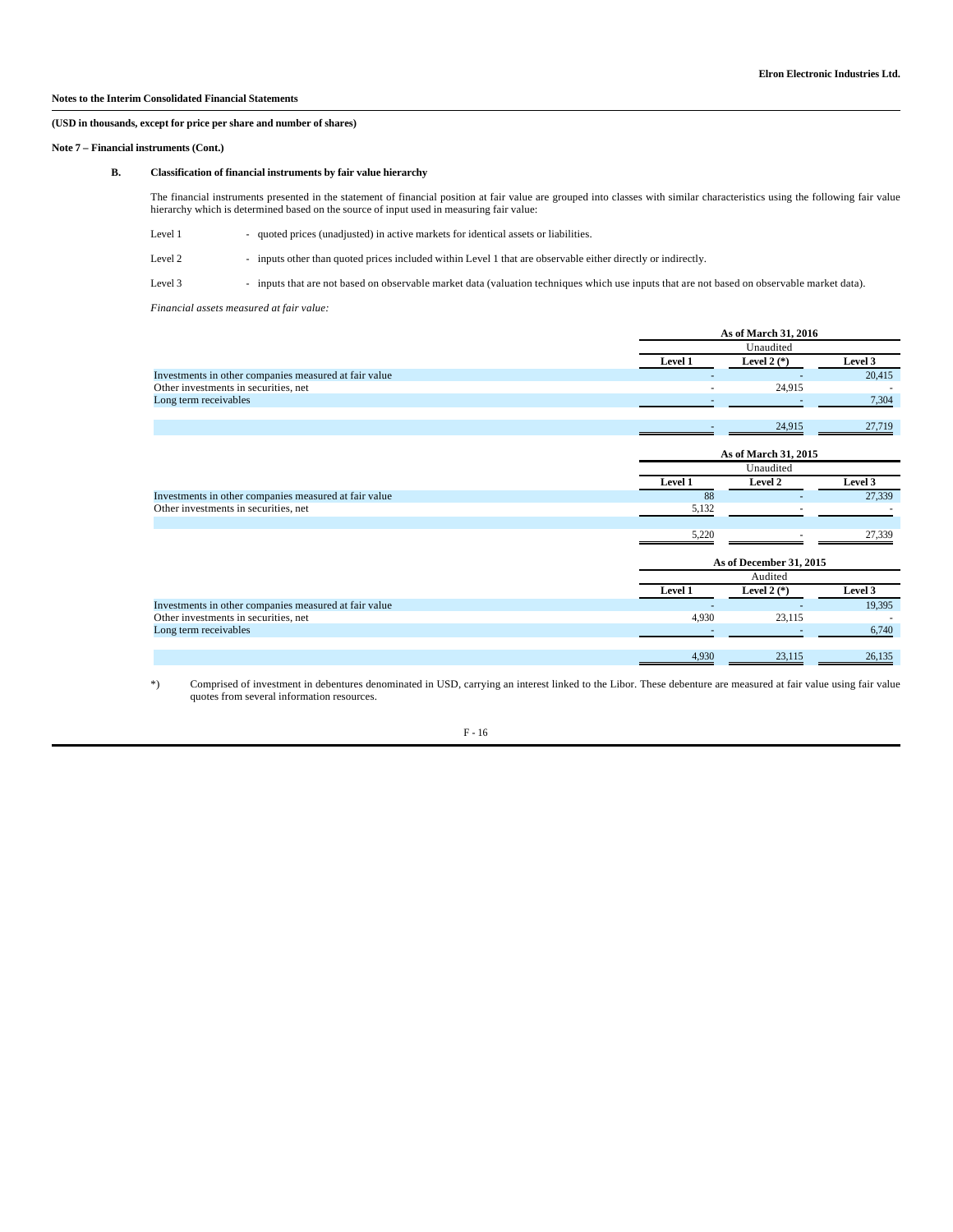**Notes to the Interim Consolidated Financial Statements**

**(USD in thousands, except for price per share and number of shares)**

**Note 7 – Financial instruments (Cont.)**

**B. Classification of financial instruments by fair value hierarchy**

The financial instruments presented in the statement of financial position at fair value are grouped into classes with similar characteristics using the following fair value hierarchy which is determined based on the source of input used in measuring fair value:

Level 1 - quoted prices (unadjusted) in active markets for identical assets or liabilities.

Level 2 - inputs other than quoted prices included within Level 1 that are observable either directly or indirectly.

Level 3 - inputs that are not based on observable market data (valuation techniques which use inputs that are not based on observable market data).

*Financial assets measured at fair value:*

| | As of March 31, 2016 | | |
|---|---|---|---|
| | Unaudited | | |
| | Level 1 | Level 2 (*) | Level 3 |
| Investments in other companies measured at fair value | - | - | 20,415 |
| Other investments in securities, net | - | 24,915 | - |
| Long term receivables | - | - | 7,304 |
| | - | 24,915 | 27,719 |

| | As of March 31, 2015 | | |
|---|---|---|---|
| | Unaudited | | |
| | Level 1 | Level 2 | Level 3 |
| Investments in other companies measured at fair value | 88 | - | 27,339 |
| Other investments in securities, net | 5,132 | - | - |
| | 5,220 | - | 27,339 |

| | As of December 31, 2015 | | |
|---|---|---|---|
| | Audited | | |
| | Level 1 | Level 2 (*) | Level 3 |
| Investments in other companies measured at fair value | - | - | 19,395 |
| Other investments in securities, net | 4,930 | 23,115 | - |
| Long term receivables | - | - | 6,740 |
| | 4,930 | 23,115 | 26,135 |

*) Comprised of investment in debentures denominated in USD, carrying an interest linked to the Libor. These debenture are measured at fair value using fair value quotes from several information resources.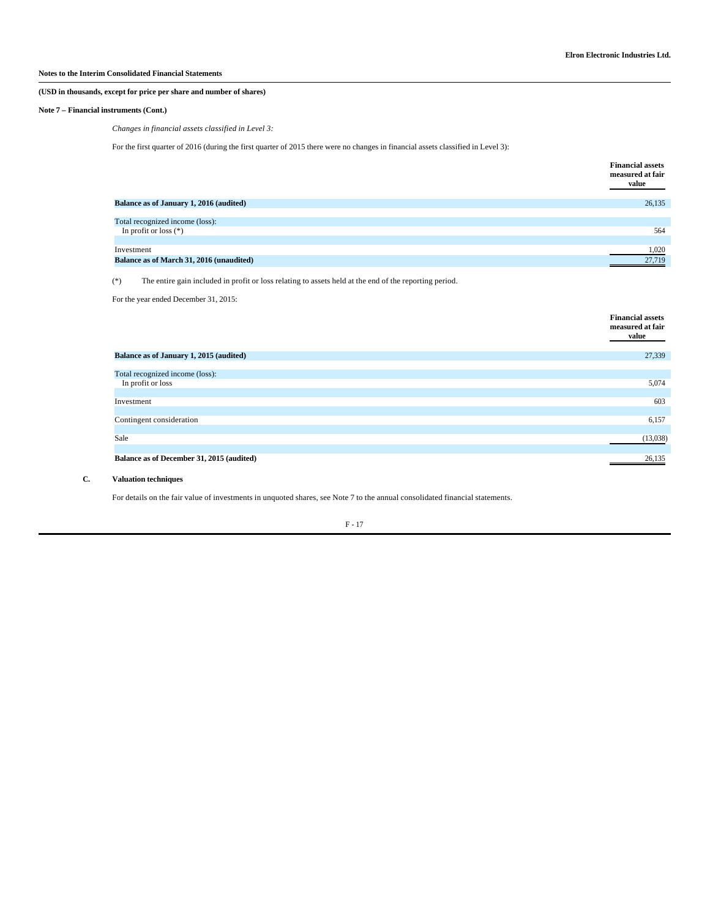**Notes to the Interim Consolidated Financial Statements**

**(USD in thousands, except for price per share and number of shares)**

**Note 7 – Financial instruments (Cont.)**

*Changes in financial assets classified in Level 3:*

For the first quarter of 2016 (during the first quarter of 2015 there were no changes in financial assets classified in Level 3):

| | Financial assets measured at fair value |
|---|---|
| **Balance as of January 1, 2016 (audited)** | 26,135 |
| Total recognized income (loss): | |
| In profit or loss (*) | 564 |
| Investment | 1,020 |
| **Balance as of March 31, 2016 (unaudited)** | 27,719 |

(*) The entire gain included in profit or loss relating to assets held at the end of the reporting period.

For the year ended December 31, 2015:

| | Financial assets measured at fair value |
|---|---|
| **Balance as of January 1, 2015 (audited)** | 27,339 |
| Total recognized income (loss): | |
| In profit or loss | 5,074 |
| Investment | 603 |
| Contingent consideration | 6,157 |
| Sale | (13,038) |
| **Balance as of December 31, 2015 (audited)** | 26,135 |

**C. Valuation techniques**

For details on the fair value of investments in unquoted shares, see Note 7 to the annual consolidated financial statements.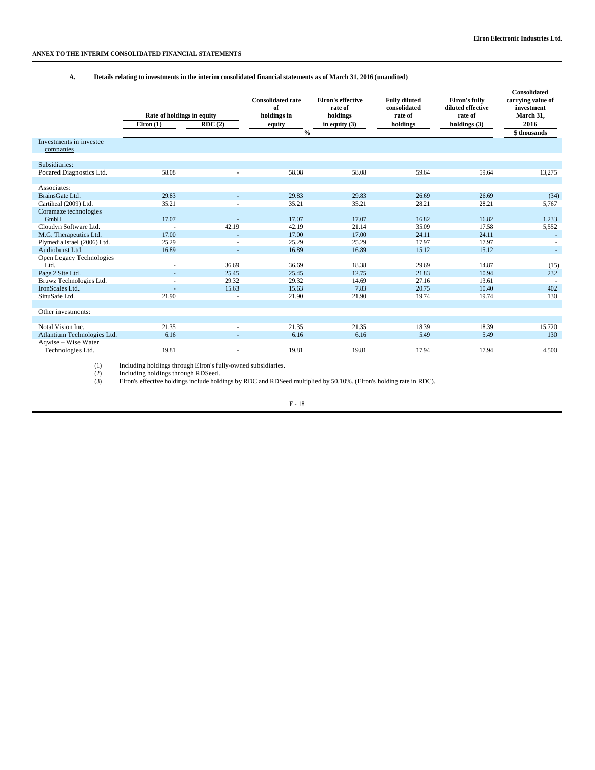### ANNEX TO THE INTERIM CONSOLIDATED FINANCIAL STATEMENTS

**A. Details relating to investments in the interim consolidated financial statements as of March 31, 2016 (unaudited)**

| | Rate of holdings in equity | | Consolidated rate of holdings in equity | Elron's effective rate of holdings in equity (3) | Fully diluted consolidated rate of holdings | Elron's fully diluted effective rate of holdings (3) | Consolidated carrying value of investment March 31, 2016 |
|---|---|---|---|---|---|---|---|
| | Elron (1) | RDC (2) | | | | | |
| | % | | | | | | $ thousands |
| Investments in investee companies | | | | | | | |
| Subsidiaries: | | | | | | | |
| Pocared Diagnostics Ltd. | 58.08 | - | 58.08 | 58.08 | 59.64 | 59.64 | 13,275 |
| Associates: | | | | | | | |
| BrainsGate Ltd. | 29.83 | - | 29.83 | 29.83 | 26.69 | 26.69 | (34) |
| Cartiheal (2009) Ltd. | 35.21 | - | 35.21 | 35.21 | 28.21 | 28.21 | 5,767 |
| Coramaze technologies GmbH | 17.07 | - | 17.07 | 17.07 | 16.82 | 16.82 | 1,233 |
| Cloudyn Software Ltd. | - | 42.19 | 42.19 | 21.14 | 35.09 | 17.58 | 5,552 |
| M.G. Therapeutics Ltd. | 17.00 | - | 17.00 | 17.00 | 24.11 | 24.11 | - |
| Plymedia Israel (2006) Ltd. | 25.29 | - | 25.29 | 25.29 | 17.97 | 17.97 | - |
| Audioburst Ltd. | 16.89 | - | 16.89 | 16.89 | 15.12 | 15.12 | - |
| Open Legacy Technologies Ltd. | - | 36.69 | 36.69 | 18.38 | 29.69 | 14.87 | (15) |
| Page 2 Site Ltd. | - | 25.45 | 25.45 | 12.75 | 21.83 | 10.94 | 232 |
| Bruwz Technologies Ltd. | - | 29.32 | 29.32 | 14.69 | 27.16 | 13.61 | - |
| IronScales Ltd. | - | 15.63 | 15.63 | 7.83 | 20.75 | 10.40 | 402 |
| SinuSafe Ltd. | 21.90 | - | 21.90 | 21.90 | 19.74 | 19.74 | 130 |
| Other investments: | | | | | | | |
| Notal Vision Inc. | 21.35 | - | 21.35 | 21.35 | 18.39 | 18.39 | 15,720 |
| Atlantium Technologies Ltd. | 6.16 | - | 6.16 | 6.16 | 5.49 | 5.49 | 130 |
| Aqwise – Wise Water Technologies Ltd. | 19.81 | - | 19.81 | 19.81 | 17.94 | 17.94 | 4,500 |

(1) Including holdings through Elron's fully-owned subsidiaries.
(2) Including holdings through RDSeed.
(3) Elron's effective holdings include holdings by RDC and RDSeed multiplied by 50.10%. (Elron's holding rate in RDC).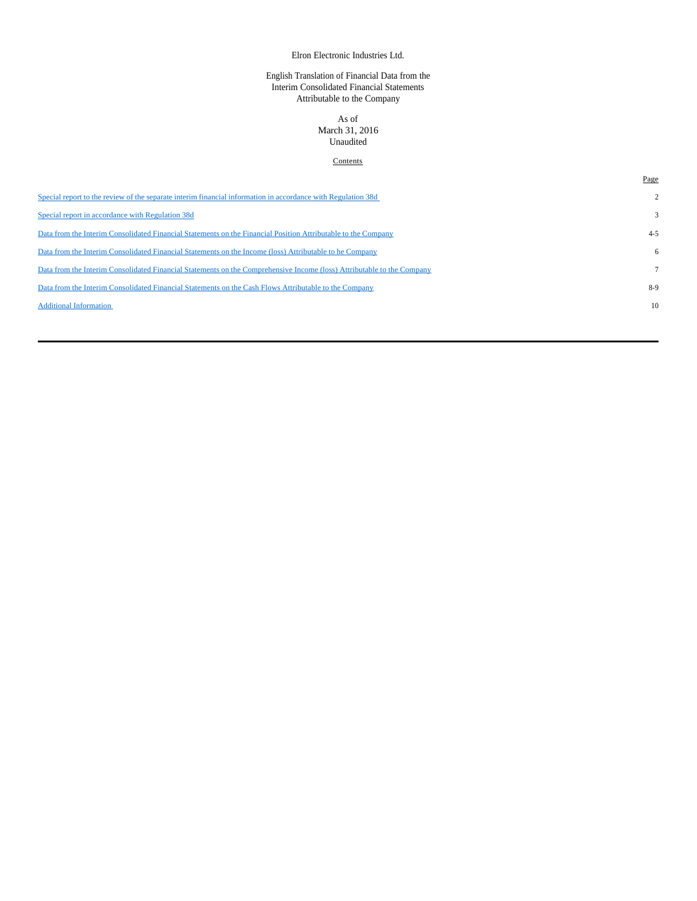Elron Electronic Industries Ltd.

English Translation of Financial Data from the
Interim Consolidated Financial Statements
Attributable to the Company

As of
March 31, 2016
Unaudited

Contents

| | Page |
|---|---|
| Special report to the review of the separate interim financial information in accordance with Regulation 38d | 2 |
| Special report in accordance with Regulation 38d | 3 |
| Data from the Interim Consolidated Financial Statements on the Financial Position Attributable to the Company | 4-5 |
| Data from the Interim Consolidated Financial Statements on the Income (loss) Attributable to he Company | 6 |
| Data from the Interim Consolidated Financial Statements on the Comprehensive Income (loss) Attributable to the Company | 7 |
| Data from the Interim Consolidated Financial Statements on the Cash Flows Attributable to the Company | 8-9 |
| Additional Information | 10 |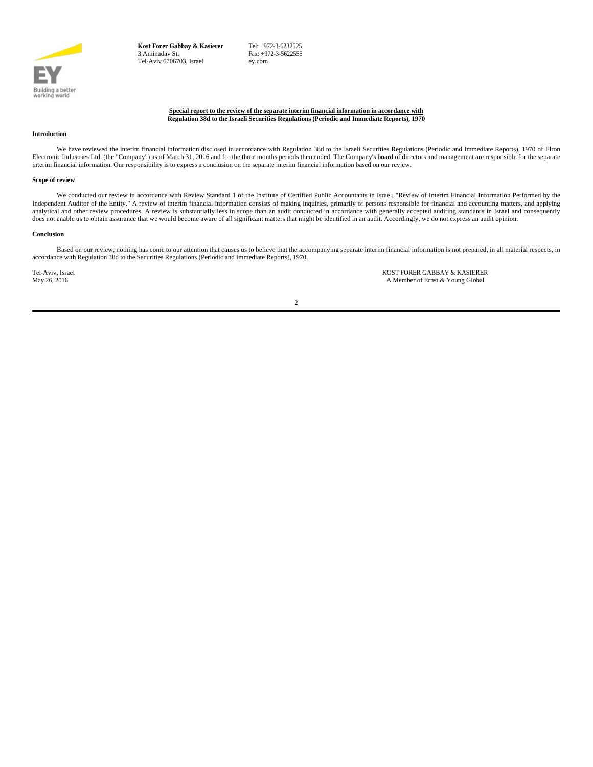**Kost Forer Gabbay & Kasierer**
3 Aminadav St.
Tel-Aviv 6706703, Israel

Tel: +972-3-6232525
Fax: +972-3-5622555
ey.com

**Special report to the review of the separate interim financial information in accordance with Regulation 38d to the Israeli Securities Regulations (Periodic and Immediate Reports), 1970**

**Introduction**

We have reviewed the interim financial information disclosed in accordance with Regulation 38d to the Israeli Securities Regulations (Periodic and Immediate Reports), 1970 of Elron Electronic Industries Ltd. (the "Company") as of March 31, 2016 and for the three months periods then ended. The Company's board of directors and management are responsible for the separate interim financial information. Our responsibility is to express a conclusion on the separate interim financial information based on our review.

**Scope of review**

We conducted our review in accordance with Review Standard 1 of the Institute of Certified Public Accountants in Israel, "Review of Interim Financial Information Performed by the Independent Auditor of the Entity." A review of interim financial information consists of making inquiries, primarily of persons responsible for financial and accounting matters, and applying analytical and other review procedures. A review is substantially less in scope than an audit conducted in accordance with generally accepted auditing standards in Israel and consequently does not enable us to obtain assurance that we would become aware of all significant matters that might be identified in an audit. Accordingly, we do not express an audit opinion.

**Conclusion**

Based on our review, nothing has come to our attention that causes us to believe that the accompanying separate interim financial information is not prepared, in all material respects, in accordance with Regulation 38d to the Securities Regulations (Periodic and Immediate Reports), 1970.

Tel-Aviv, Israel
May 26, 2016

KOST FORER GABBAY & KASIERER
A Member of Ernst & Young Global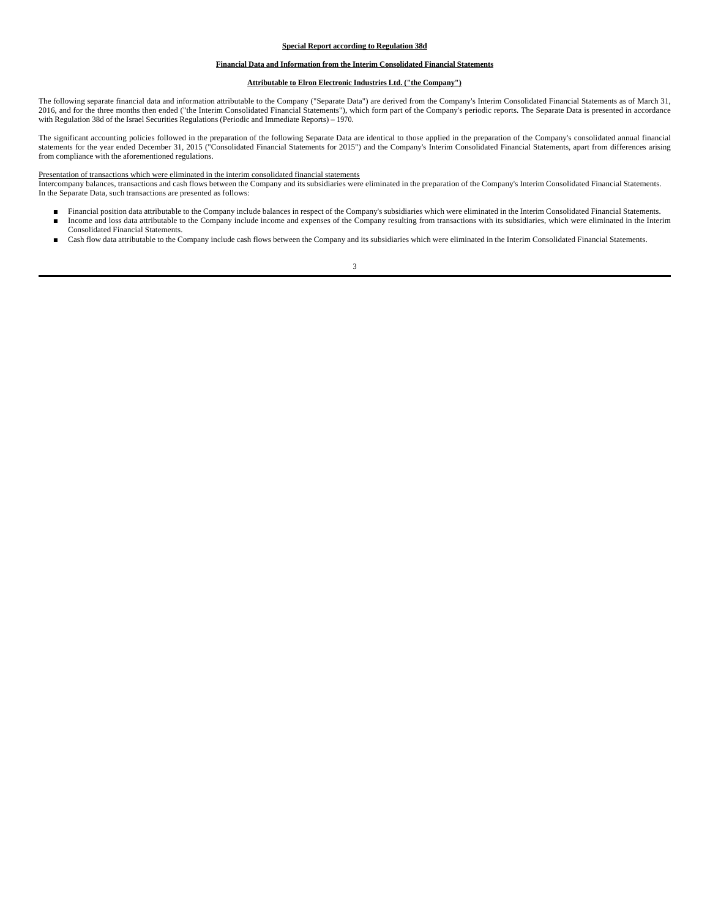**Special Report according to Regulation 38d**

**Financial Data and Information from the Interim Consolidated Financial Statements**

**Attributable to Elron Electronic Industries Ltd. ("the Company")**

The following separate financial data and information attributable to the Company ("Separate Data") are derived from the Company's Interim Consolidated Financial Statements as of March 31, 2016, and for the three months then ended ("the Interim Consolidated Financial Statements"), which form part of the Company's periodic reports. The Separate Data is presented in accordance with Regulation 38d of the Israel Securities Regulations (Periodic and Immediate Reports) – 1970.

The significant accounting policies followed in the preparation of the following Separate Data are identical to those applied in the preparation of the Company's consolidated annual financial statements for the year ended December 31, 2015 ("Consolidated Financial Statements for 2015") and the Company's Interim Consolidated Financial Statements, apart from differences arising from compliance with the aforementioned regulations.

Presentation of transactions which were eliminated in the interim consolidated financial statements

Intercompany balances, transactions and cash flows between the Company and its subsidiaries were eliminated in the preparation of the Company's Interim Consolidated Financial Statements. In the Separate Data, such transactions are presented as follows:

- Financial position data attributable to the Company include balances in respect of the Company's subsidiaries which were eliminated in the Interim Consolidated Financial Statements.
- Income and loss data attributable to the Company include income and expenses of the Company resulting from transactions with its subsidiaries, which were eliminated in the Interim Consolidated Financial Statements.
- Cash flow data attributable to the Company include cash flows between the Company and its subsidiaries which were eliminated in the Interim Consolidated Financial Statements.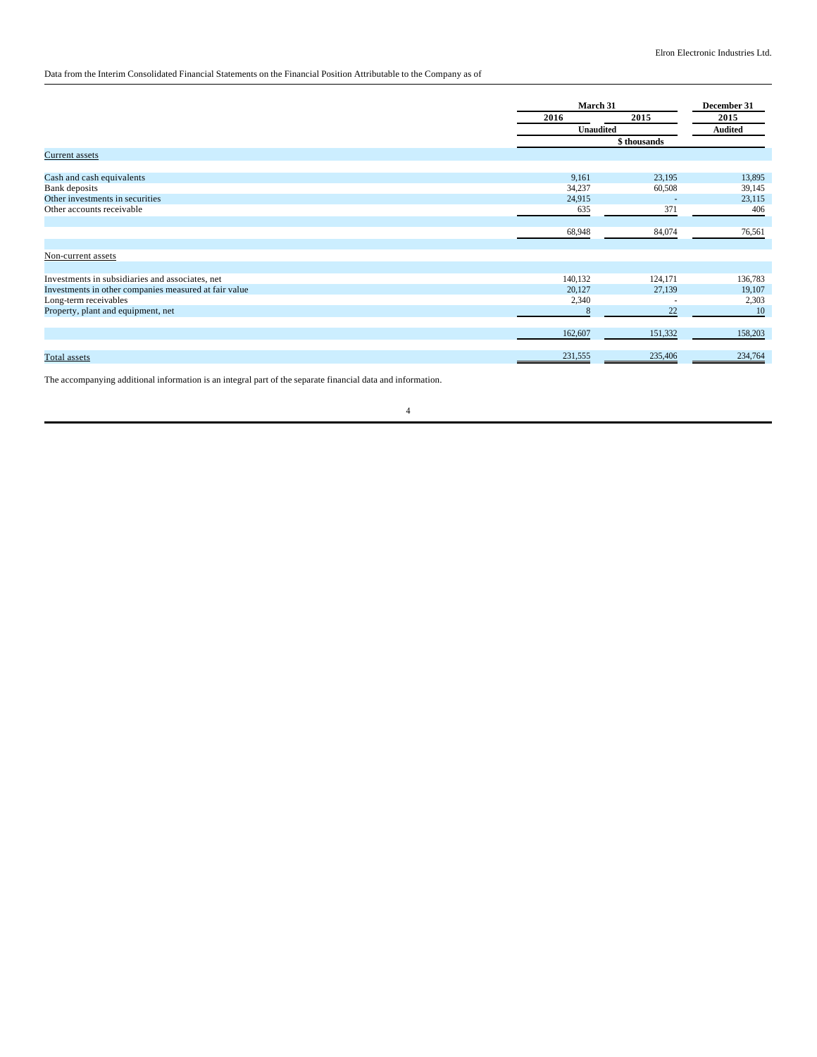Elron Electronic Industries Ltd.

Data from the Interim Consolidated Financial Statements on the Financial Position Attributable to the Company as of

| | March 31 | | December 31 |
|---|---|---|---|
| | 2016 | 2015 | 2015 |
| | Unaudited | | Audited |
| | $ thousands | | |
| Current assets | | | |
| Cash and cash equivalents | 9,161 | 23,195 | 13,895 |
| Bank deposits | 34,237 | 60,508 | 39,145 |
| Other investments in securities | 24,915 | - | 23,115 |
| Other accounts receivable | 635 | 371 | 406 |
| | 68,948 | 84,074 | 76,561 |
| Non-current assets | | | |
| Investments in subsidiaries and associates, net | 140,132 | 124,171 | 136,783 |
| Investments in other companies measured at fair value | 20,127 | 27,139 | 19,107 |
| Long-term receivables | 2,340 | - | 2,303 |
| Property, plant and equipment, net | 8 | 22 | 10 |
| | 162,607 | 151,332 | 158,203 |
| Total assets | 231,555 | 235,406 | 234,764 |

The accompanying additional information is an integral part of the separate financial data and information.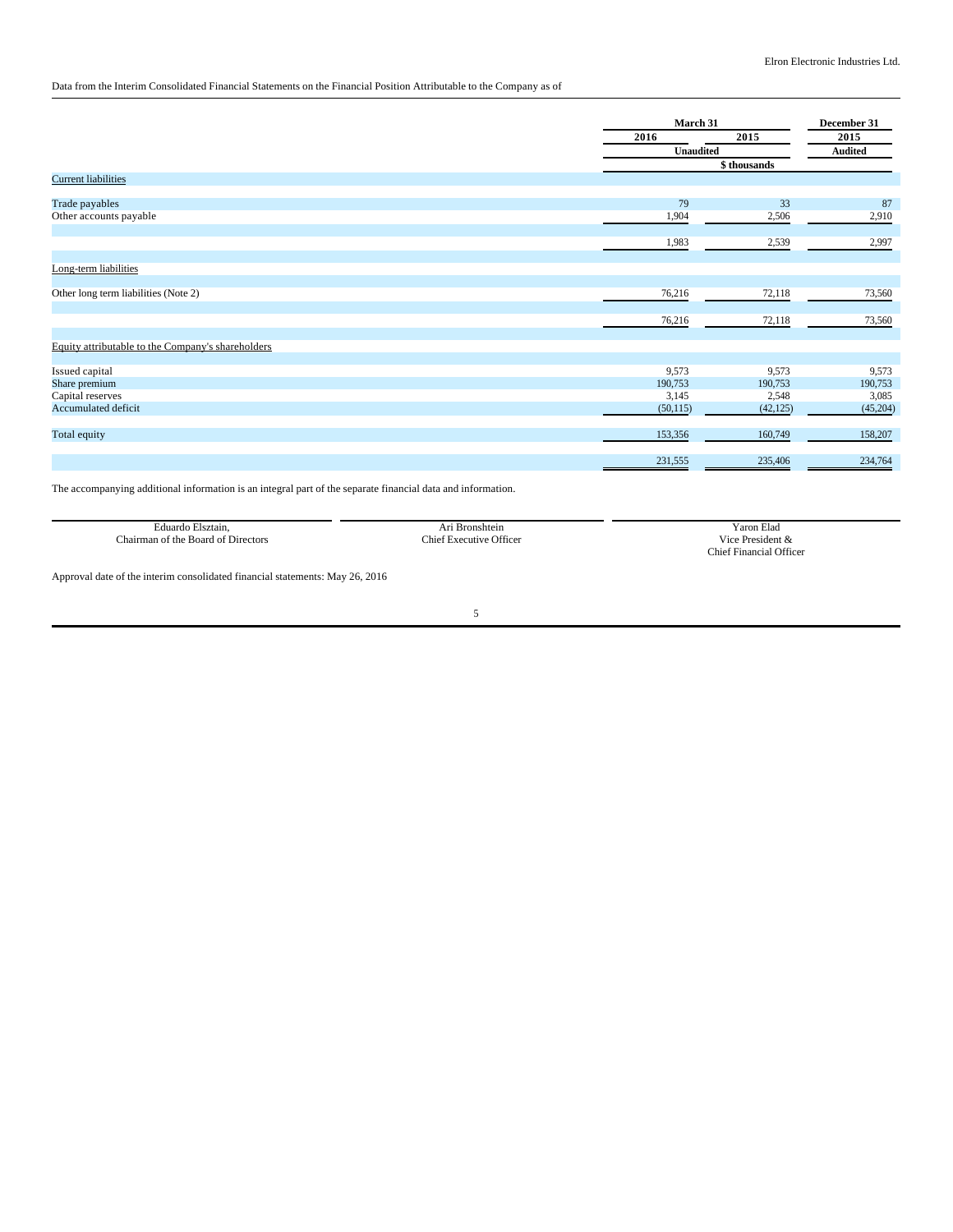Data from the Interim Consolidated Financial Statements on the Financial Position Attributable to the Company as of

| | March 31 | | December 31 |
|---|---|---|---|
| | 2016 | 2015 | 2015 |
| | Unaudited | | Audited |
| | $ thousands | | |
| **Current liabilities** | | | |
| Trade payables | 79 | 33 | 87 |
| Other accounts payable | 1,904 | 2,506 | 2,910 |
| | 1,983 | 2,539 | 2,997 |
| **Long-term liabilities** | | | |
| Other long term liabilities (Note 2) | 76,216 | 72,118 | 73,560 |
| | 76,216 | 72,118 | 73,560 |
| **Equity attributable to the Company's shareholders** | | | |
| Issued capital | 9,573 | 9,573 | 9,573 |
| Share premium | 190,753 | 190,753 | 190,753 |
| Capital reserves | 3,145 | 2,548 | 3,085 |
| Accumulated deficit | (50,115) | (42,125) | (45,204) |
| Total equity | 153,356 | 160,749 | 158,207 |
| | 231,555 | 235,406 | 234,764 |

The accompanying additional information is an integral part of the separate financial data and information.

| Eduardo Elsztain, | Ari Bronshtein | Yaron Elad |
|---|---|---|
| Chairman of the Board of Directors | Chief Executive Officer | Vice President & Chief Financial Officer |

Approval date of the interim consolidated financial statements: May 26, 2016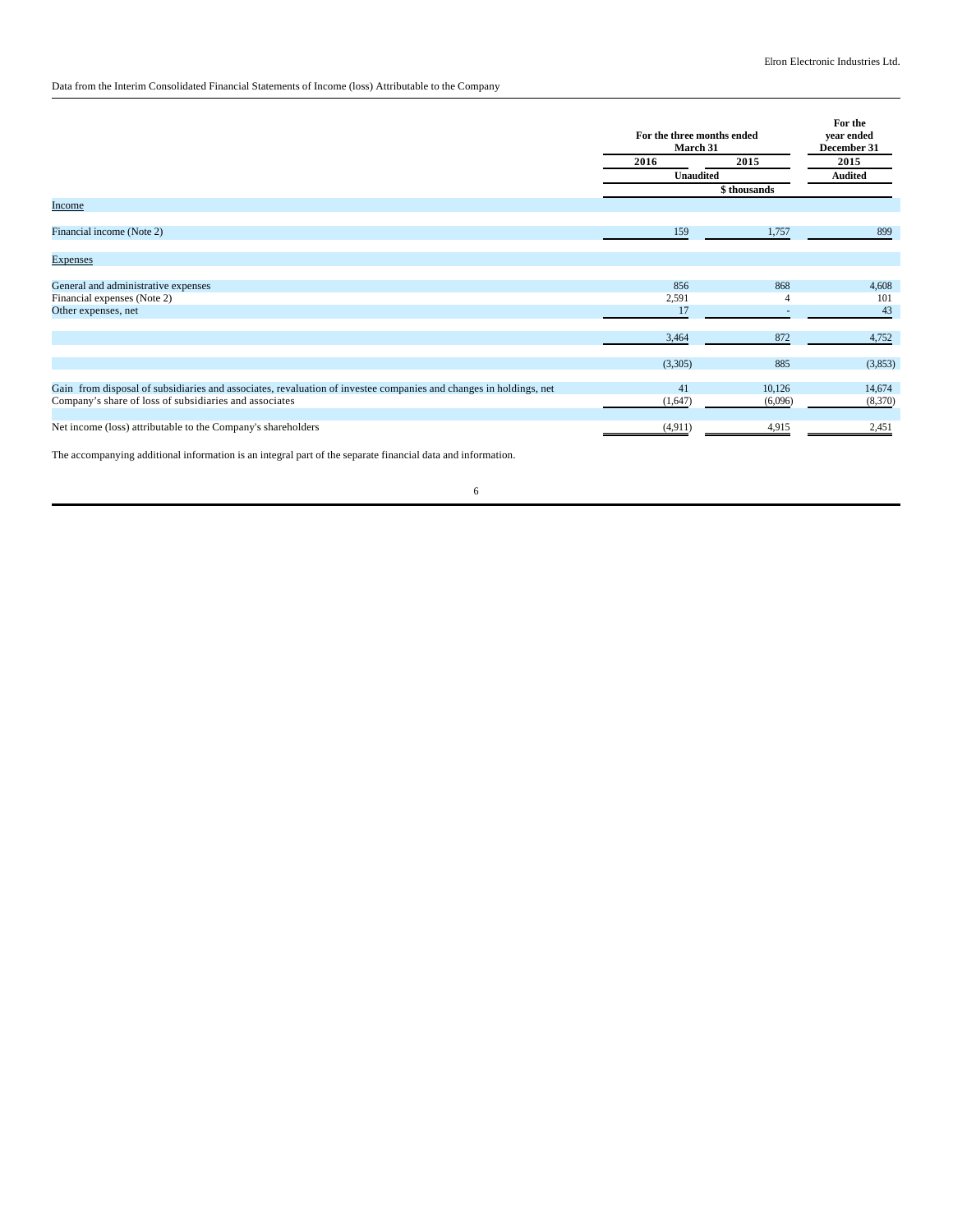Data from the Interim Consolidated Financial Statements of Income (loss) Attributable to the Company

| | For the three months ended March 31 | | For the year ended December 31 |
|---|---|---|---|
| | 2016 | 2015 | 2015 |
| | Unaudited | | Audited |
| | $ thousands | | |
| Income | | | |
| Financial income (Note 2) | 159 | 1,757 | 899 |
| Expenses | | | |
| General and administrative expenses | 856 | 868 | 4,608 |
| Financial expenses (Note 2) | 2,591 | 4 | 101 |
| Other expenses, net | 17 | - | 43 |
| | 3,464 | 872 | 4,752 |
| | (3,305) | 885 | (3,853) |
| Gain from disposal of subsidiaries and associates, revaluation of investee companies and changes in holdings, net | 41 | 10,126 | 14,674 |
| Company's share of loss of subsidiaries and associates | (1,647) | (6,096) | (8,370) |
| Net income (loss) attributable to the Company's shareholders | (4,911) | 4,915 | 2,451 |

The accompanying additional information is an integral part of the separate financial data and information.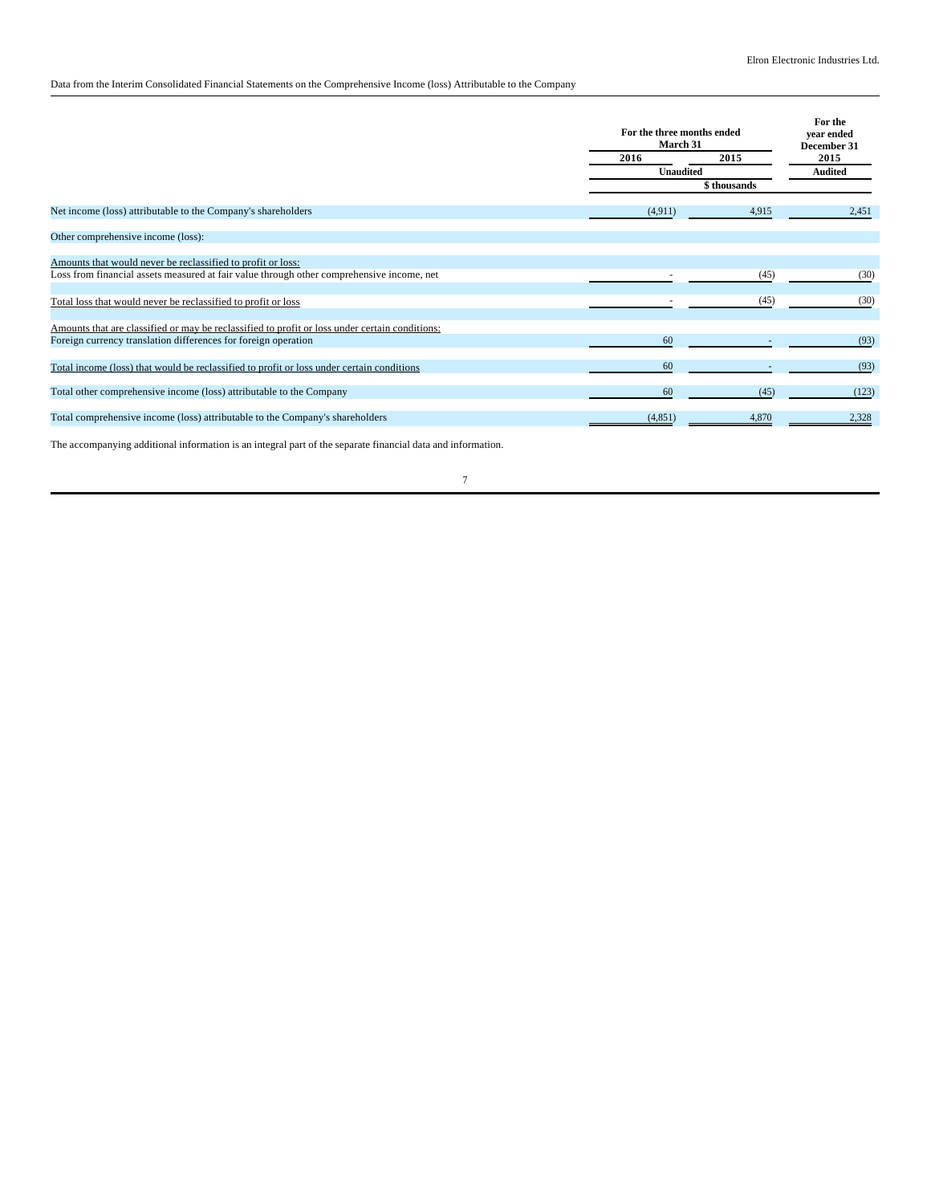Data from the Interim Consolidated Financial Statements on the Comprehensive Income (loss) Attributable to the Company

| | For the three months ended March 31 | | For the year ended December 31 |
|---|---|---|---|
| | 2016 | 2015 | 2015 |
| | Unaudited | | Audited |
| | $ thousands | | |
| Net income (loss) attributable to the Company's shareholders | (4,911) | 4,915 | 2,451 |
| Other comprehensive income (loss): | | | |
| Amounts that would never be reclassified to profit or loss: | | | |
| Loss from financial assets measured at fair value through other comprehensive income, net | - | (45) | (30) |
| Total loss that would never be reclassified to profit or loss | - | (45) | (30) |
| Amounts that are classified or may be reclassified to profit or loss under certain conditions: | | | |
| Foreign currency translation differences for foreign operation | 60 | - | (93) |
| Total income (loss) that would be reclassified to profit or loss under certain conditions | 60 | - | (93) |
| Total other comprehensive income (loss) attributable to the Company | 60 | (45) | (123) |
| Total comprehensive income (loss) attributable to the Company's shareholders | (4,851) | 4,870 | 2,328 |

The accompanying additional information is an integral part of the separate financial data and information.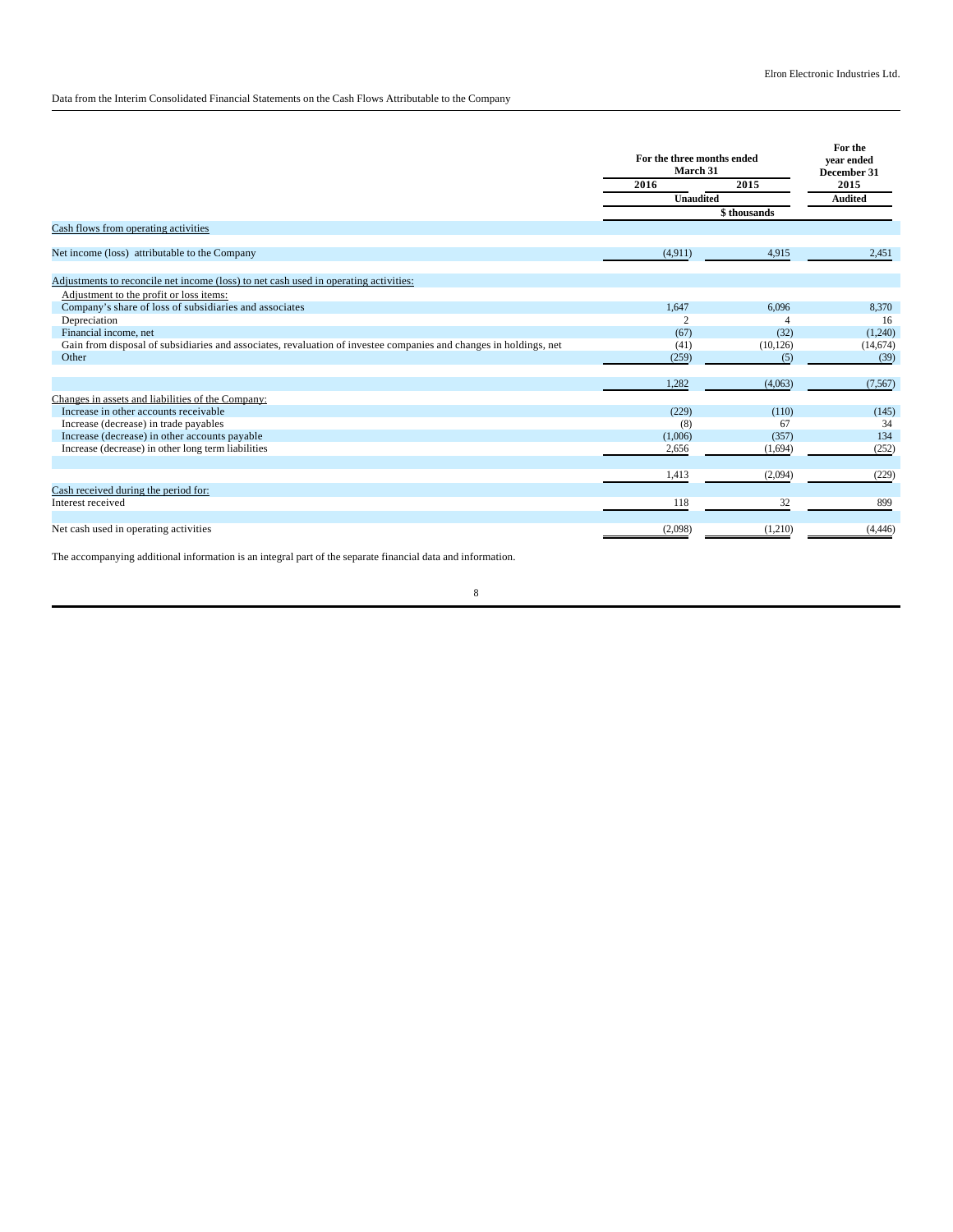Data from the Interim Consolidated Financial Statements on the Cash Flows Attributable to the Company

| | For the three months ended March 31 | | For the year ended December 31 |
|---|---|---|---|
| | 2016 | 2015 | 2015 |
| | Unaudited | | Audited |
| | $ thousands | | |
| Cash flows from operating activities | | | |
| Net income (loss) attributable to the Company | (4,911) | 4,915 | 2,451 |
| Adjustments to reconcile net income (loss) to net cash used in operating activities: | | | |
| Adjustment to the profit or loss items: | | | |
| Company's share of loss of subsidiaries and associates | 1,647 | 6,096 | 8,370 |
| Depreciation | 2 | 4 | 16 |
| Financial income, net | (67) | (32) | (1,240) |
| Gain from disposal of subsidiaries and associates, revaluation of investee companies and changes in holdings, net | (41) | (10,126) | (14,674) |
| Other | (259) | (5) | (39) |
| | 1,282 | (4,063) | (7,567) |
| Changes in assets and liabilities of the Company: | | | |
| Increase in other accounts receivable | (229) | (110) | (145) |
| Increase (decrease) in trade payables | (8) | 67 | 34 |
| Increase (decrease) in other accounts payable | (1,006) | (357) | 134 |
| Increase (decrease) in other long term liabilities | 2,656 | (1,694) | (252) |
| | 1,413 | (2,094) | (229) |
| Cash received during the period for: | | | |
| Interest received | 118 | 32 | 899 |
| Net cash used in operating activities | (2,098) | (1,210) | (4,446) |

The accompanying additional information is an integral part of the separate financial data and information.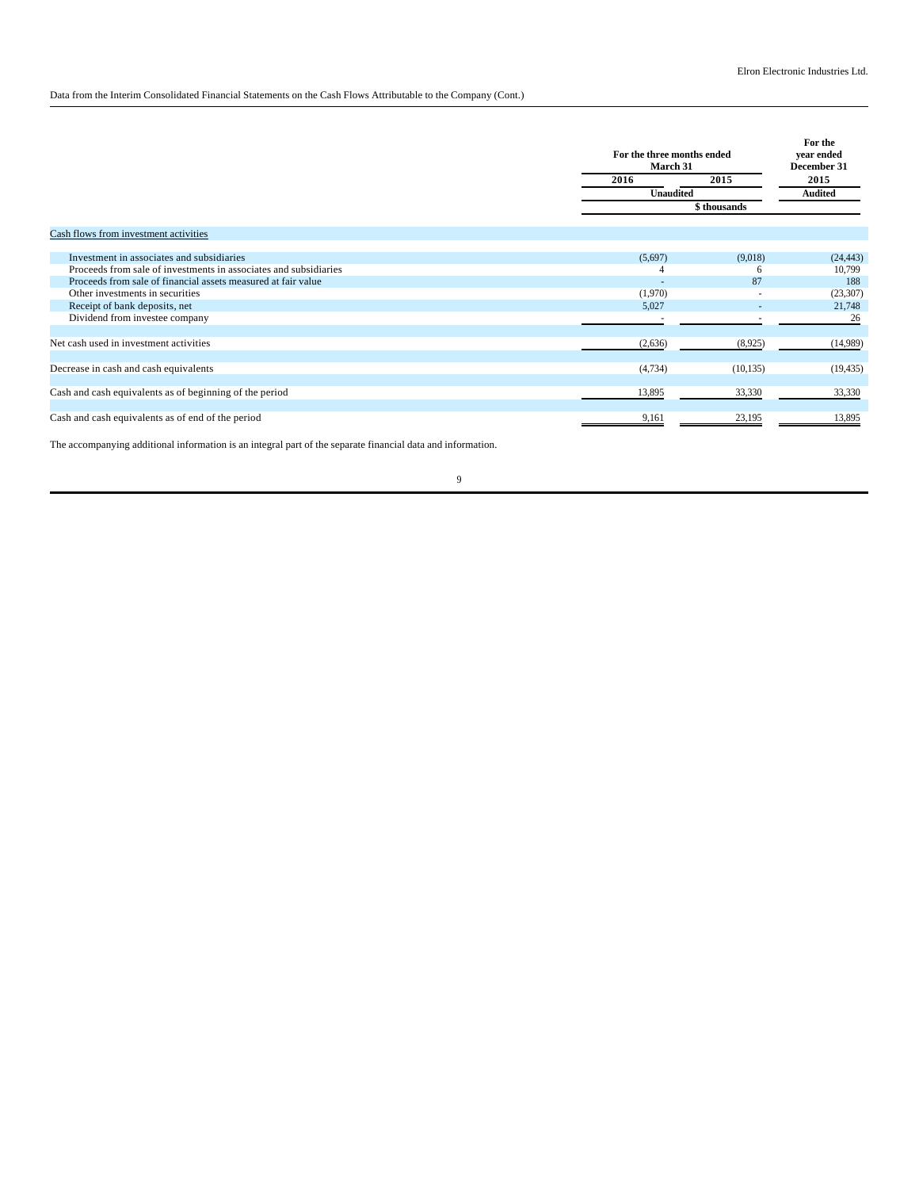Data from the Interim Consolidated Financial Statements on the Cash Flows Attributable to the Company (Cont.)

| | For the three months ended March 31 | | For the year ended December 31 |
|---|---|---|---|
| | 2016 | 2015 | 2015 |
| | Unaudited | | Audited |
| | $ thousands | | |
| Cash flows from investment activities | | | |
| Investment in associates and subsidiaries | (5,697) | (9,018) | (24,443) |
| Proceeds from sale of investments in associates and subsidiaries | 4 | 6 | 10,799 |
| Proceeds from sale of financial assets measured at fair value | - | 87 | 188 |
| Other investments in securities | (1,970) | - | (23,307) |
| Receipt of bank deposits, net | 5,027 | - | 21,748 |
| Dividend from investee company | - | - | 26 |
| Net cash used in investment activities | (2,636) | (8,925) | (14,989) |
| Decrease in cash and cash equivalents | (4,734) | (10,135) | (19,435) |
| Cash and cash equivalents as of beginning of the period | 13,895 | 33,330 | 33,330 |
| Cash and cash equivalents as of end of the period | 9,161 | 23,195 | 13,895 |

The accompanying additional information is an integral part of the separate financial data and information.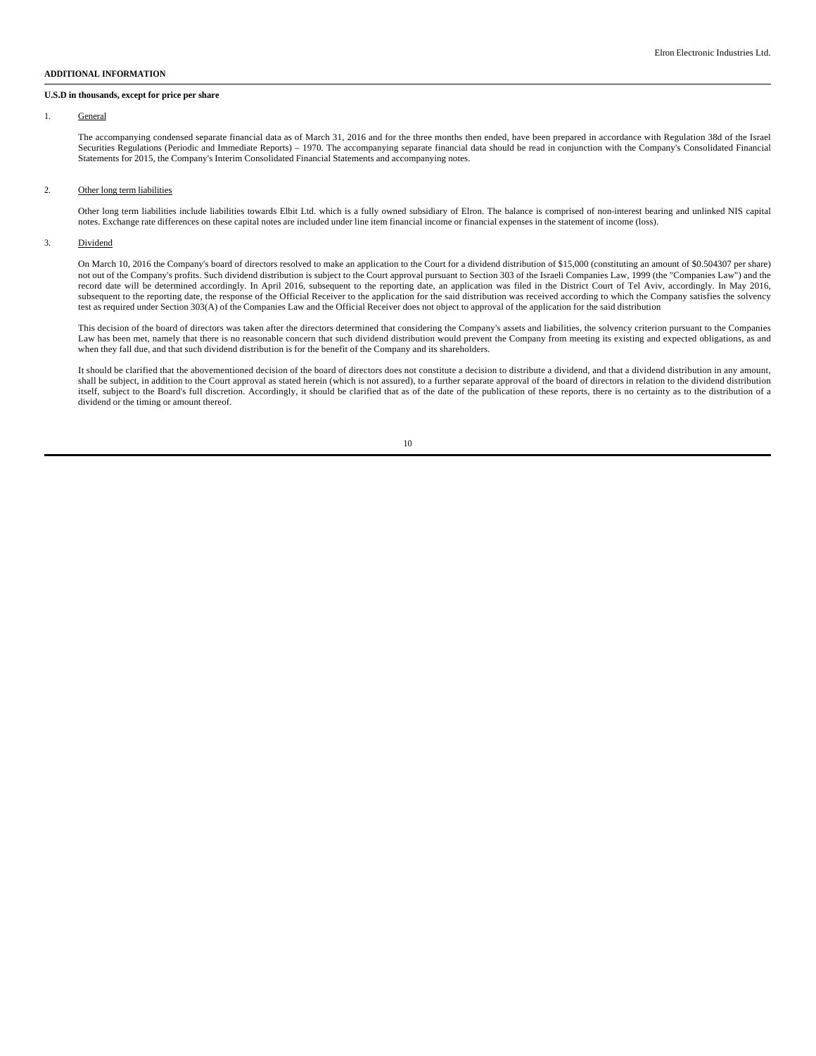**ADDITIONAL INFORMATION**

**U.S.D in thousands, except for price per share**

1. General

The accompanying condensed separate financial data as of March 31, 2016 and for the three months then ended, have been prepared in accordance with Regulation 38d of the Israel Securities Regulations (Periodic and Immediate Reports) – 1970. The accompanying separate financial data should be read in conjunction with the Company's Consolidated Financial Statements for 2015, the Company's Interim Consolidated Financial Statements and accompanying notes.

2. Other long term liabilities

Other long term liabilities include liabilities towards Elbit Ltd. which is a fully owned subsidiary of Elron. The balance is comprised of non-interest bearing and unlinked NIS capital notes. Exchange rate differences on these capital notes are included under line item financial income or financial expenses in the statement of income (loss).

3. Dividend

On March 10, 2016 the Company's board of directors resolved to make an application to the Court for a dividend distribution of $15,000 (constituting an amount of $0.504307 per share) not out of the Company's profits. Such dividend distribution is subject to the Court approval pursuant to Section 303 of the Israeli Companies Law, 1999 (the "Companies Law") and the record date will be determined accordingly. In April 2016, subsequent to the reporting date, an application was filed in the District Court of Tel Aviv, accordingly. In May 2016, subsequent to the reporting date, the response of the Official Receiver to the application for the said distribution was received according to which the Company satisfies the solvency test as required under Section 303(A) of the Companies Law and the Official Receiver does not object to approval of the application for the said distribution

This decision of the board of directors was taken after the directors determined that considering the Company's assets and liabilities, the solvency criterion pursuant to the Companies Law has been met, namely that there is no reasonable concern that such dividend distribution would prevent the Company from meeting its existing and expected obligations, as and when they fall due, and that such dividend distribution is for the benefit of the Company and its shareholders.

It should be clarified that the abovementioned decision of the board of directors does not constitute a decision to distribute a dividend, and that a dividend distribution in any amount, shall be subject, in addition to the Court approval as stated herein (which is not assured), to a further separate approval of the board of directors in relation to the dividend distribution itself, subject to the Board's full discretion. Accordingly, it should be clarified that as of the date of the publication of these reports, there is no certainty as to the distribution of a dividend or the timing or amount thereof.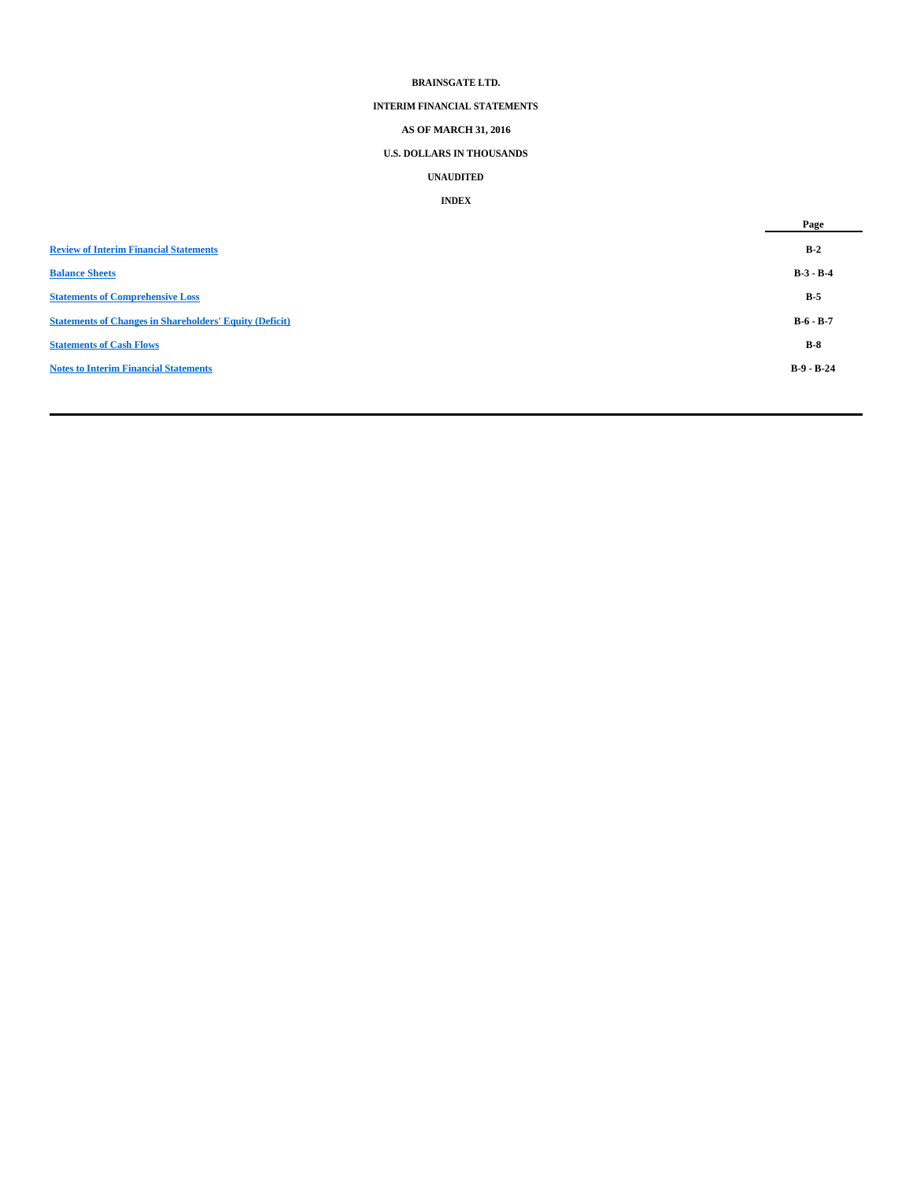**BRAINSGATE LTD.**

**INTERIM FINANCIAL STATEMENTS**

**AS OF MARCH 31, 2016**

**U.S. DOLLARS IN THOUSANDS**

**UNAUDITED**

**INDEX**

| | Page |
|---|---|
| Review of Interim Financial Statements | B-2 |
| Balance Sheets | B-3 - B-4 |
| Statements of Comprehensive Loss | B-5 |
| Statements of Changes in Shareholders' Equity (Deficit) | B-6 - B-7 |
| Statements of Cash Flows | B-8 |
| Notes to Interim Financial Statements | B-9 - B-24 |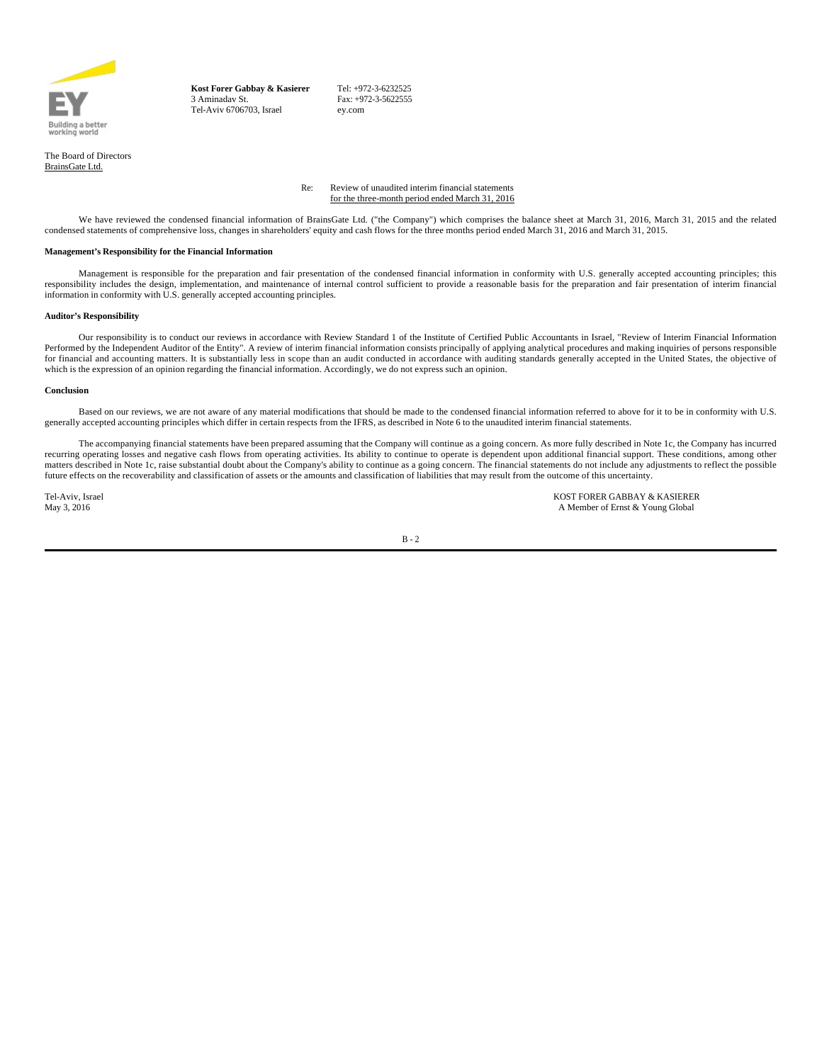Building a better working world

**Kost Forer Gabbay & Kasierer**
3 Aminadav St.
Tel-Aviv 6706703, Israel

Tel: +972-3-6232525
Fax: +972-3-5622555
ey.com

The Board of Directors
BrainsGate Ltd.

Re: Review of unaudited interim financial statements for the three-month period ended March 31, 2016

We have reviewed the condensed financial information of BrainsGate Ltd. ("the Company") which comprises the balance sheet at March 31, 2016, March 31, 2015 and the related condensed statements of comprehensive loss, changes in shareholders' equity and cash flows for the three months period ended March 31, 2016 and March 31, 2015.

**Management's Responsibility for the Financial Information**

Management is responsible for the preparation and fair presentation of the condensed financial information in conformity with U.S. generally accepted accounting principles; this responsibility includes the design, implementation, and maintenance of internal control sufficient to provide a reasonable basis for the preparation and fair presentation of interim financial information in conformity with U.S. generally accepted accounting principles.

**Auditor's Responsibility**

Our responsibility is to conduct our reviews in accordance with Review Standard 1 of the Institute of Certified Public Accountants in Israel, "Review of Interim Financial Information Performed by the Independent Auditor of the Entity". A review of interim financial information consists principally of applying analytical procedures and making inquiries of persons responsible for financial and accounting matters. It is substantially less in scope than an audit conducted in accordance with auditing standards generally accepted in the United States, the objective of which is the expression of an opinion regarding the financial information. Accordingly, we do not express such an opinion.

**Conclusion**

Based on our reviews, we are not aware of any material modifications that should be made to the condensed financial information referred to above for it to be in conformity with U.S. generally accepted accounting principles which differ in certain respects from the IFRS, as described in Note 6 to the unaudited interim financial statements.

The accompanying financial statements have been prepared assuming that the Company will continue as a going concern. As more fully described in Note 1c, the Company has incurred recurring operating losses and negative cash flows from operating activities. Its ability to continue to operate is dependent upon additional financial support. These conditions, among other matters described in Note 1c, raise substantial doubt about the Company's ability to continue as a going concern. The financial statements do not include any adjustments to reflect the possible future effects on the recoverability and classification of assets or the amounts and classification of liabilities that may result from the outcome of this uncertainty.

Tel-Aviv, Israel
May 3, 2016

KOST FORER GABBAY & KASIERER
A Member of Ernst & Young Global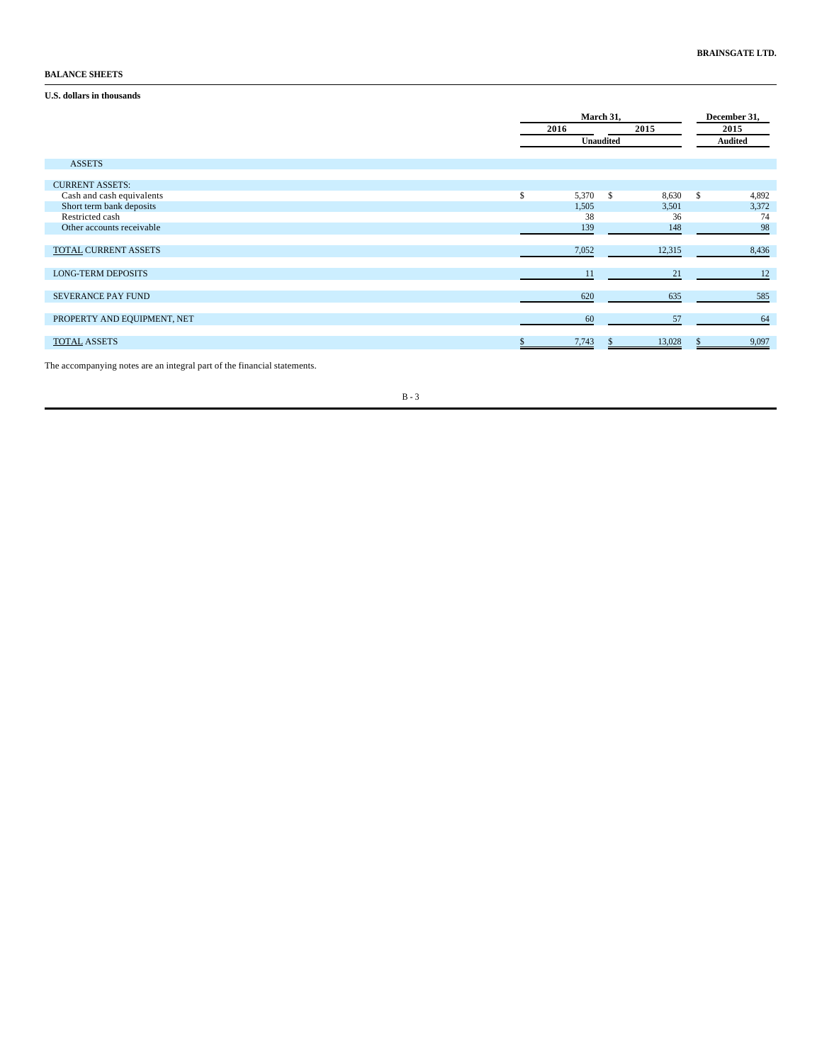BRAINSGATE LTD.

**BALANCE SHEETS**

**U.S. dollars in thousands**

| | March 31, | | December 31, |
|---|---|---|---|
| | 2016 | 2015 | 2015 |
| | Unaudited | | Audited |
| ASSETS | | | |
| CURRENT ASSETS: | | | |
| Cash and cash equivalents | $ 5,370 | $ 8,630 | $ 4,892 |
| Short term bank deposits | 1,505 | 3,501 | 3,372 |
| Restricted cash | 38 | 36 | 74 |
| Other accounts receivable | 139 | 148 | 98 |
| TOTAL CURRENT ASSETS | 7,052 | 12,315 | 8,436 |
| LONG-TERM DEPOSITS | 11 | 21 | 12 |
| SEVERANCE PAY FUND | 620 | 635 | 585 |
| PROPERTY AND EQUIPMENT, NET | 60 | 57 | 64 |
| TOTAL ASSETS | $ 7,743 | $ 13,028 | $ 9,097 |

The accompanying notes are an integral part of the financial statements.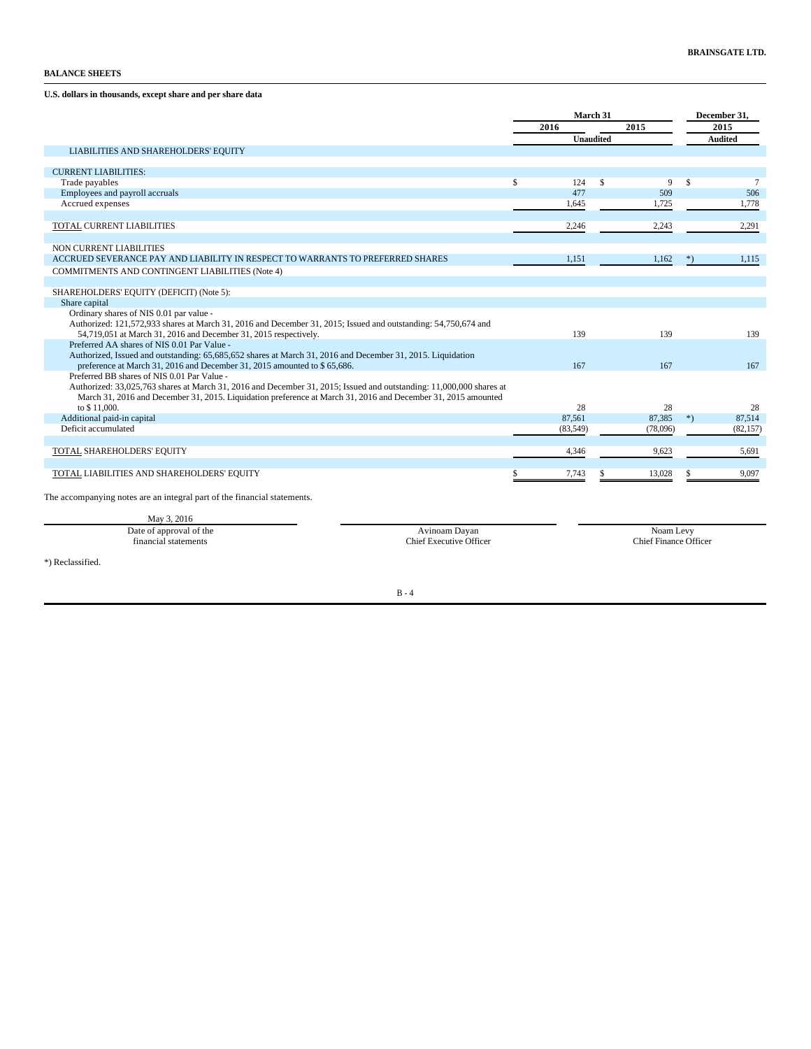**BRAINSGATE LTD.**

**BALANCE SHEETS**

**U.S. dollars in thousands, except share and per share data**

| | March 31 | | December 31, |
|---|---|---|---|
| | 2016 | 2015 | 2015 |
| | Unaudited | | Audited |
| LIABILITIES AND SHAREHOLDERS' EQUITY | | | |
| CURRENT LIABILITIES: | | | |
| Trade payables | $ 124 | $ 9 | $ 7 |
| Employees and payroll accruals | 477 | 509 | 506 |
| Accrued expenses | 1,645 | 1,725 | 1,778 |
| TOTAL CURRENT LIABILITIES | 2,246 | 2,243 | 2,291 |
| NON CURRENT LIABILITIES | | | |
| ACCRUED SEVERANCE PAY AND LIABILITY IN RESPECT TO WARRANTS TO PREFERRED SHARES | 1,151 | 1,162 *) | 1,115 |
| COMMITMENTS AND CONTINGENT LIABILITIES (Note 4) | | | |
| SHAREHOLDERS' EQUITY (DEFICIT) (Note 5): | | | |
| Share capital | | | |
| Ordinary shares of NIS 0.01 par value - Authorized: 121,572,933 shares at March 31, 2016 and December 31, 2015; Issued and outstanding: 54,750,674 and 54,719,051 at March 31, 2016 and December 31, 2015 respectively. | 139 | 139 | 139 |
| Preferred AA shares of NIS 0.01 Par Value - Authorized, Issued and outstanding: 65,685,652 shares at March 31, 2016 and December 31, 2015. Liquidation preference at March 31, 2016 and December 31, 2015 amounted to $ 65,686. | 167 | 167 | 167 |
| Preferred BB shares of NIS 0.01 Par Value - Authorized: 33,025,763 shares at March 31, 2016 and December 31, 2015; Issued and outstanding: 11,000,000 shares at March 31, 2016 and December 31, 2015. Liquidation preference at March 31, 2016 and December 31, 2015 amounted to $ 11,000. | 28 | 28 | 28 |
| Additional paid-in capital | 87,561 | 87,385 *) | 87,514 |
| Deficit accumulated | (83,549) | (78,096) | (82,157) |
| TOTAL SHAREHOLDERS' EQUITY | 4,346 | 9,623 | 5,691 |
| TOTAL LIABILITIES AND SHAREHOLDERS' EQUITY | $ 7,743 | $ 13,028 | $ 9,097 |

The accompanying notes are an integral part of the financial statements.

| May 3, 2016 | | |
|---|---|---|
| Date of approval of the financial statements | Avinoam Dayan<br>Chief Executive Officer | Noam Levy<br>Chief Finance Officer |

*) Reclassified.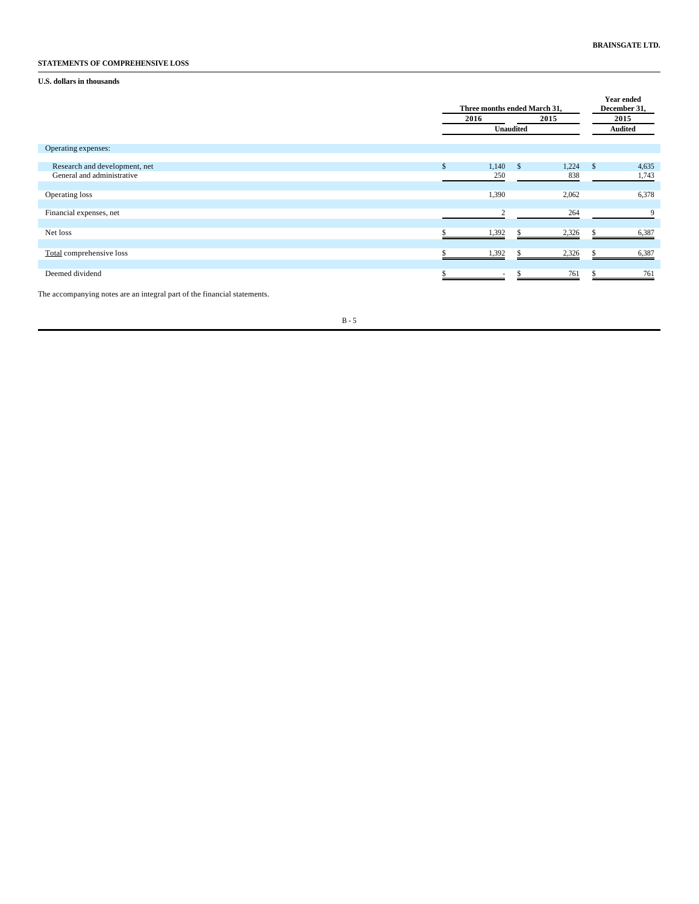**BRAINSGATE LTD.**

**STATEMENTS OF COMPREHENSIVE LOSS**

**U.S. dollars in thousands**

| | Three months ended March 31, | | Year ended December 31, |
|---|---|---|---|
| | 2016 | 2015 | 2015 |
| | Unaudited | | Audited |
| Operating expenses: | | | |
| Research and development, net | $ 1,140 | $ 1,224 | $ 4,635 |
| General and administrative | 250 | 838 | 1,743 |
| Operating loss | 1,390 | 2,062 | 6,378 |
| Financial expenses, net | 2 | 264 | 9 |
| Net loss | $ 1,392 | $ 2,326 | $ 6,387 |
| Total comprehensive loss | $ 1,392 | $ 2,326 | $ 6,387 |
| Deemed dividend | $ - | $ 761 | $ 761 |

The accompanying notes are an integral part of the financial statements.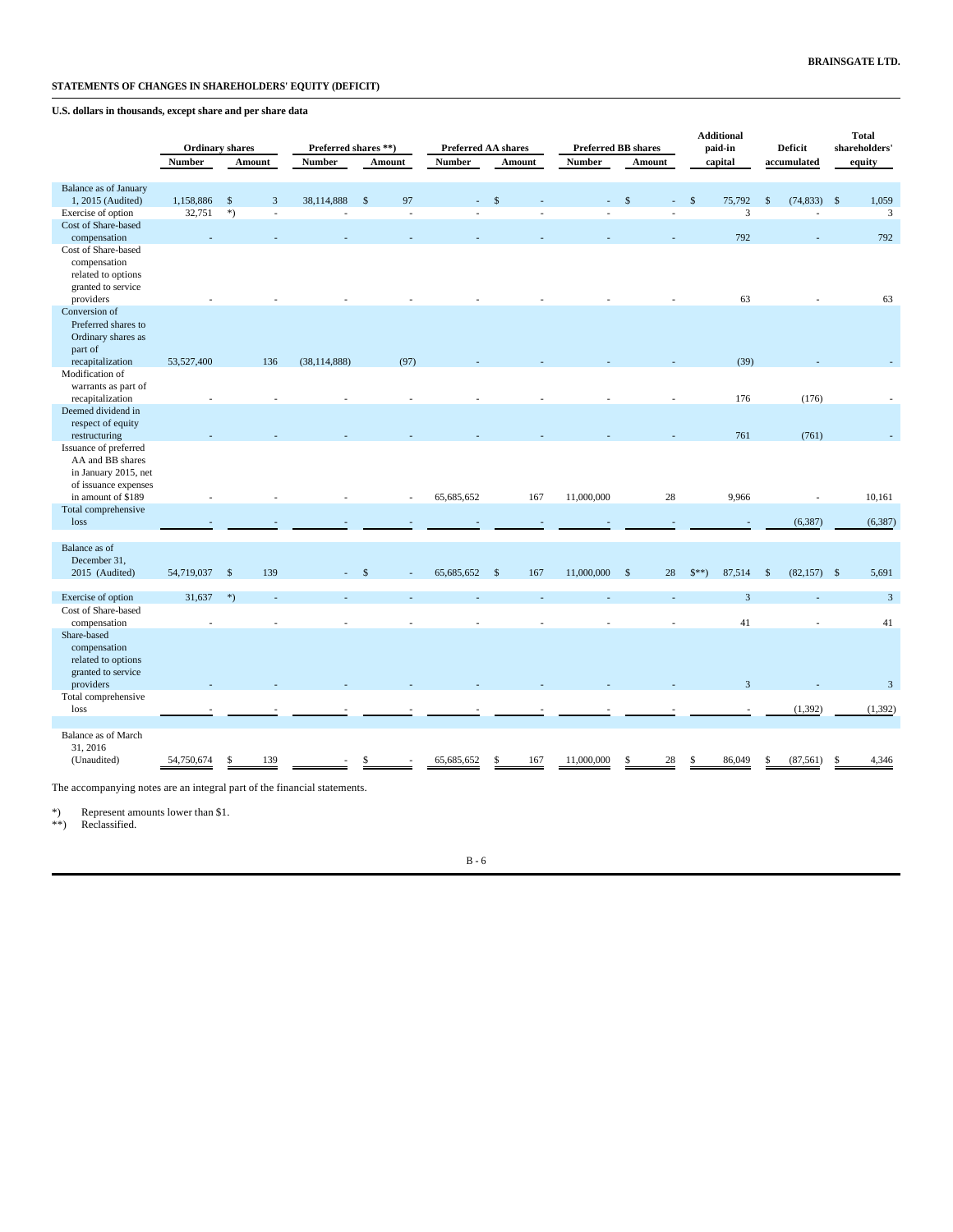**BRAINSGATE LTD.**

**STATEMENTS OF CHANGES IN SHAREHOLDERS' EQUITY (DEFICIT)**

**U.S. dollars in thousands, except share and per share data**

| | Ordinary shares | | Preferred shares **) | | Preferred AA shares | | Preferred BB shares | | Additional paid-in capital | Deficit accumulated | Total shareholders' equity |
|---|---|---|---|---|---|---|---|---|---|---|---|
| | Number | Amount | Number | Amount | Number | Amount | Number | Amount | | | |
| Balance as of January 1, 2015 (Audited) | 1,158,886 | $ 3 | 38,114,888 | $ 97 | - | $ - | - | $ - | $ 75,792 | $ (74,833) | $ 1,059 |
| Exercise of option | 32,751 | *) | - | - | - | - | - | - | 3 | - | 3 |
| Cost of Share-based compensation | - | - | - | - | - | - | - | - | 792 | - | 792 |
| Cost of Share-based compensation related to options granted to service providers | - | - | - | - | - | - | - | - | 63 | - | 63 |
| Conversion of Preferred shares to Ordinary shares as part of recapitalization | 53,527,400 | 136 | (38,114,888) | (97) | - | - | - | - | (39) | - | - |
| Modification of warrants as part of recapitalization | - | - | - | - | - | - | - | - | 176 | (176) | - |
| Deemed dividend in respect of equity restructuring | - | - | - | - | - | - | - | - | 761 | (761) | - |
| Issuance of preferred AA and BB shares in January 2015, net of issuance expenses in amount of $189 | - | - | - | - | 65,685,652 | 167 | 11,000,000 | 28 | 9,966 | - | 10,161 |
| Total comprehensive loss | - | - | - | - | - | - | - | - | - | (6,387) | (6,387) |
| Balance as of December 31, 2015 (Audited) | 54,719,037 | $ 139 | - | $ - | 65,685,652 | $ 167 | 11,000,000 | $ 28 | $**) 87,514 | $ (82,157) | $ 5,691 |
| Exercise of option | 31,637 | *) | - | - | - | - | - | - | 3 | - | 3 |
| Cost of Share-based compensation | - | - | - | - | - | - | - | - | 41 | - | 41 |
| Share-based compensation related to options granted to service providers | - | - | - | - | - | - | - | - | 3 | - | 3 |
| Total comprehensive loss | - | - | - | - | - | - | - | - | - | (1,392) | (1,392) |
| Balance as of March 31, 2016 (Unaudited) | 54,750,674 | $ 139 | - | $ - | 65,685,652 | $ 167 | 11,000,000 | $ 28 | $ 86,049 | $ (87,561) | $ 4,346 |

The accompanying notes are an integral part of the financial statements.

*) Represent amounts lower than $1.

**) Reclassified.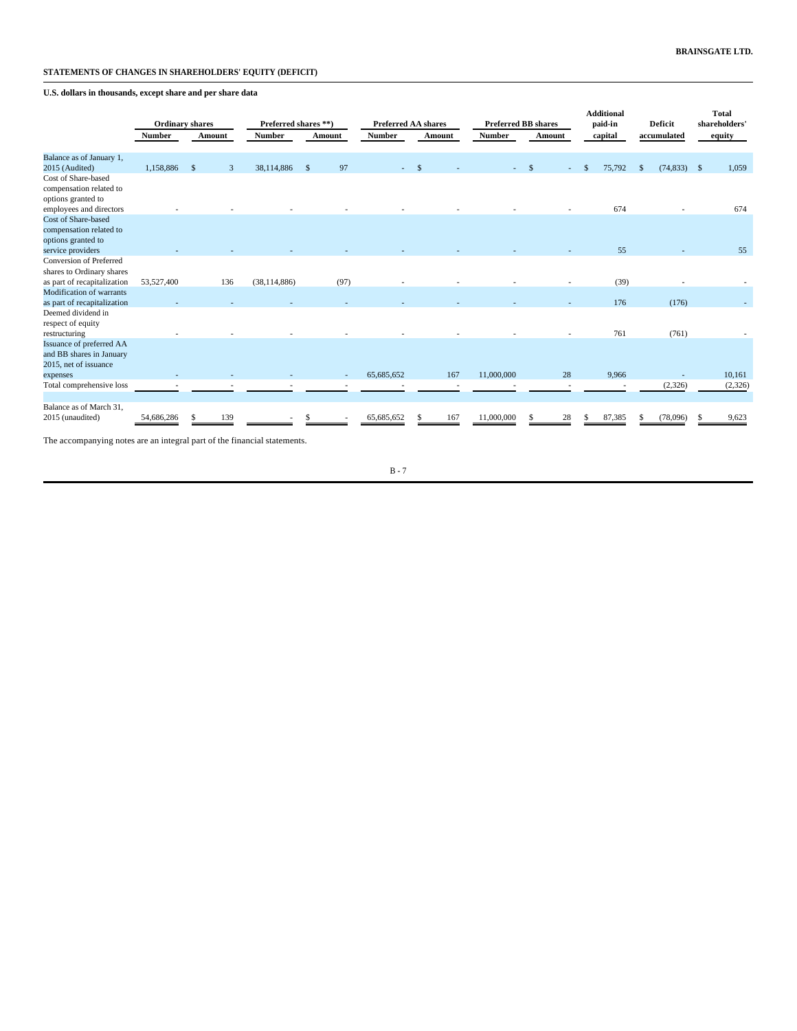BRAINSGATE LTD.

## STATEMENTS OF CHANGES IN SHAREHOLDERS' EQUITY (DEFICIT)

**U.S. dollars in thousands, except share and per share data**

| | Ordinary shares | | Preferred shares **) | | Preferred AA shares | | Preferred BB shares | | Additional paid-in capital | Deficit accumulated | Total shareholders' equity |
|---|---|---|---|---|---|---|---|---|---|---|---|
| | Number | Amount | Number | Amount | Number | Amount | Number | Amount | | | |
| Balance as of January 1, 2015 (Audited) | 1,158,886 | $ 3 | 38,114,886 | $ 97 | - | $ - | - | $ - | $ 75,792 | $ (74,833) | $ 1,059 |
| Cost of Share-based compensation related to options granted to employees and directors | - | - | - | - | - | - | - | - | 674 | - | 674 |
| Cost of Share-based compensation related to options granted to service providers | - | - | - | - | - | - | - | - | 55 | - | 55 |
| Conversion of Preferred shares to Ordinary shares as part of recapitalization | 53,527,400 | 136 | (38,114,886) | (97) | - | - | - | - | (39) | - | - |
| Modification of warrants as part of recapitalization | - | - | - | - | - | - | - | - | 176 | (176) | - |
| Deemed dividend in respect of equity restructuring | - | - | - | - | - | - | - | - | 761 | (761) | - |
| Issuance of preferred AA and BB shares in January 2015, net of issuance expenses | - | - | - | - | 65,685,652 | 167 | 11,000,000 | 28 | 9,966 | - | 10,161 |
| Total comprehensive loss | - | - | - | - | - | - | - | - | - | (2,326) | (2,326) |
| Balance as of March 31, 2015 (unaudited) | 54,686,286 | $ 139 | - | $ - | 65,685,652 | $ 167 | 11,000,000 | $ 28 | $ 87,385 | $ (78,096) | $ 9,623 |

The accompanying notes are an integral part of the financial statements.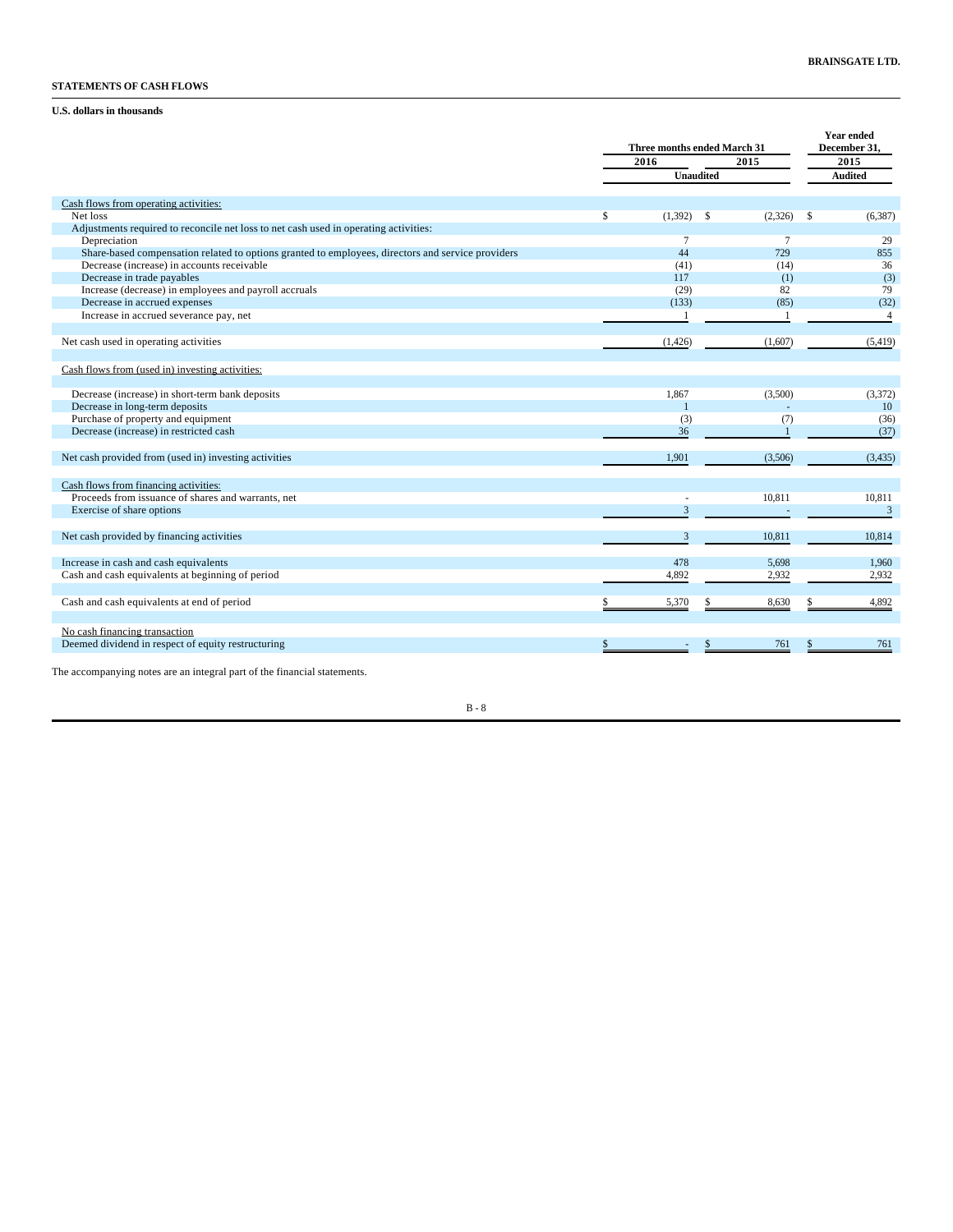**BRAINSGATE LTD.**

**STATEMENTS OF CASH FLOWS**

**U.S. dollars in thousands**

| | Three months ended March 31 | | Year ended December 31, |
|---|---|---|---|
| | 2016 | 2015 | 2015 |
| | Unaudited | | Audited |
| Cash flows from operating activities: | | | |
| Net loss | $ (1,392) | $ (2,326) | $ (6,387) |
| Adjustments required to reconcile net loss to net cash used in operating activities: | | | |
| Depreciation | 7 | 7 | 29 |
| Share-based compensation related to options granted to employees, directors and service providers | 44 | 729 | 855 |
| Decrease (increase) in accounts receivable | (41) | (14) | 36 |
| Decrease in trade payables | 117 | (1) | (3) |
| Increase (decrease) in employees and payroll accruals | (29) | 82 | 79 |
| Decrease in accrued expenses | (133) | (85) | (32) |
| Increase in accrued severance pay, net | 1 | 1 | 4 |
| Net cash used in operating activities | (1,426) | (1,607) | (5,419) |
| Cash flows from (used in) investing activities: | | | |
| Decrease (increase) in short-term bank deposits | 1,867 | (3,500) | (3,372) |
| Decrease in long-term deposits | 1 | - | 10 |
| Purchase of property and equipment | (3) | (7) | (36) |
| Decrease (increase) in restricted cash | 36 | 1 | (37) |
| Net cash provided from (used in) investing activities | 1,901 | (3,506) | (3,435) |
| Cash flows from financing activities: | | | |
| Proceeds from issuance of shares and warrants, net | - | 10,811 | 10,811 |
| Exercise of share options | 3 | - | 3 |
| Net cash provided by financing activities | 3 | 10,811 | 10,814 |
| Increase in cash and cash equivalents | 478 | 5,698 | 1,960 |
| Cash and cash equivalents at beginning of period | 4,892 | 2,932 | 2,932 |
| Cash and cash equivalents at end of period | $ 5,370 | $ 8,630 | $ 4,892 |
| No cash financing transaction | | | |
| Deemed dividend in respect of equity restructuring | $ - | $ 761 | $ 761 |

The accompanying notes are an integral part of the financial statements.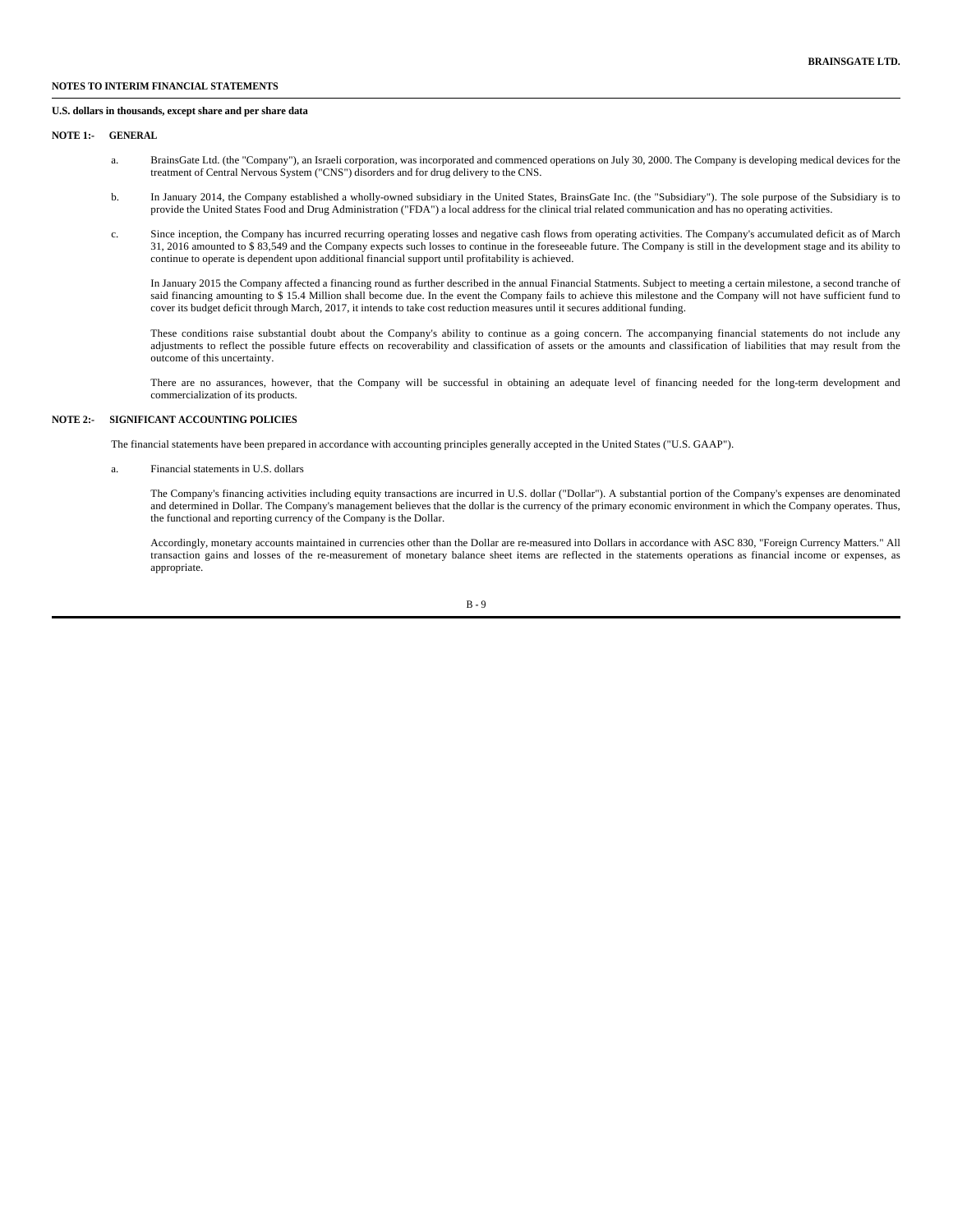**NOTES TO INTERIM FINANCIAL STATEMENTS**

**U.S. dollars in thousands, except share and per share data**

**NOTE 1:- GENERAL**

a. BrainsGate Ltd. (the "Company"), an Israeli corporation, was incorporated and commenced operations on July 30, 2000. The Company is developing medical devices for the treatment of Central Nervous System ("CNS") disorders and for drug delivery to the CNS.

b. In January 2014, the Company established a wholly-owned subsidiary in the United States, BrainsGate Inc. (the "Subsidiary"). The sole purpose of the Subsidiary is to provide the United States Food and Drug Administration ("FDA") a local address for the clinical trial related communication and has no operating activities.

c. Since inception, the Company has incurred recurring operating losses and negative cash flows from operating activities. The Company's accumulated deficit as of March 31, 2016 amounted to $ 83,549 and the Company expects such losses to continue in the foreseeable future. The Company is still in the development stage and its ability to continue to operate is dependent upon additional financial support until profitability is achieved.

In January 2015 the Company affected a financing round as further described in the annual Financial Statments. Subject to meeting a certain milestone, a second tranche of said financing amounting to $ 15.4 Million shall become due. In the event the Company fails to achieve this milestone and the Company will not have sufficient fund to cover its budget deficit through March, 2017, it intends to take cost reduction measures until it secures additional funding.

These conditions raise substantial doubt about the Company's ability to continue as a going concern. The accompanying financial statements do not include any adjustments to reflect the possible future effects on recoverability and classification of assets or the amounts and classification of liabilities that may result from the outcome of this uncertainty.

There are no assurances, however, that the Company will be successful in obtaining an adequate level of financing needed for the long-term development and commercialization of its products.

**NOTE 2:- SIGNIFICANT ACCOUNTING POLICIES**

The financial statements have been prepared in accordance with accounting principles generally accepted in the United States ("U.S. GAAP").

a. Financial statements in U.S. dollars

The Company's financing activities including equity transactions are incurred in U.S. dollar ("Dollar"). A substantial portion of the Company's expenses are denominated and determined in Dollar. The Company's management believes that the dollar is the currency of the primary economic environment in which the Company operates. Thus, the functional and reporting currency of the Company is the Dollar.

Accordingly, monetary accounts maintained in currencies other than the Dollar are re-measured into Dollars in accordance with ASC 830, "Foreign Currency Matters." All transaction gains and losses of the re-measurement of monetary balance sheet items are reflected in the statements operations as financial income or expenses, as appropriate.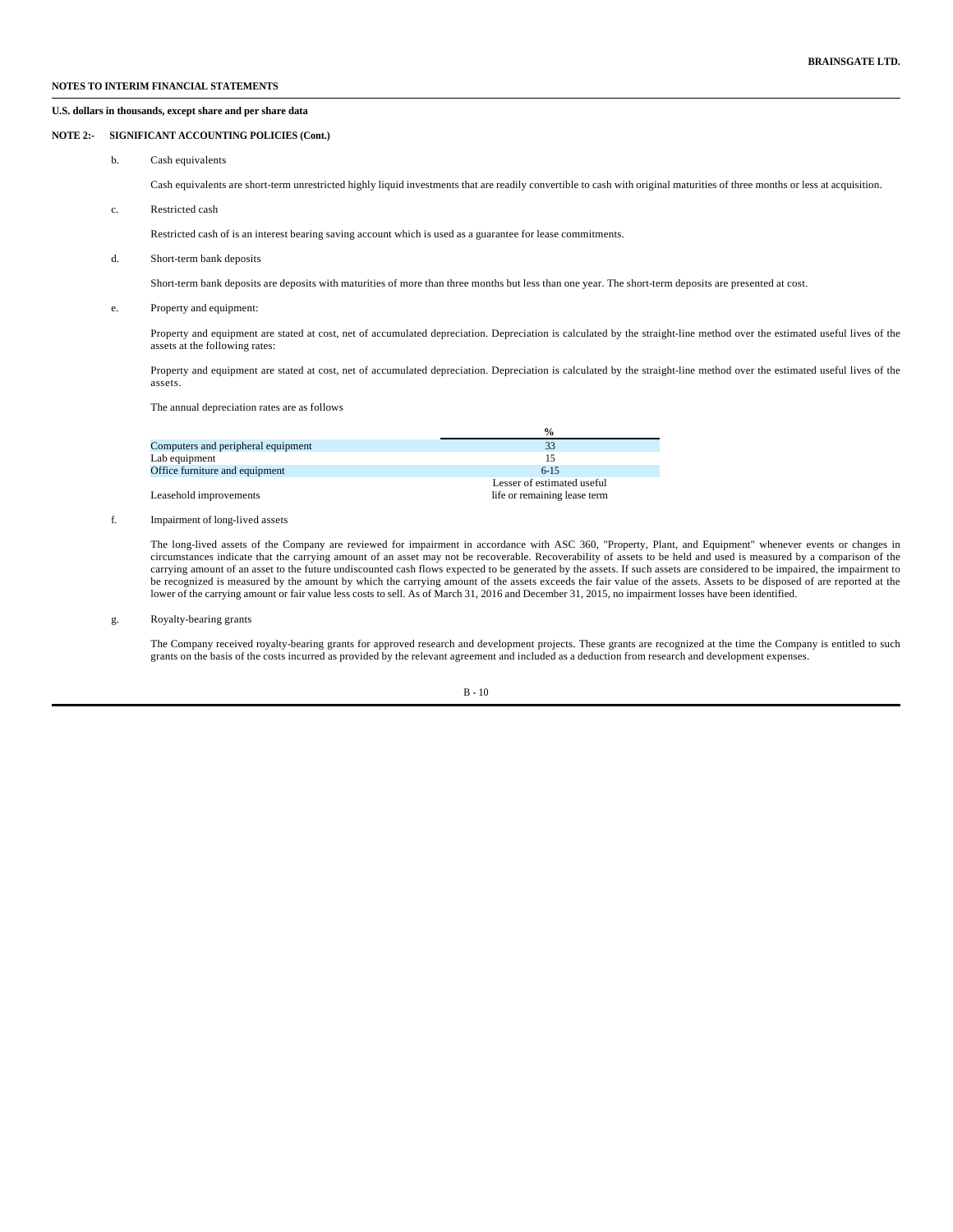**NOTES TO INTERIM FINANCIAL STATEMENTS**

**U.S. dollars in thousands, except share and per share data**

**NOTE 2:- SIGNIFICANT ACCOUNTING POLICIES (Cont.)**

b. Cash equivalents

Cash equivalents are short-term unrestricted highly liquid investments that are readily convertible to cash with original maturities of three months or less at acquisition.

c. Restricted cash

Restricted cash of is an interest bearing saving account which is used as a guarantee for lease commitments.

d. Short-term bank deposits

Short-term bank deposits are deposits with maturities of more than three months but less than one year. The short-term deposits are presented at cost.

e. Property and equipment:

Property and equipment are stated at cost, net of accumulated depreciation. Depreciation is calculated by the straight-line method over the estimated useful lives of the assets at the following rates:

Property and equipment are stated at cost, net of accumulated depreciation. Depreciation is calculated by the straight-line method over the estimated useful lives of the assets.

The annual depreciation rates are as follows

| | % |
|---|---|
| Computers and peripheral equipment | 33 |
| Lab equipment | 15 |
| Office furniture and equipment | 6-15 |
| Leasehold improvements | Lesser of estimated useful life or remaining lease term |

f. Impairment of long-lived assets

The long-lived assets of the Company are reviewed for impairment in accordance with ASC 360, "Property, Plant, and Equipment" whenever events or changes in circumstances indicate that the carrying amount of an asset may not be recoverable. Recoverability of assets to be held and used is measured by a comparison of the carrying amount of an asset to the future undiscounted cash flows expected to be generated by the assets. If such assets are considered to be impaired, the impairment to be recognized is measured by the amount by which the carrying amount of the assets exceeds the fair value of the assets. Assets to be disposed of are reported at the lower of the carrying amount or fair value less costs to sell. As of March 31, 2016 and December 31, 2015, no impairment losses have been identified.

g. Royalty-bearing grants

The Company received royalty-bearing grants for approved research and development projects. These grants are recognized at the time the Company is entitled to such grants on the basis of the costs incurred as provided by the relevant agreement and included as a deduction from research and development expenses.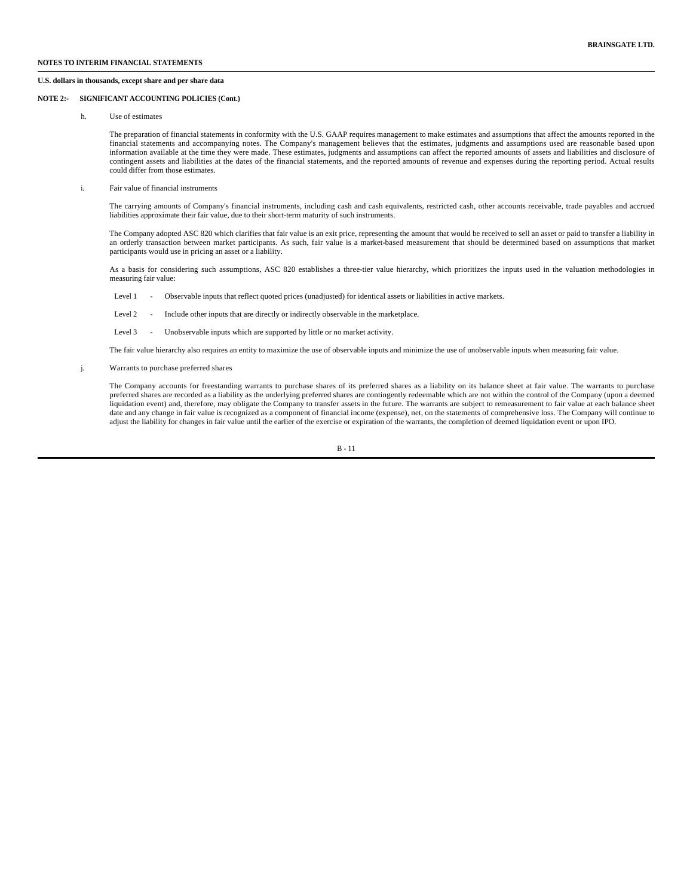**NOTES TO INTERIM FINANCIAL STATEMENTS**

**U.S. dollars in thousands, except share and per share data**

**NOTE 2:- SIGNIFICANT ACCOUNTING POLICIES (Cont.)**

h. Use of estimates

The preparation of financial statements in conformity with the U.S. GAAP requires management to make estimates and assumptions that affect the amounts reported in the financial statements and accompanying notes. The Company's management believes that the estimates, judgments and assumptions used are reasonable based upon information available at the time they were made. These estimates, judgments and assumptions can affect the reported amounts of assets and liabilities and disclosure of contingent assets and liabilities at the dates of the financial statements, and the reported amounts of revenue and expenses during the reporting period. Actual results could differ from those estimates.

i. Fair value of financial instruments

The carrying amounts of Company's financial instruments, including cash and cash equivalents, restricted cash, other accounts receivable, trade payables and accrued liabilities approximate their fair value, due to their short-term maturity of such instruments.

The Company adopted ASC 820 which clarifies that fair value is an exit price, representing the amount that would be received to sell an asset or paid to transfer a liability in an orderly transaction between market participants. As such, fair value is a market-based measurement that should be determined based on assumptions that market participants would use in pricing an asset or a liability.

As a basis for considering such assumptions, ASC 820 establishes a three-tier value hierarchy, which prioritizes the inputs used in the valuation methodologies in measuring fair value:

Level 1 - Observable inputs that reflect quoted prices (unadjusted) for identical assets or liabilities in active markets.

Level 2 - Include other inputs that are directly or indirectly observable in the marketplace.

Level 3 - Unobservable inputs which are supported by little or no market activity.

The fair value hierarchy also requires an entity to maximize the use of observable inputs and minimize the use of unobservable inputs when measuring fair value.

j. Warrants to purchase preferred shares

The Company accounts for freestanding warrants to purchase shares of its preferred shares as a liability on its balance sheet at fair value. The warrants to purchase preferred shares are recorded as a liability as the underlying preferred shares are contingently redeemable which are not within the control of the Company (upon a deemed liquidation event) and, therefore, may obligate the Company to transfer assets in the future. The warrants are subject to remeasurement to fair value at each balance sheet date and any change in fair value is recognized as a component of financial income (expense), net, on the statements of comprehensive loss. The Company will continue to adjust the liability for changes in fair value until the earlier of the exercise or expiration of the warrants, the completion of deemed liquidation event or upon IPO.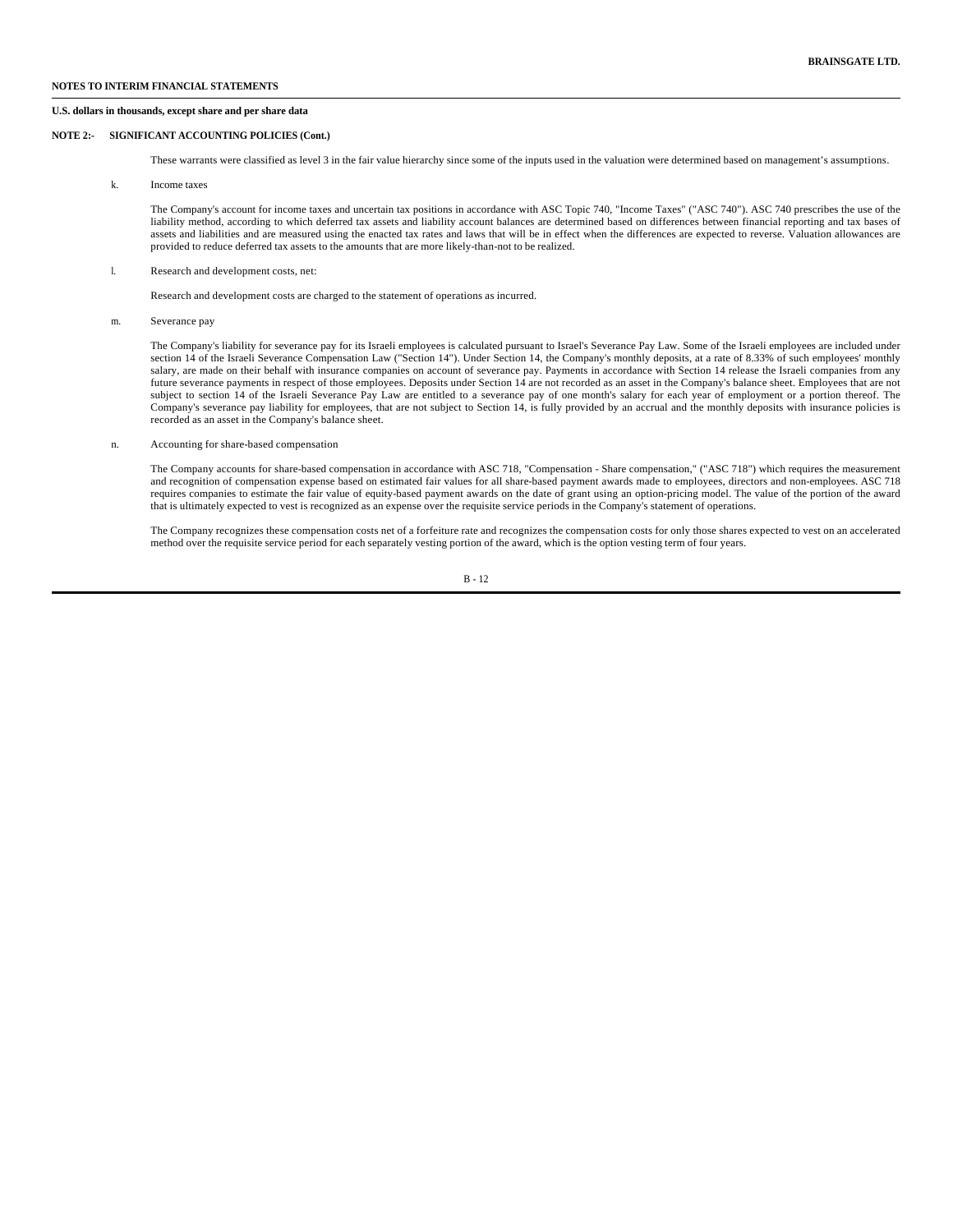**NOTES TO INTERIM FINANCIAL STATEMENTS**

**U.S. dollars in thousands, except share and per share data**

**NOTE 2:- SIGNIFICANT ACCOUNTING POLICIES (Cont.)**

These warrants were classified as level 3 in the fair value hierarchy since some of the inputs used in the valuation were determined based on management's assumptions.

k. Income taxes

The Company's account for income taxes and uncertain tax positions in accordance with ASC Topic 740, "Income Taxes" ("ASC 740"). ASC 740 prescribes the use of the liability method, according to which deferred tax assets and liability account balances are determined based on differences between financial reporting and tax bases of assets and liabilities and are measured using the enacted tax rates and laws that will be in effect when the differences are expected to reverse. Valuation allowances are provided to reduce deferred tax assets to the amounts that are more likely-than-not to be realized.

l. Research and development costs, net:

Research and development costs are charged to the statement of operations as incurred.

m. Severance pay

The Company's liability for severance pay for its Israeli employees is calculated pursuant to Israel's Severance Pay Law. Some of the Israeli employees are included under section 14 of the Israeli Severance Compensation Law ("Section 14"). Under Section 14, the Company's monthly deposits, at a rate of 8.33% of such employees' monthly salary, are made on their behalf with insurance companies on account of severance pay. Payments in accordance with Section 14 release the Israeli companies from any future severance payments in respect of those employees. Deposits under Section 14 are not recorded as an asset in the Company's balance sheet. Employees that are not subject to section 14 of the Israeli Severance Pay Law are entitled to a severance pay of one month's salary for each year of employment or a portion thereof. The Company's severance pay liability for employees, that are not subject to Section 14, is fully provided by an accrual and the monthly deposits with insurance policies is recorded as an asset in the Company's balance sheet.

n. Accounting for share-based compensation

The Company accounts for share-based compensation in accordance with ASC 718, "Compensation - Share compensation," ("ASC 718") which requires the measurement and recognition of compensation expense based on estimated fair values for all share-based payment awards made to employees, directors and non-employees. ASC 718 requires companies to estimate the fair value of equity-based payment awards on the date of grant using an option-pricing model. The value of the portion of the award that is ultimately expected to vest is recognized as an expense over the requisite service periods in the Company's statement of operations.

The Company recognizes these compensation costs net of a forfeiture rate and recognizes the compensation costs for only those shares expected to vest on an accelerated method over the requisite service period for each separately vesting portion of the award, which is the option vesting term of four years.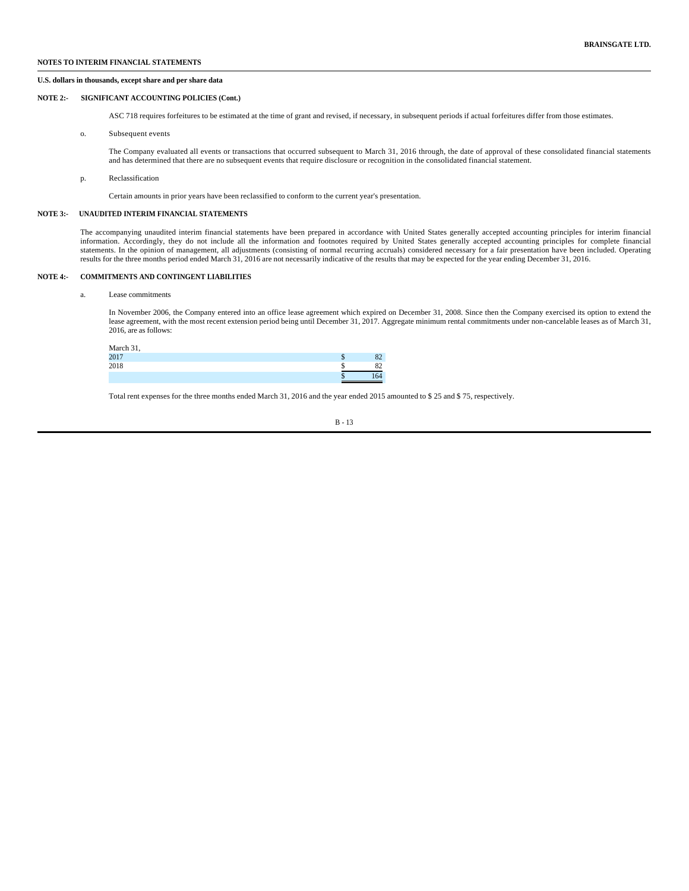**NOTES TO INTERIM FINANCIAL STATEMENTS**

**U.S. dollars in thousands, except share and per share data**

**NOTE 2:- SIGNIFICANT ACCOUNTING POLICIES (Cont.)**

ASC 718 requires forfeitures to be estimated at the time of grant and revised, if necessary, in subsequent periods if actual forfeitures differ from those estimates.

o. Subsequent events

The Company evaluated all events or transactions that occurred subsequent to March 31, 2016 through, the date of approval of these consolidated financial statements and has determined that there are no subsequent events that require disclosure or recognition in the consolidated financial statement.

p. Reclassification

Certain amounts in prior years have been reclassified to conform to the current year's presentation.

**NOTE 3:- UNAUDITED INTERIM FINANCIAL STATEMENTS**

The accompanying unaudited interim financial statements have been prepared in accordance with United States generally accepted accounting principles for interim financial information. Accordingly, they do not include all the information and footnotes required by United States generally accepted accounting principles for complete financial statements. In the opinion of management, all adjustments (consisting of normal recurring accruals) considered necessary for a fair presentation have been included. Operating results for the three months period ended March 31, 2016 are not necessarily indicative of the results that may be expected for the year ending December 31, 2016.

**NOTE 4:- COMMITMENTS AND CONTINGENT LIABILITIES**

a. Lease commitments

In November 2006, the Company entered into an office lease agreement which expired on December 31, 2008. Since then the Company exercised its option to extend the lease agreement, with the most recent extension period being until December 31, 2017. Aggregate minimum rental commitments under non-cancelable leases as of March 31, 2016, are as follows:

| March 31, | | |
|---|---|---|
| 2017 | $ | 82 |
| 2018 | $ | 82 |
| | $ | 164 |

Total rent expenses for the three months ended March 31, 2016 and the year ended 2015 amounted to $ 25 and $ 75, respectively.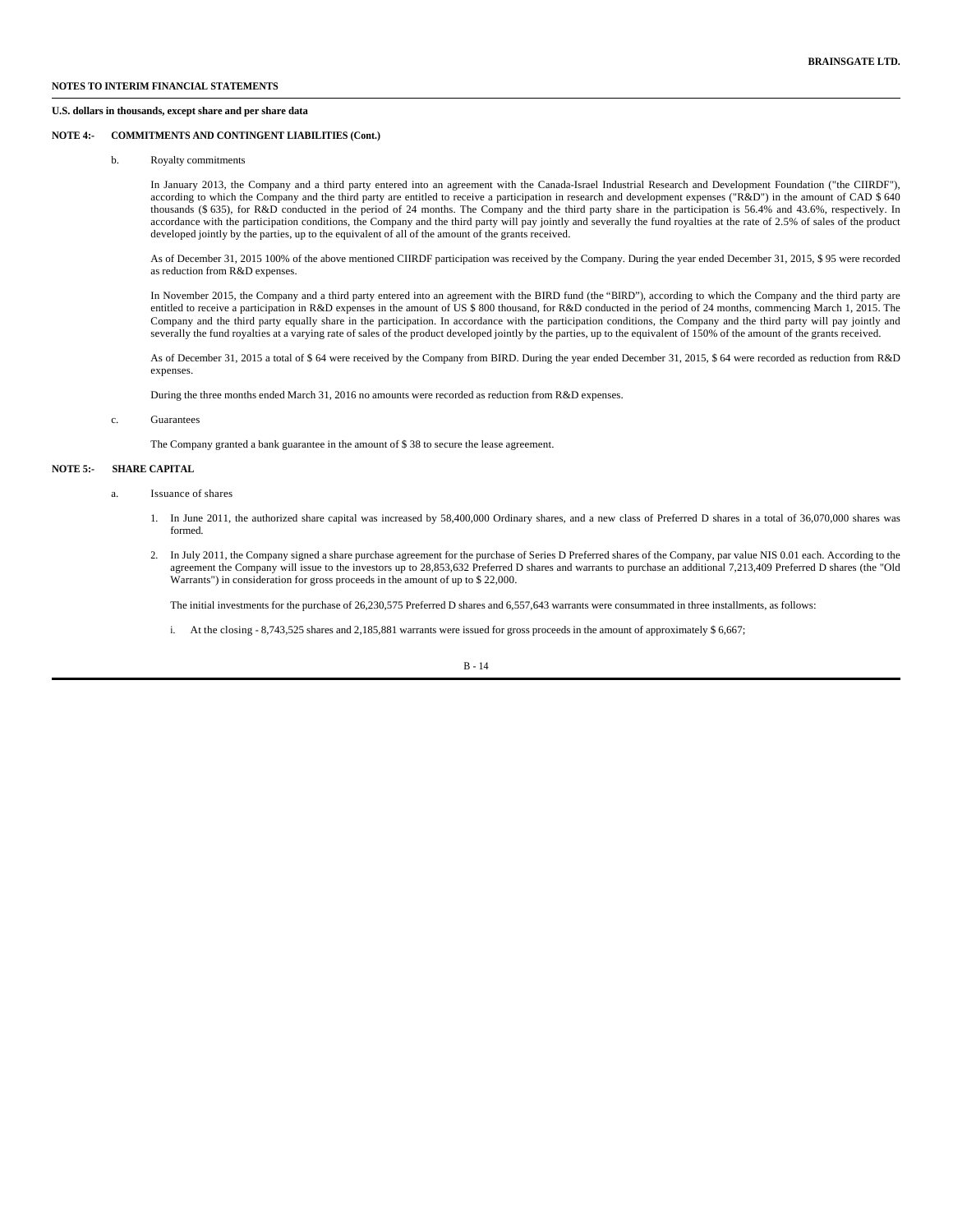**NOTES TO INTERIM FINANCIAL STATEMENTS**

**U.S. dollars in thousands, except share and per share data**

**NOTE 4:- COMMITMENTS AND CONTINGENT LIABILITIES (Cont.)**

b. Royalty commitments

In January 2013, the Company and a third party entered into an agreement with the Canada-Israel Industrial Research and Development Foundation ("the CIIRDF"), according to which the Company and the third party are entitled to receive a participation in research and development expenses ("R&D") in the amount of CAD $ 640 thousands ($ 635), for R&D conducted in the period of 24 months. The Company and the third party share in the participation is 56.4% and 43.6%, respectively. In accordance with the participation conditions, the Company and the third party will pay jointly and severally the fund royalties at the rate of 2.5% of sales of the product developed jointly by the parties, up to the equivalent of all of the amount of the grants received.

As of December 31, 2015 100% of the above mentioned CIIRDF participation was received by the Company. During the year ended December 31, 2015, $ 95 were recorded as reduction from R&D expenses.

In November 2015, the Company and a third party entered into an agreement with the BIRD fund (the "BIRD"), according to which the Company and the third party are entitled to receive a participation in R&D expenses in the amount of US $ 800 thousand, for R&D conducted in the period of 24 months, commencing March 1, 2015. The Company and the third party equally share in the participation. In accordance with the participation conditions, the Company and the third party will pay jointly and severally the fund royalties at a varying rate of sales of the product developed jointly by the parties, up to the equivalent of 150% of the amount of the grants received.

As of December 31, 2015 a total of $ 64 were received by the Company from BIRD. During the year ended December 31, 2015, $ 64 were recorded as reduction from R&D expenses.

During the three months ended March 31, 2016 no amounts were recorded as reduction from R&D expenses.

c. Guarantees

The Company granted a bank guarantee in the amount of $ 38 to secure the lease agreement.

**NOTE 5:- SHARE CAPITAL**

a. Issuance of shares

1. In June 2011, the authorized share capital was increased by 58,400,000 Ordinary shares, and a new class of Preferred D shares in a total of 36,070,000 shares was formed.

2. In July 2011, the Company signed a share purchase agreement for the purchase of Series D Preferred shares of the Company, par value NIS 0.01 each. According to the agreement the Company will issue to the investors up to 28,853,632 Preferred D shares and warrants to purchase an additional 7,213,409 Preferred D shares (the "Old Warrants") in consideration for gross proceeds in the amount of up to $ 22,000.

   The initial investments for the purchase of 26,230,575 Preferred D shares and 6,557,643 warrants were consummated in three installments, as follows:

   i. At the closing - 8,743,525 shares and 2,185,881 warrants were issued for gross proceeds in the amount of approximately $ 6,667;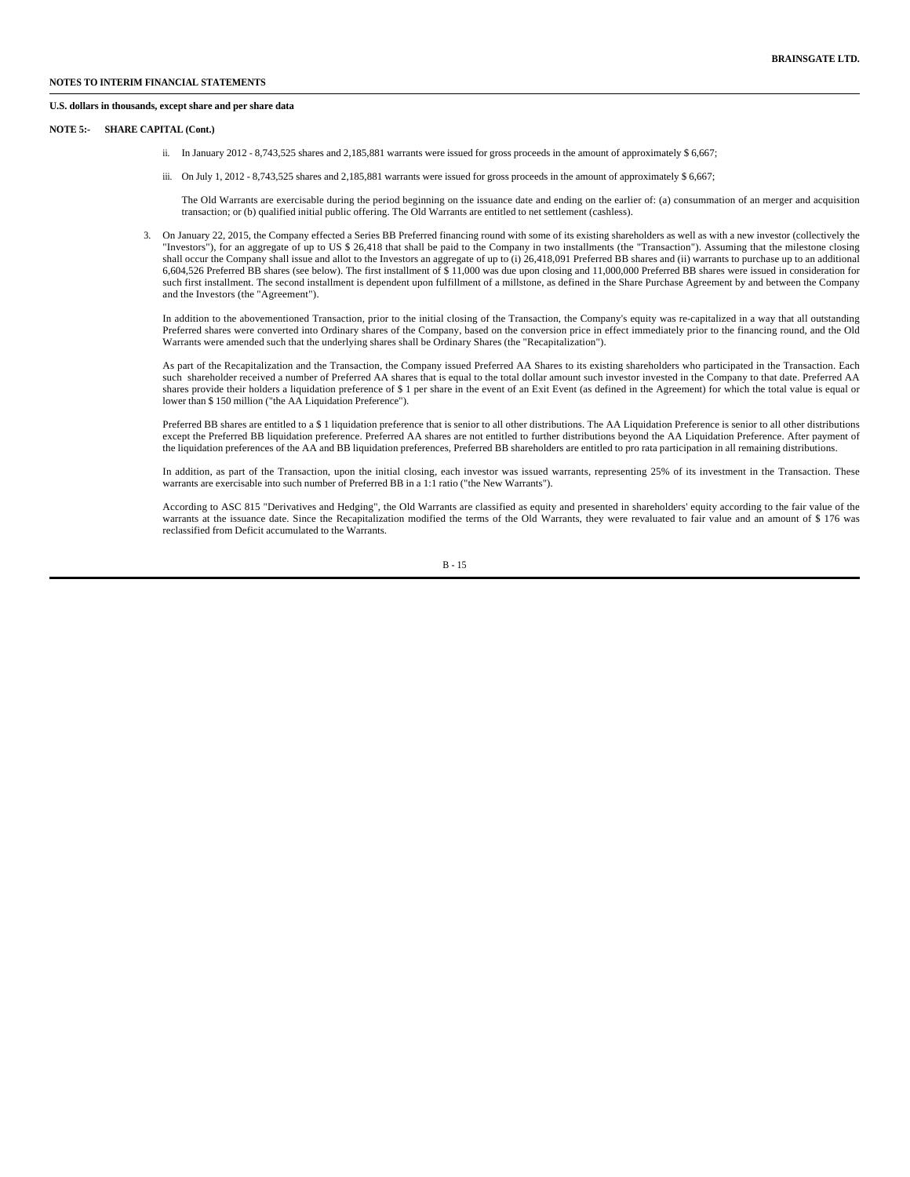**NOTES TO INTERIM FINANCIAL STATEMENTS**

**U.S. dollars in thousands, except share and per share data**

**NOTE 5:- SHARE CAPITAL (Cont.)**

ii. In January 2012 - 8,743,525 shares and 2,185,881 warrants were issued for gross proceeds in the amount of approximately $ 6,667;

iii. On July 1, 2012 - 8,743,525 shares and 2,185,881 warrants were issued for gross proceeds in the amount of approximately $ 6,667;

The Old Warrants are exercisable during the period beginning on the issuance date and ending on the earlier of: (a) consummation of an merger and acquisition transaction; or (b) qualified initial public offering. The Old Warrants are entitled to net settlement (cashless).

3. On January 22, 2015, the Company effected a Series BB Preferred financing round with some of its existing shareholders as well as with a new investor (collectively the "Investors"), for an aggregate of up to US $ 26,418 that shall be paid to the Company in two installments (the "Transaction"). Assuming that the milestone closing shall occur the Company shall issue and allot to the Investors an aggregate of up to (i) 26,418,091 Preferred BB shares and (ii) warrants to purchase up to an additional 6,604,526 Preferred BB shares (see below). The first installment of $ 11,000 was due upon closing and 11,000,000 Preferred BB shares were issued in consideration for such first installment. The second installment is dependent upon fulfillment of a millstone, as defined in the Share Purchase Agreement by and between the Company and the Investors (the "Agreement").

   In addition to the abovementioned Transaction, prior to the initial closing of the Transaction, the Company's equity was re-capitalized in a way that all outstanding Preferred shares were converted into Ordinary shares of the Company, based on the conversion price in effect immediately prior to the financing round, and the Old Warrants were amended such that the underlying shares shall be Ordinary Shares (the "Recapitalization").

   As part of the Recapitalization and the Transaction, the Company issued Preferred AA Shares to its existing shareholders who participated in the Transaction. Each such shareholder received a number of Preferred AA shares that is equal to the total dollar amount such investor invested in the Company to that date. Preferred AA shares provide their holders a liquidation preference of $ 1 per share in the event of an Exit Event (as defined in the Agreement) for which the total value is equal or lower than $ 150 million ("the AA Liquidation Preference").

   Preferred BB shares are entitled to a $ 1 liquidation preference that is senior to all other distributions. The AA Liquidation Preference is senior to all other distributions except the Preferred BB liquidation preference. Preferred AA shares are not entitled to further distributions beyond the AA Liquidation Preference. After payment of the liquidation preferences of the AA and BB liquidation preferences, Preferred BB shareholders are entitled to pro rata participation in all remaining distributions.

   In addition, as part of the Transaction, upon the initial closing, each investor was issued warrants, representing 25% of its investment in the Transaction. These warrants are exercisable into such number of Preferred BB in a 1:1 ratio ("the New Warrants").

   According to ASC 815 "Derivatives and Hedging", the Old Warrants are classified as equity and presented in shareholders' equity according to the fair value of the warrants at the issuance date. Since the Recapitalization modified the terms of the Old Warrants, they were revaluated to fair value and an amount of $ 176 was reclassified from Deficit accumulated to the Warrants.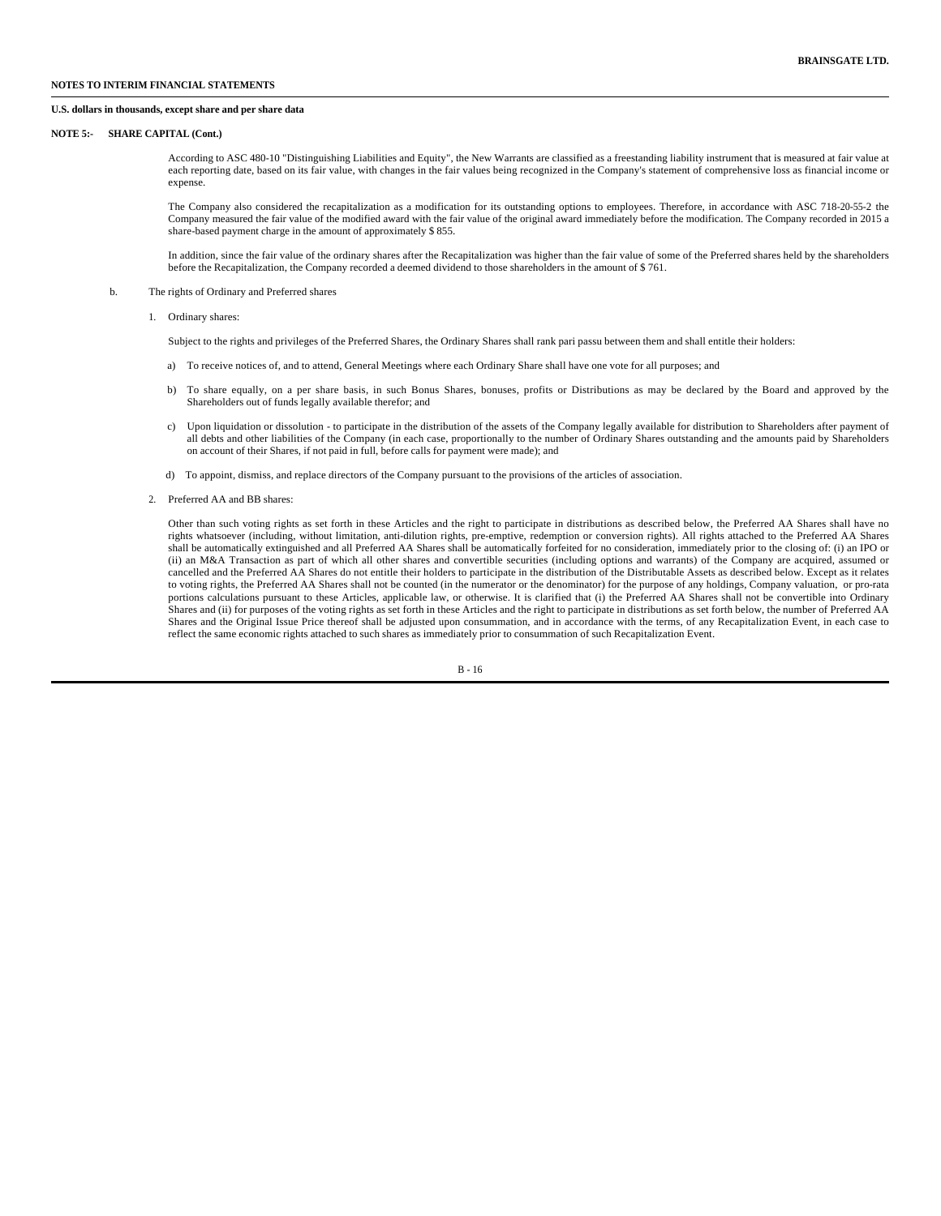**NOTES TO INTERIM FINANCIAL STATEMENTS**

**U.S. dollars in thousands, except share and per share data**

**NOTE 5:- SHARE CAPITAL (Cont.)**

According to ASC 480-10 "Distinguishing Liabilities and Equity", the New Warrants are classified as a freestanding liability instrument that is measured at fair value at each reporting date, based on its fair value, with changes in the fair values being recognized in the Company's statement of comprehensive loss as financial income or expense.

The Company also considered the recapitalization as a modification for its outstanding options to employees. Therefore, in accordance with ASC 718-20-55-2 the Company measured the fair value of the modified award with the fair value of the original award immediately before the modification. The Company recorded in 2015 a share-based payment charge in the amount of approximately $ 855.

In addition, since the fair value of the ordinary shares after the Recapitalization was higher than the fair value of some of the Preferred shares held by the shareholders before the Recapitalization, the Company recorded a deemed dividend to those shareholders in the amount of $ 761.

b. The rights of Ordinary and Preferred shares

1. Ordinary shares:

Subject to the rights and privileges of the Preferred Shares, the Ordinary Shares shall rank pari passu between them and shall entitle their holders:

a) To receive notices of, and to attend, General Meetings where each Ordinary Share shall have one vote for all purposes; and

b) To share equally, on a per share basis, in such Bonus Shares, bonuses, profits or Distributions as may be declared by the Board and approved by the Shareholders out of funds legally available therefor; and

c) Upon liquidation or dissolution - to participate in the distribution of the assets of the Company legally available for distribution to Shareholders after payment of all debts and other liabilities of the Company (in each case, proportionally to the number of Ordinary Shares outstanding and the amounts paid by Shareholders on account of their Shares, if not paid in full, before calls for payment were made); and

d) To appoint, dismiss, and replace directors of the Company pursuant to the provisions of the articles of association.

2. Preferred AA and BB shares:

Other than such voting rights as set forth in these Articles and the right to participate in distributions as described below, the Preferred AA Shares shall have no rights whatsoever (including, without limitation, anti-dilution rights, pre-emptive, redemption or conversion rights). All rights attached to the Preferred AA Shares shall be automatically extinguished and all Preferred AA Shares shall be automatically forfeited for no consideration, immediately prior to the closing of: (i) an IPO or (ii) an M&A Transaction as part of which all other shares and convertible securities (including options and warrants) of the Company are acquired, assumed or cancelled and the Preferred AA Shares do not entitle their holders to participate in the distribution of the Distributable Assets as described below. Except as it relates to voting rights, the Preferred AA Shares shall not be counted (in the numerator or the denominator) for the purpose of any holdings, Company valuation, or pro-rata portions calculations pursuant to these Articles, applicable law, or otherwise. It is clarified that (i) the Preferred AA Shares shall not be convertible into Ordinary Shares and (ii) for purposes of the voting rights as set forth in these Articles and the right to participate in distributions as set forth below, the number of Preferred AA Shares and the Original Issue Price thereof shall be adjusted upon consummation, and in accordance with the terms, of any Recapitalization Event, in each case to reflect the same economic rights attached to such shares as immediately prior to consummation of such Recapitalization Event.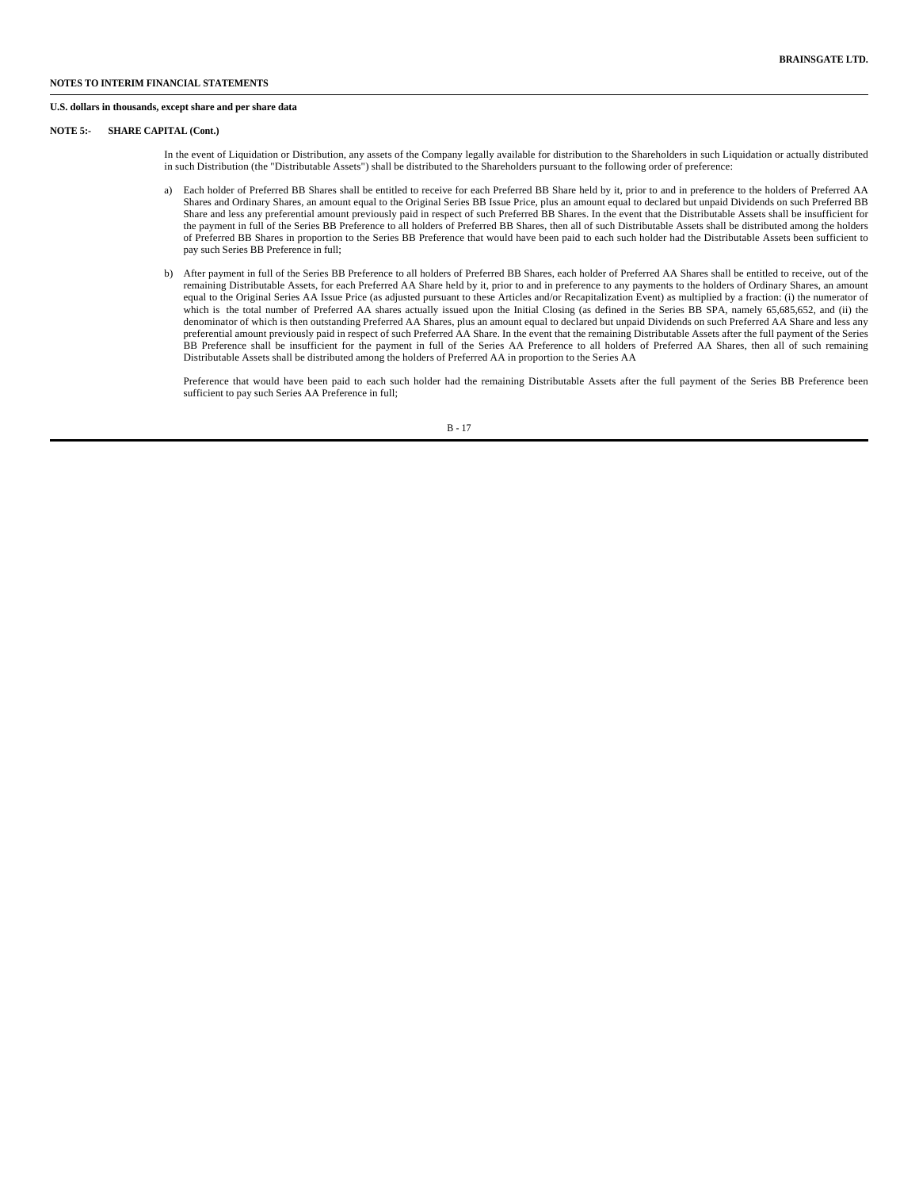**NOTES TO INTERIM FINANCIAL STATEMENTS**

**U.S. dollars in thousands, except share and per share data**

**NOTE 5:- SHARE CAPITAL (Cont.)**

In the event of Liquidation or Distribution, any assets of the Company legally available for distribution to the Shareholders in such Liquidation or actually distributed in such Distribution (the "Distributable Assets") shall be distributed to the Shareholders pursuant to the following order of preference:

a) Each holder of Preferred BB Shares shall be entitled to receive for each Preferred BB Share held by it, prior to and in preference to the holders of Preferred AA Shares and Ordinary Shares, an amount equal to the Original Series BB Issue Price, plus an amount equal to declared but unpaid Dividends on such Preferred BB Share and less any preferential amount previously paid in respect of such Preferred BB Shares. In the event that the Distributable Assets shall be insufficient for the payment in full of the Series BB Preference to all holders of Preferred BB Shares, then all of such Distributable Assets shall be distributed among the holders of Preferred BB Shares in proportion to the Series BB Preference that would have been paid to each such holder had the Distributable Assets been sufficient to pay such Series BB Preference in full;

b) After payment in full of the Series BB Preference to all holders of Preferred BB Shares, each holder of Preferred AA Shares shall be entitled to receive, out of the remaining Distributable Assets, for each Preferred AA Share held by it, prior to and in preference to any payments to the holders of Ordinary Shares, an amount equal to the Original Series AA Issue Price (as adjusted pursuant to these Articles and/or Recapitalization Event) as multiplied by a fraction: (i) the numerator of which is the total number of Preferred AA shares actually issued upon the Initial Closing (as defined in the Series BB SPA, namely 65,685,652, and (ii) the denominator of which is then outstanding Preferred AA Shares, plus an amount equal to declared but unpaid Dividends on such Preferred AA Share and less any preferential amount previously paid in respect of such Preferred AA Share. In the event that the remaining Distributable Assets after the full payment of the Series BB Preference shall be insufficient for the payment in full of the Series AA Preference to all holders of Preferred AA Shares, then all of such remaining Distributable Assets shall be distributed among the holders of Preferred AA in proportion to the Series AA

Preference that would have been paid to each such holder had the remaining Distributable Assets after the full payment of the Series BB Preference been sufficient to pay such Series AA Preference in full;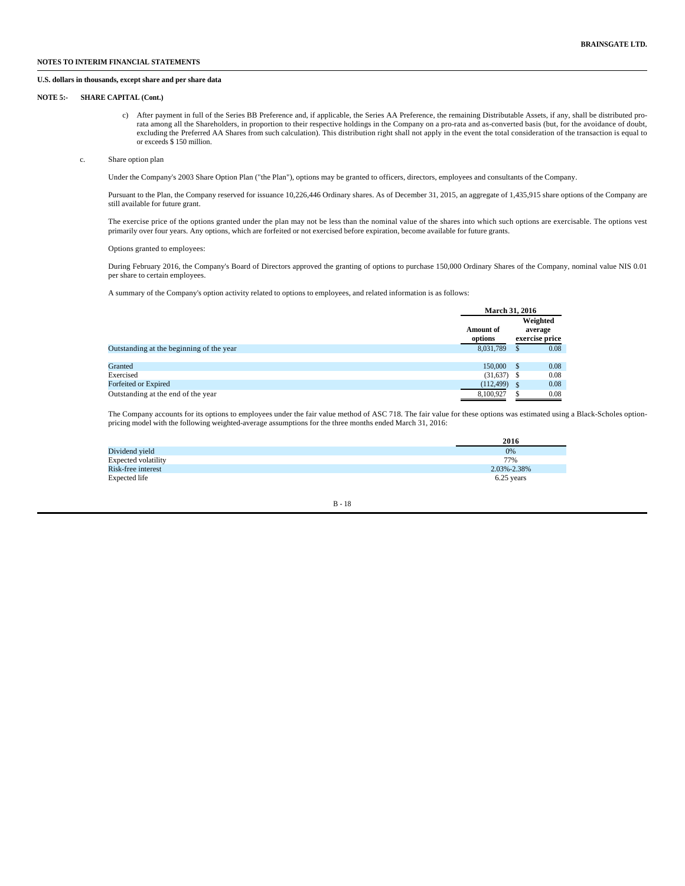**NOTES TO INTERIM FINANCIAL STATEMENTS**

**U.S. dollars in thousands, except share and per share data**

**NOTE 5:- SHARE CAPITAL (Cont.)**

c) After payment in full of the Series BB Preference and, if applicable, the Series AA Preference, the remaining Distributable Assets, if any, shall be distributed pro-rata among all the Shareholders, in proportion to their respective holdings in the Company on a pro-rata and as-converted basis (but, for the avoidance of doubt, excluding the Preferred AA Shares from such calculation). This distribution right shall not apply in the event the total consideration of the transaction is equal to or exceeds $ 150 million.

c. Share option plan

Under the Company's 2003 Share Option Plan ("the Plan"), options may be granted to officers, directors, employees and consultants of the Company.

Pursuant to the Plan, the Company reserved for issuance 10,226,446 Ordinary shares. As of December 31, 2015, an aggregate of 1,435,915 share options of the Company are still available for future grant.

The exercise price of the options granted under the plan may not be less than the nominal value of the shares into which such options are exercisable. The options vest primarily over four years. Any options, which are forfeited or not exercised before expiration, become available for future grants.

Options granted to employees:

During February 2016, the Company's Board of Directors approved the granting of options to purchase 150,000 Ordinary Shares of the Company, nominal value NIS 0.01 per share to certain employees.

A summary of the Company's option activity related to options to employees, and related information is as follows:

| | March 31, 2016 | |
|---|---|---|
| | Amount of options | Weighted average exercise price |
| Outstanding at the beginning of the year | 8,031,789 | $ 0.08 |
| Granted | 150,000 | $ 0.08 |
| Exercised | (31,637) | $ 0.08 |
| Forfeited or Expired | (112,499) | $ 0.08 |
| Outstanding at the end of the year | 8,100,927 | $ 0.08 |

The Company accounts for its options to employees under the fair value method of ASC 718. The fair value for these options was estimated using a Black-Scholes option-pricing model with the following weighted-average assumptions for the three months ended March 31, 2016:

| | 2016 |
|---|---|
| Dividend yield | 0% |
| Expected volatility | 77% |
| Risk-free interest | 2.03%-2.38% |
| Expected life | 6.25 years |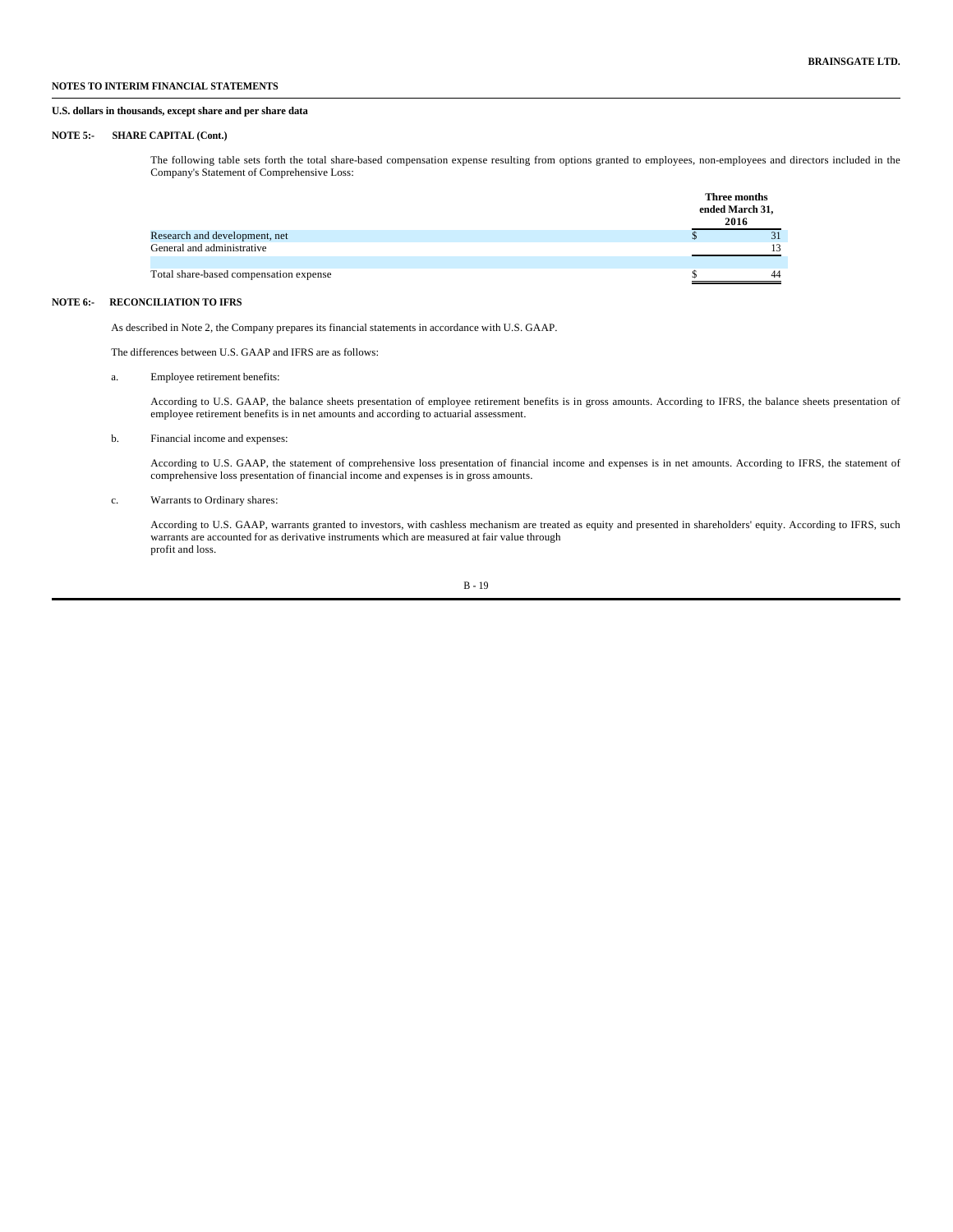**NOTES TO INTERIM FINANCIAL STATEMENTS**

**U.S. dollars in thousands, except share and per share data**

**NOTE 5:- SHARE CAPITAL (Cont.)**

The following table sets forth the total share-based compensation expense resulting from options granted to employees, non-employees and directors included in the Company's Statement of Comprehensive Loss:

| | Three months ended March 31, 2016 |
|---|---|
| Research and development, net | $ 31 |
| General and administrative | 13 |
| | |
| Total share-based compensation expense | $ 44 |

**NOTE 6:- RECONCILIATION TO IFRS**

As described in Note 2, the Company prepares its financial statements in accordance with U.S. GAAP.

The differences between U.S. GAAP and IFRS are as follows:

a. Employee retirement benefits:

According to U.S. GAAP, the balance sheets presentation of employee retirement benefits is in gross amounts. According to IFRS, the balance sheets presentation of employee retirement benefits is in net amounts and according to actuarial assessment.

b. Financial income and expenses:

According to U.S. GAAP, the statement of comprehensive loss presentation of financial income and expenses is in net amounts. According to IFRS, the statement of comprehensive loss presentation of financial income and expenses is in gross amounts.

c. Warrants to Ordinary shares:

According to U.S. GAAP, warrants granted to investors, with cashless mechanism are treated as equity and presented in shareholders' equity. According to IFRS, such warrants are accounted for as derivative instruments which are measured at fair value through profit and loss.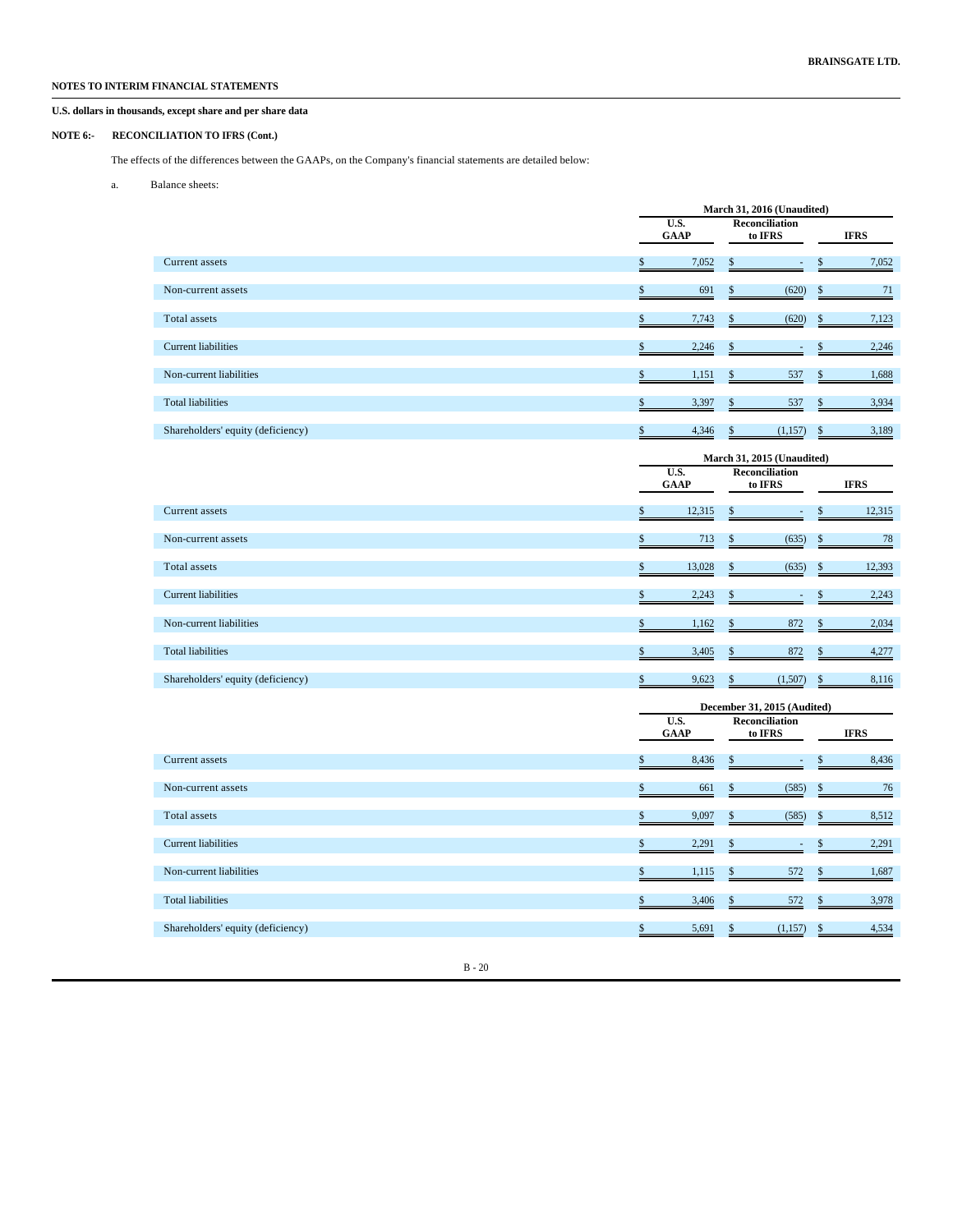**NOTES TO INTERIM FINANCIAL STATEMENTS**

**U.S. dollars in thousands, except share and per share data**

**NOTE 6:- RECONCILIATION TO IFRS (Cont.)**

The effects of the differences between the GAAPs, on the Company's financial statements are detailed below:

a. Balance sheets:

| | March 31, 2016 (Unaudited) | | |
|---|---|---|---|
| | U.S. GAAP | Reconciliation to IFRS | IFRS |
| Current assets | $ 7,052 | $ - | $ 7,052 |
| Non-current assets | $ 691 | $ (620) | $ 71 |
| Total assets | $ 7,743 | $ (620) | $ 7,123 |
| Current liabilities | $ 2,246 | $ - | $ 2,246 |
| Non-current liabilities | $ 1,151 | $ 537 | $ 1,688 |
| Total liabilities | $ 3,397 | $ 537 | $ 3,934 |
| Shareholders' equity (deficiency) | $ 4,346 | $ (1,157) | $ 3,189 |

| | March 31, 2015 (Unaudited) | | |
|---|---|---|---|
| | U.S. GAAP | Reconciliation to IFRS | IFRS |
| Current assets | $ 12,315 | $ - | $ 12,315 |
| Non-current assets | $ 713 | $ (635) | $ 78 |
| Total assets | $ 13,028 | $ (635) | $ 12,393 |
| Current liabilities | $ 2,243 | $ - | $ 2,243 |
| Non-current liabilities | $ 1,162 | $ 872 | $ 2,034 |
| Total liabilities | $ 3,405 | $ 872 | $ 4,277 |
| Shareholders' equity (deficiency) | $ 9,623 | $ (1,507) | $ 8,116 |

| | December 31, 2015 (Audited) | | |
|---|---|---|---|
| | U.S. GAAP | Reconciliation to IFRS | IFRS |
| Current assets | $ 8,436 | $ - | $ 8,436 |
| Non-current assets | $ 661 | $ (585) | $ 76 |
| Total assets | $ 9,097 | $ (585) | $ 8,512 |
| Current liabilities | $ 2,291 | $ - | $ 2,291 |
| Non-current liabilities | $ 1,115 | $ 572 | $ 1,687 |
| Total liabilities | $ 3,406 | $ 572 | $ 3,978 |
| Shareholders' equity (deficiency) | $ 5,691 | $ (1,157) | $ 4,534 |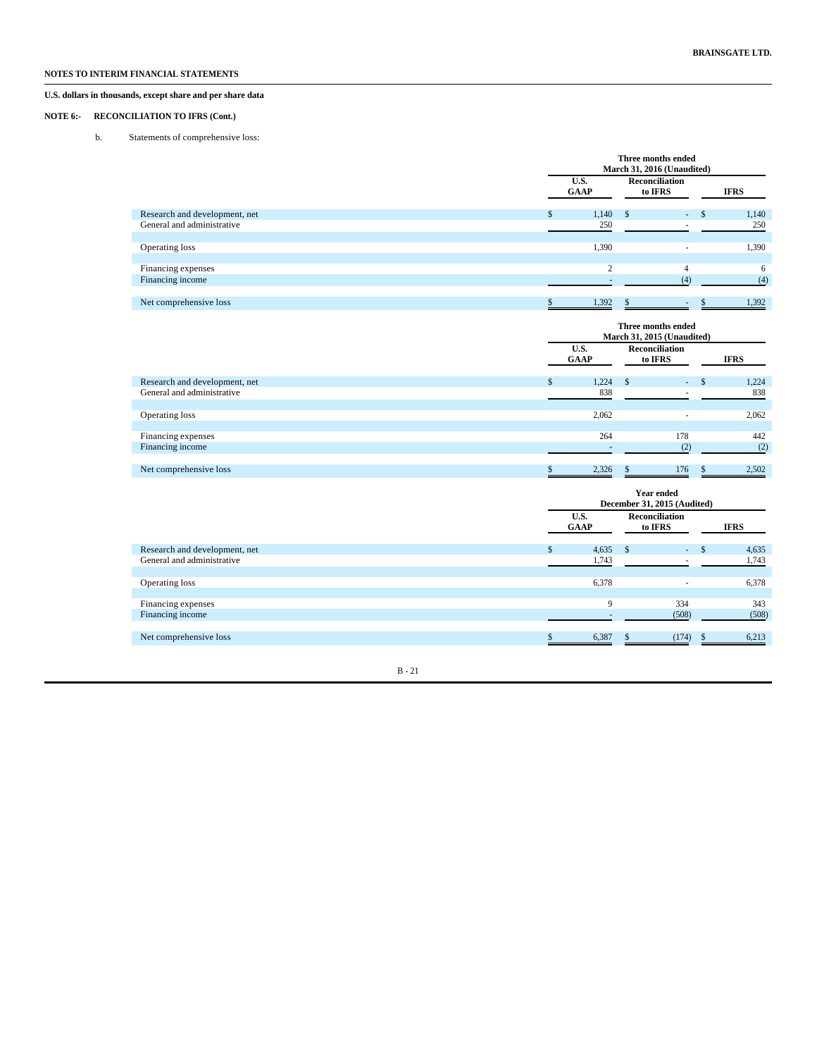**NOTES TO INTERIM FINANCIAL STATEMENTS**

**U.S. dollars in thousands, except share and per share data**

**NOTE 6:- RECONCILIATION TO IFRS (Cont.)**

b. Statements of comprehensive loss:

| | Three months ended March 31, 2016 (Unaudited) | | |
|---|---|---|---|
| | **U.S. GAAP** | **Reconciliation to IFRS** | **IFRS** |
| Research and development, net | $ 1,140 | $ - | $ 1,140 |
| General and administrative | 250 | - | 250 |
| Operating loss | 1,390 | - | 1,390 |
| Financing expenses | 2 | 4 | 6 |
| Financing income | - | (4) | (4) |
| Net comprehensive loss | $ 1,392 | $ - | $ 1,392 |

| | Three months ended March 31, 2015 (Unaudited) | | |
|---|---|---|---|
| | **U.S. GAAP** | **Reconciliation to IFRS** | **IFRS** |
| Research and development, net | $ 1,224 | $ - | $ 1,224 |
| General and administrative | 838 | - | 838 |
| Operating loss | 2,062 | - | 2,062 |
| Financing expenses | 264 | 178 | 442 |
| Financing income | - | (2) | (2) |
| Net comprehensive loss | $ 2,326 | $ 176 | $ 2,502 |

| | Year ended December 31, 2015 (Audited) | | |
|---|---|---|---|
| | **U.S. GAAP** | **Reconciliation to IFRS** | **IFRS** |
| Research and development, net | $ 4,635 | $ - | $ 4,635 |
| General and administrative | 1,743 | - | 1,743 |
| Operating loss | 6,378 | - | 6,378 |
| Financing expenses | 9 | 334 | 343 |
| Financing income | - | (508) | (508) |
| Net comprehensive loss | $ 6,387 | $ (174) | $ 6,213 |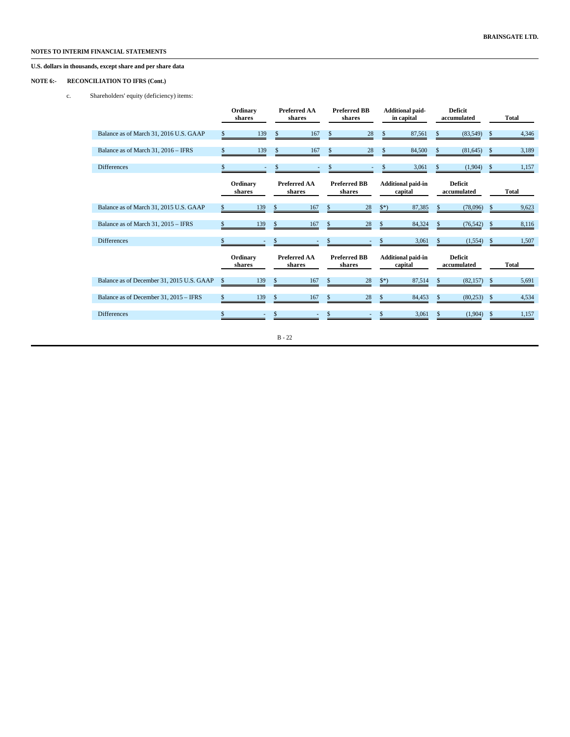**BRAINSGATE LTD.**

**NOTES TO INTERIM FINANCIAL STATEMENTS**

**U.S. dollars in thousands, except share and per share data**

**NOTE 6:- RECONCILIATION TO IFRS (Cont.)**

c. Shareholders' equity (deficiency) items:

| | Ordinary shares | Preferred AA shares | Preferred BB shares | Additional paid-in capital | Deficit accumulated | Total |
|---|---|---|---|---|---|---|
| Balance as of March 31, 2016 U.S. GAAP | $ 139 | $ 167 | $ 28 | $ 87,561 | $ (83,549) | $ 4,346 |
| Balance as of March 31, 2016 – IFRS | $ 139 | $ 167 | $ 28 | $ 84,500 | $ (81,645) | $ 3,189 |
| Differences | $ - | $ - | $ - | $ 3,061 | $ (1,904) | $ 1,157 |

| | Ordinary shares | Preferred AA shares | Preferred BB shares | Additional paid-in capital | Deficit accumulated | Total |
|---|---|---|---|---|---|---|
| Balance as of March 31, 2015 U.S. GAAP | $ 139 | $ 167 | $ 28 | $*) 87,385 | $ (78,096) | $ 9,623 |
| Balance as of March 31, 2015 – IFRS | $ 139 | $ 167 | $ 28 | $ 84,324 | $ (76,542) | $ 8,116 |
| Differences | $ - | $ - | $ - | $ 3,061 | $ (1,554) | $ 1,507 |

| | Ordinary shares | Preferred AA shares | Preferred BB shares | Additional paid-in capital | Deficit accumulated | Total |
|---|---|---|---|---|---|---|
| Balance as of December 31, 2015 U.S. GAAP | $ 139 | $ 167 | $ 28 | $*) 87,514 | $ (82,157) | $ 5,691 |
| Balance as of December 31, 2015 – IFRS | $ 139 | $ 167 | $ 28 | $ 84,453 | $ (80,253) | $ 4,534 |
| Differences | $ - | $ - | $ - | $ 3,061 | $ (1,904) | $ 1,157 |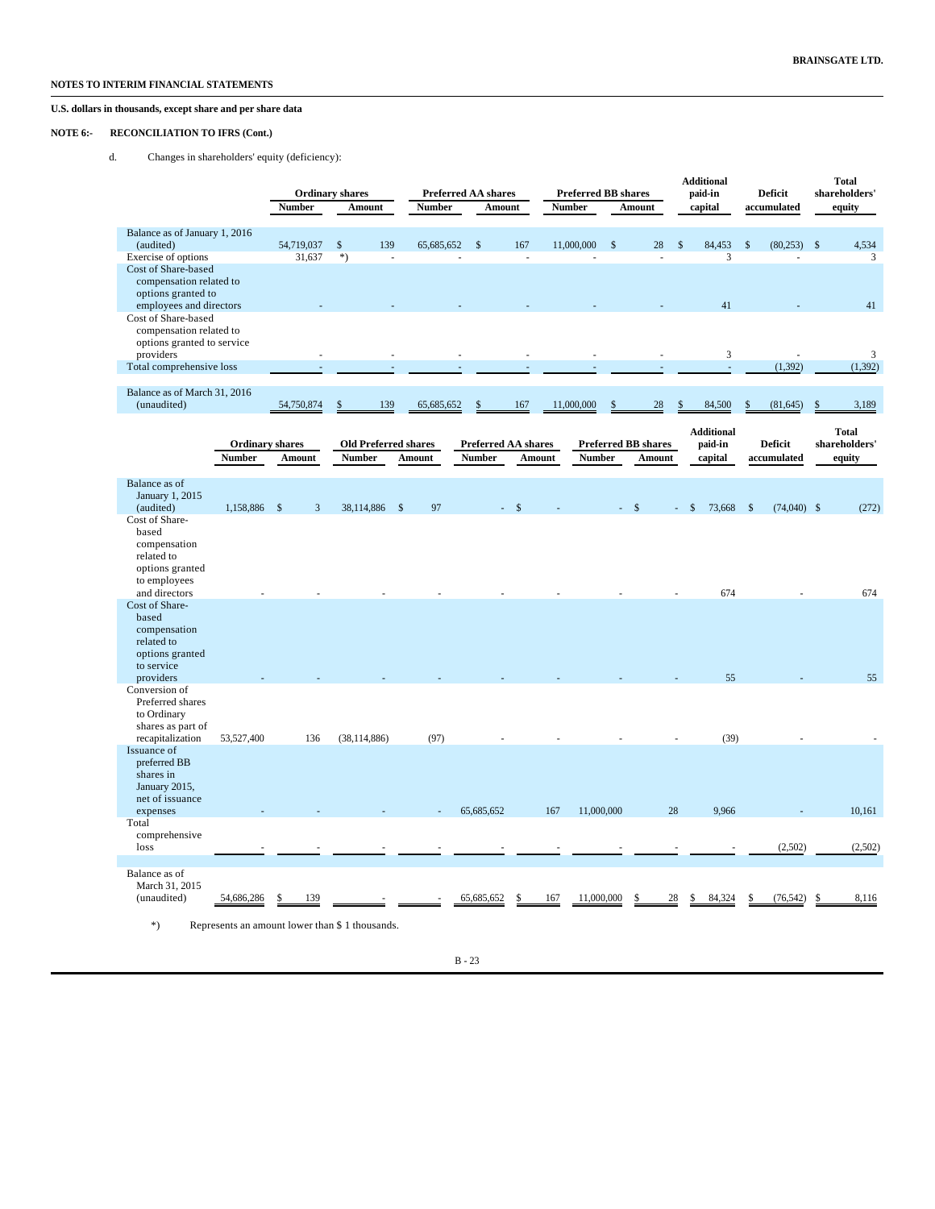BRAINSGATE LTD.

**NOTES TO INTERIM FINANCIAL STATEMENTS**

**U.S. dollars in thousands, except share and per share data**

**NOTE 6:- RECONCILIATION TO IFRS (Cont.)**

d. Changes in shareholders' equity (deficiency):

| | Ordinary shares | | Preferred AA shares | | Preferred BB shares | | Additional paid-in capital | Deficit accumulated | Total shareholders' equity |
|---|---|---|---|---|---|---|---|---|---|
| | Number | Amount | Number | Amount | Number | Amount | | | |
| Balance as of January 1, 2016 (audited) | 54,719,037 | $ 139 | 65,685,652 | $ 167 | 11,000,000 | $ 28 | $ 84,453 | $ (80,253) | $ 4,534 |
| Exercise of options | 31,637 | *) - | - | - | - | - | 3 | - | 3 |
| Cost of Share-based compensation related to options granted to employees and directors | - | - | - | - | - | - | 41 | - | 41 |
| Cost of Share-based compensation related to options granted to service providers | - | - | - | - | - | - | 3 | - | 3 |
| Total comprehensive loss | - | - | - | - | - | - | - | (1,392) | (1,392) |
| Balance as of March 31, 2016 (unaudited) | 54,750,874 | $ 139 | 65,685,652 | $ 167 | 11,000,000 | $ 28 | $ 84,500 | $ (81,645) | $ 3,189 |

| | Ordinary shares | | Old Preferred shares | | Preferred AA shares | | Preferred BB shares | | Additional paid-in capital | Deficit accumulated | Total shareholders' equity |
|---|---|---|---|---|---|---|---|---|---|---|---|
| | Number | Amount | Number | Amount | Number | Amount | Number | Amount | | | |
| Balance as of January 1, 2015 (audited) | 1,158,886 | $ 3 | 38,114,886 | $ 97 | - | $ - | - | $ - | $ 73,668 | $ (74,040) | $ (272) |
| Cost of Share-based compensation related to options granted to employees and directors | - | - | - | - | - | - | - | - | 674 | - | 674 |
| Cost of Share-based compensation related to options granted to service providers | - | - | - | - | - | - | - | - | 55 | - | 55 |
| Conversion of Preferred shares to Ordinary shares as part of recapitalization | 53,527,400 | 136 | (38,114,886) | (97) | - | - | - | - | (39) | - | - |
| Issuance of preferred BB shares in January 2015, net of issuance expenses | - | - | - | - | 65,685,652 | 167 | 11,000,000 | 28 | 9,966 | - | 10,161 |
| Total comprehensive loss | - | - | - | - | - | - | - | - | - | (2,502) | (2,502) |
| Balance as of March 31, 2015 (unaudited) | 54,686,286 | $ 139 | - | - | 65,685,652 | $ 167 | 11,000,000 | $ 28 | $ 84,324 | $ (76,542) | $ 8,116 |

*) Represents an amount lower than $ 1 thousands.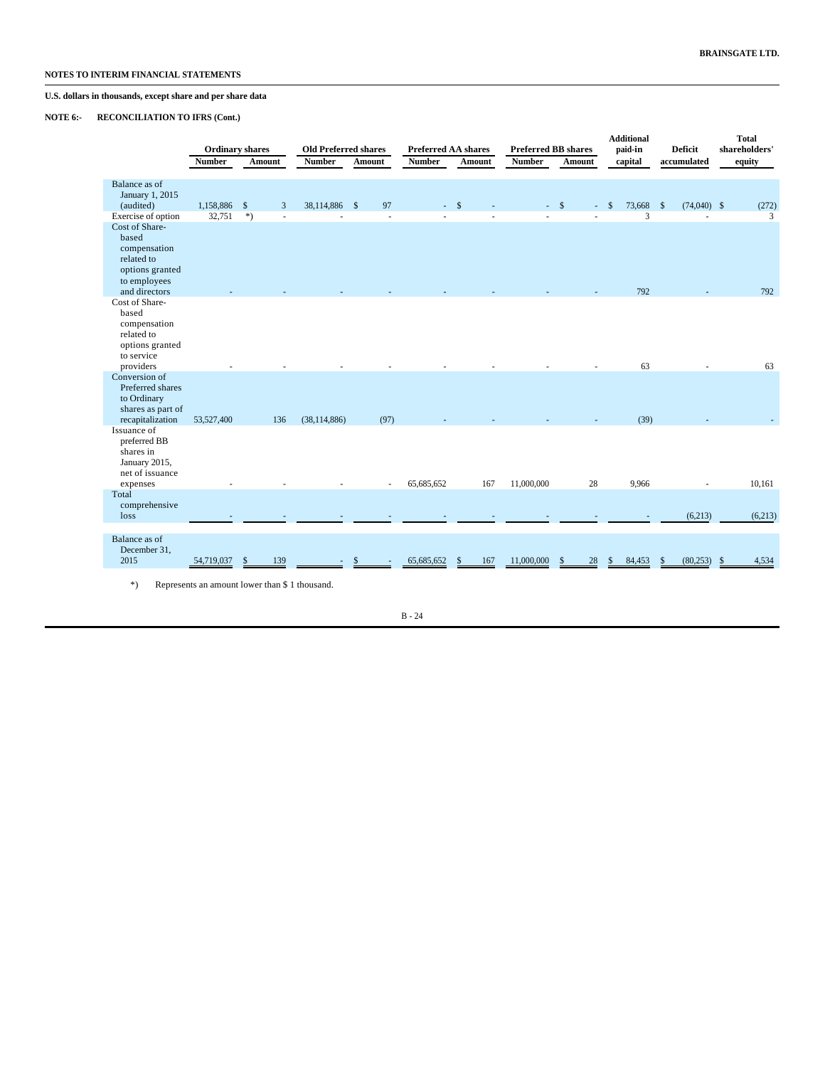**NOTES TO INTERIM FINANCIAL STATEMENTS**

**U.S. dollars in thousands, except share and per share data**

**NOTE 6:- RECONCILIATION TO IFRS (Cont.)**

| | Ordinary shares | | Old Preferred shares | | Preferred AA shares | | Preferred BB shares | | Additional paid-in capital | Deficit accumulated | Total shareholders' equity |
|---|---|---|---|---|---|---|---|---|---|---|---|
| | Number | Amount | Number | Amount | Number | Amount | Number | Amount | | | |
| Balance as of January 1, 2015 (audited) | 1,158,886 | $ 3 | 38,114,886 | $ 97 | - | $ - | - | $ - | $ 73,668 | $ (74,040) | $ (272) |
| Exercise of option | 32,751 | *) | - | - | - | - | - | - | 3 | - | 3 |
| Cost of Share-based compensation related to options granted to employees and directors | - | - | - | - | - | - | - | - | 792 | - | 792 |
| Cost of Share-based compensation related to options granted to service providers | - | - | - | - | - | - | - | - | 63 | - | 63 |
| Conversion of Preferred shares to Ordinary shares as part of recapitalization | 53,527,400 | 136 | (38,114,886) | (97) | - | - | - | - | (39) | - | - |
| Issuance of preferred BB shares in January 2015, net of issuance expenses | - | - | - | - | 65,685,652 | 167 | 11,000,000 | 28 | 9,966 | - | 10,161 |
| Total comprehensive loss | - | - | - | - | - | - | - | - | - | (6,213) | (6,213) |
| Balance as of December 31, 2015 | 54,719,037 | $ 139 | - | $ - | 65,685,652 | $ 167 | 11,000,000 | $ 28 | $ 84,453 | $ (80,253) | $ 4,534 |

*) Represents an amount lower than $ 1 thousand.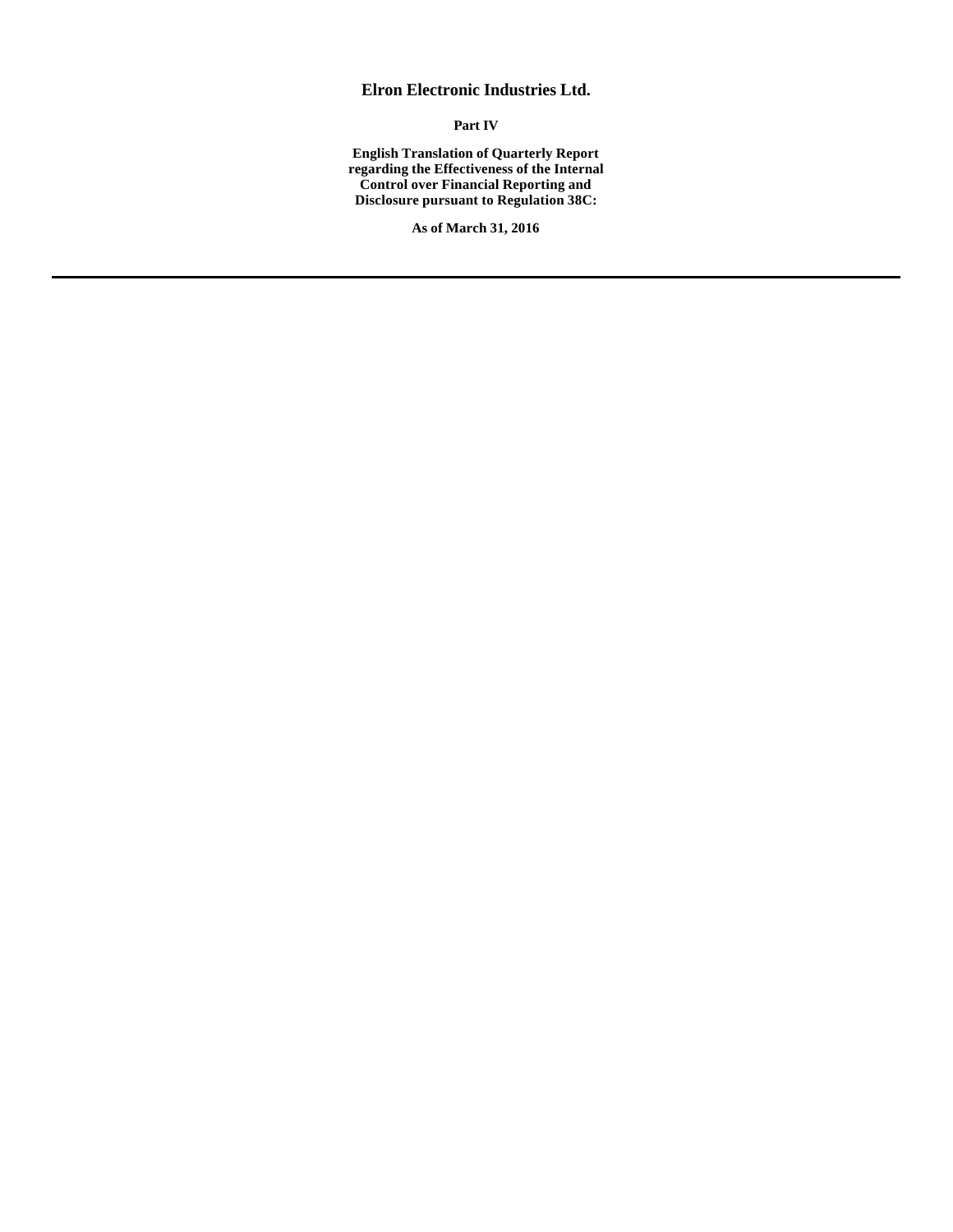# Elron Electronic Industries Ltd.

**Part IV**

**English Translation of Quarterly Report regarding the Effectiveness of the Internal Control over Financial Reporting and Disclosure pursuant to Regulation 38C:**

**As of March 31, 2016**

---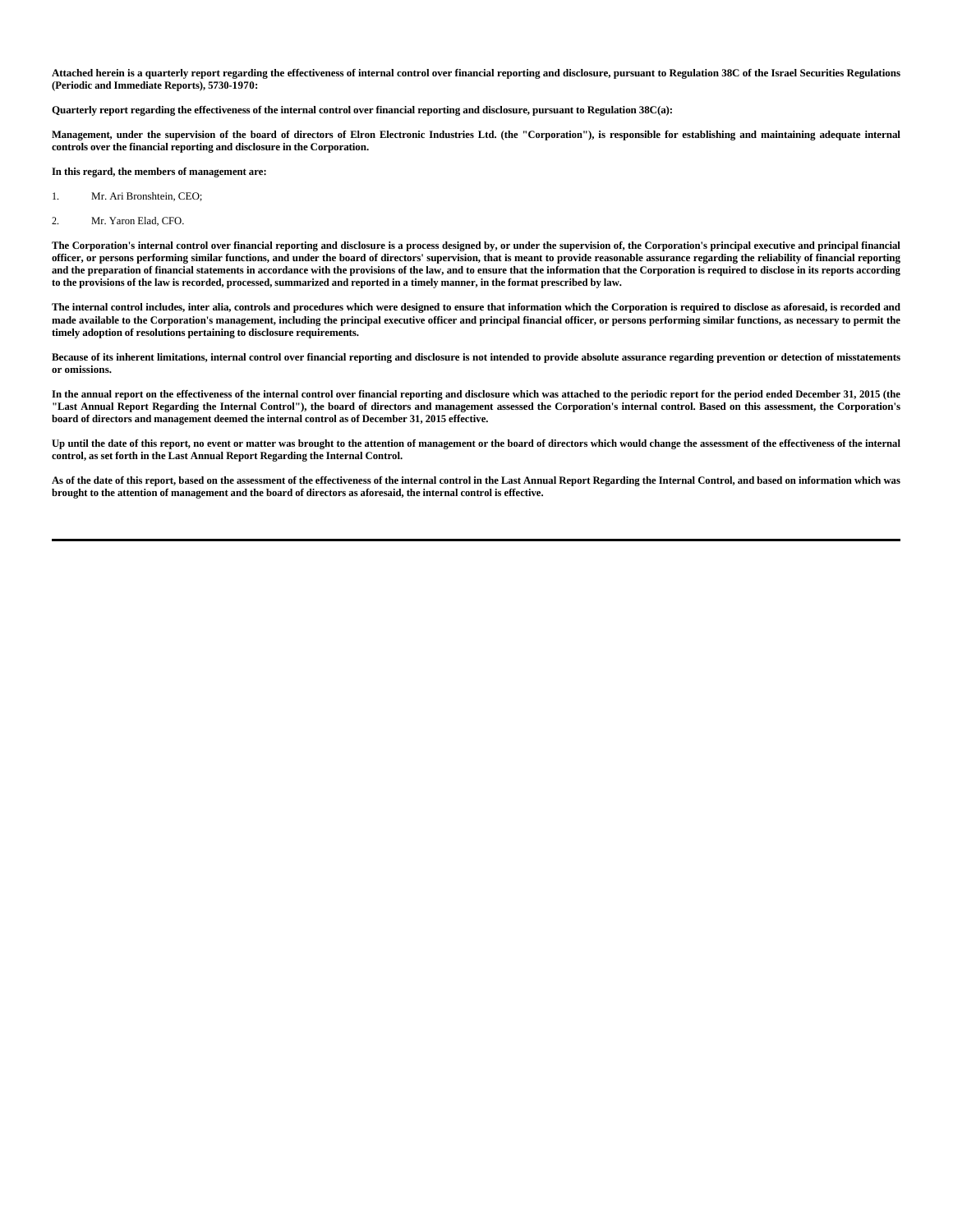**Attached herein is a quarterly report regarding the effectiveness of internal control over financial reporting and disclosure, pursuant to Regulation 38C of the Israel Securities Regulations (Periodic and Immediate Reports), 5730-1970:**

**Quarterly report regarding the effectiveness of the internal control over financial reporting and disclosure, pursuant to Regulation 38C(a):**

**Management, under the supervision of the board of directors of Elron Electronic Industries Ltd. (the "Corporation"), is responsible for establishing and maintaining adequate internal controls over the financial reporting and disclosure in the Corporation.**

**In this regard, the members of management are:**

1. Mr. Ari Bronshtein, CEO;
2. Mr. Yaron Elad, CFO.

**The Corporation's internal control over financial reporting and disclosure is a process designed by, or under the supervision of, the Corporation's principal executive and principal financial officer, or persons performing similar functions, and under the board of directors' supervision, that is meant to provide reasonable assurance regarding the reliability of financial reporting and the preparation of financial statements in accordance with the provisions of the law, and to ensure that the information that the Corporation is required to disclose in its reports according to the provisions of the law is recorded, processed, summarized and reported in a timely manner, in the format prescribed by law.**

**The internal control includes, inter alia, controls and procedures which were designed to ensure that information which the Corporation is required to disclose as aforesaid, is recorded and made available to the Corporation's management, including the principal executive officer and principal financial officer, or persons performing similar functions, as necessary to permit the timely adoption of resolutions pertaining to disclosure requirements.**

**Because of its inherent limitations, internal control over financial reporting and disclosure is not intended to provide absolute assurance regarding prevention or detection of misstatements or omissions.**

**In the annual report on the effectiveness of the internal control over financial reporting and disclosure which was attached to the periodic report for the period ended December 31, 2015 (the "Last Annual Report Regarding the Internal Control"), the board of directors and management assessed the Corporation's internal control. Based on this assessment, the Corporation's board of directors and management deemed the internal control as of December 31, 2015 effective.**

**Up until the date of this report, no event or matter was brought to the attention of management or the board of directors which would change the assessment of the effectiveness of the internal control, as set forth in the Last Annual Report Regarding the Internal Control.**

**As of the date of this report, based on the assessment of the effectiveness of the internal control in the Last Annual Report Regarding the Internal Control, and based on information which was brought to the attention of management and the board of directors as aforesaid, the internal control is effective.**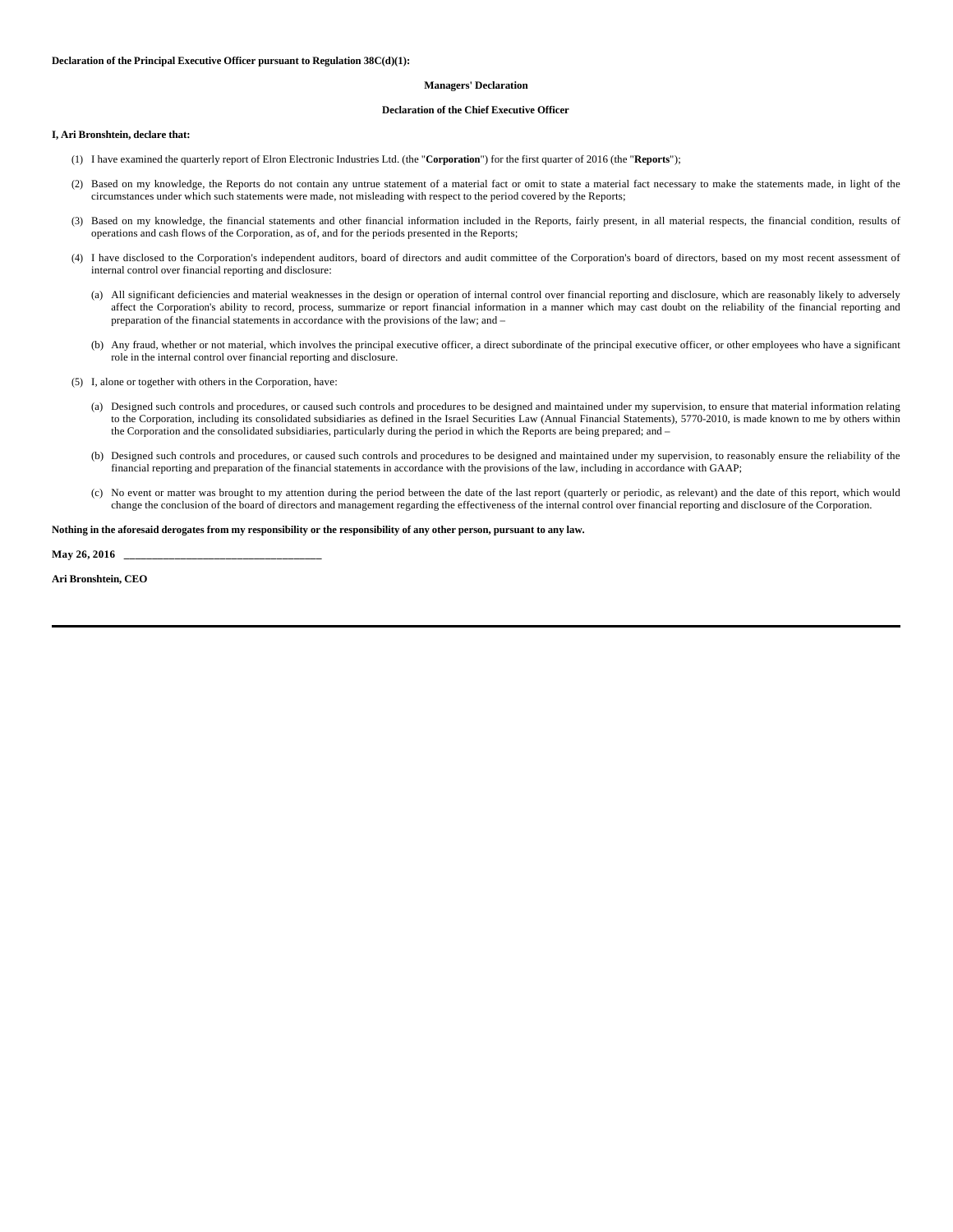**Declaration of the Principal Executive Officer pursuant to Regulation 38C(d)(1):**

**Managers' Declaration**

**Declaration of the Chief Executive Officer**

**I, Ari Bronshtein, declare that:**

(1) I have examined the quarterly report of Elron Electronic Industries Ltd. (the "**Corporation**") for the first quarter of 2016 (the "**Reports**");

(2) Based on my knowledge, the Reports do not contain any untrue statement of a material fact or omit to state a material fact necessary to make the statements made, in light of the circumstances under which such statements were made, not misleading with respect to the period covered by the Reports;

(3) Based on my knowledge, the financial statements and other financial information included in the Reports, fairly present, in all material respects, the financial condition, results of operations and cash flows of the Corporation, as of, and for the periods presented in the Reports;

(4) I have disclosed to the Corporation's independent auditors, board of directors and audit committee of the Corporation's board of directors, based on my most recent assessment of internal control over financial reporting and disclosure:

(a) All significant deficiencies and material weaknesses in the design or operation of internal control over financial reporting and disclosure, which are reasonably likely to adversely affect the Corporation's ability to record, process, summarize or report financial information in a manner which may cast doubt on the reliability of the financial reporting and preparation of the financial statements in accordance with the provisions of the law; and –

(b) Any fraud, whether or not material, which involves the principal executive officer, a direct subordinate of the principal executive officer, or other employees who have a significant role in the internal control over financial reporting and disclosure.

(5) I, alone or together with others in the Corporation, have:

(a) Designed such controls and procedures, or caused such controls and procedures to be designed and maintained under my supervision, to ensure that material information relating to the Corporation, including its consolidated subsidiaries as defined in the Israel Securities Law (Annual Financial Statements), 5770-2010, is made known to me by others within the Corporation and the consolidated subsidiaries, particularly during the period in which the Reports are being prepared; and –

(b) Designed such controls and procedures, or caused such controls and procedures to be designed and maintained under my supervision, to reasonably ensure the reliability of the financial reporting and preparation of the financial statements in accordance with the provisions of the law, including in accordance with GAAP;

(c) No event or matter was brought to my attention during the period between the date of the last report (quarterly or periodic, as relevant) and the date of this report, which would change the conclusion of the board of directors and management regarding the effectiveness of the internal control over financial reporting and disclosure of the Corporation.

**Nothing in the aforesaid derogates from my responsibility or the responsibility of any other person, pursuant to any law.**

**May 26, 2016** ___________________________________

**Ari Bronshtein, CEO**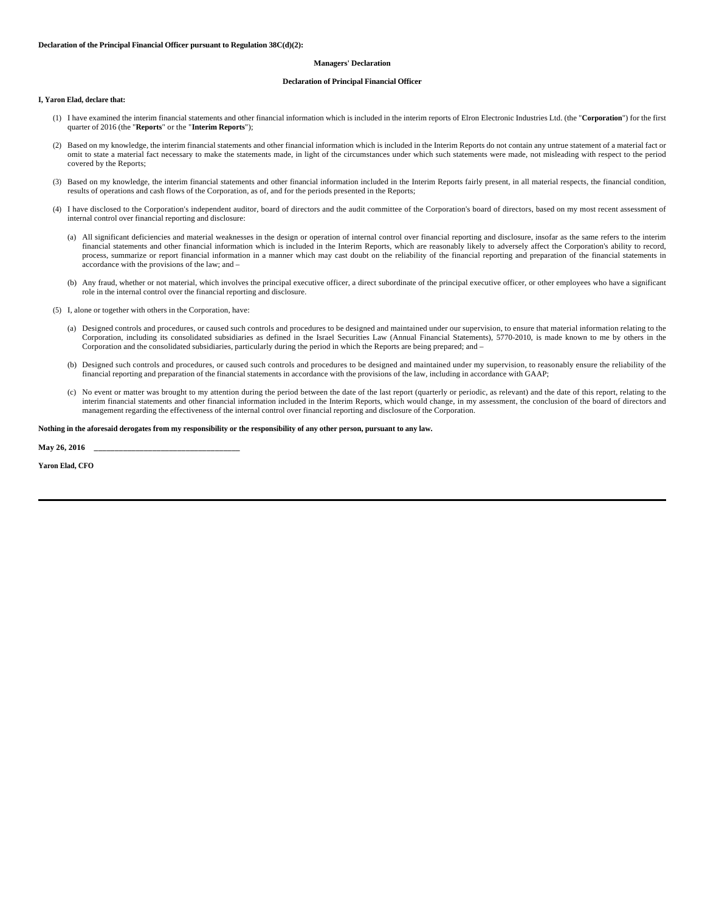**Declaration of the Principal Financial Officer pursuant to Regulation 38C(d)(2):**

**Managers' Declaration**

**Declaration of Principal Financial Officer**

**I, Yaron Elad, declare that:**

(1) I have examined the interim financial statements and other financial information which is included in the interim reports of Elron Electronic Industries Ltd. (the "**Corporation**") for the first quarter of 2016 (the "**Reports**" or the "**Interim Reports**");

(2) Based on my knowledge, the interim financial statements and other financial information which is included in the Interim Reports do not contain any untrue statement of a material fact or omit to state a material fact necessary to make the statements made, in light of the circumstances under which such statements were made, not misleading with respect to the period covered by the Reports;

(3) Based on my knowledge, the interim financial statements and other financial information included in the Interim Reports fairly present, in all material respects, the financial condition, results of operations and cash flows of the Corporation, as of, and for the periods presented in the Reports;

(4) I have disclosed to the Corporation's independent auditor, board of directors and the audit committee of the Corporation's board of directors, based on my most recent assessment of internal control over financial reporting and disclosure:

(a) All significant deficiencies and material weaknesses in the design or operation of internal control over financial reporting and disclosure, insofar as the same refers to the interim financial statements and other financial information which is included in the Interim Reports, which are reasonably likely to adversely affect the Corporation's ability to record, process, summarize or report financial information in a manner which may cast doubt on the reliability of the financial reporting and preparation of the financial statements in accordance with the provisions of the law; and –

(b) Any fraud, whether or not material, which involves the principal executive officer, a direct subordinate of the principal executive officer, or other employees who have a significant role in the internal control over the financial reporting and disclosure.

(5) I, alone or together with others in the Corporation, have:

(a) Designed controls and procedures, or caused such controls and procedures to be designed and maintained under our supervision, to ensure that material information relating to the Corporation, including its consolidated subsidiaries as defined in the Israel Securities Law (Annual Financial Statements), 5770-2010, is made known to me by others in the Corporation and the consolidated subsidiaries, particularly during the period in which the Reports are being prepared; and –

(b) Designed such controls and procedures, or caused such controls and procedures to be designed and maintained under my supervision, to reasonably ensure the reliability of the financial reporting and preparation of the financial statements in accordance with the provisions of the law, including in accordance with GAAP;

(c) No event or matter was brought to my attention during the period between the date of the last report (quarterly or periodic, as relevant) and the date of this report, relating to the interim financial statements and other financial information included in the Interim Reports, which would change, in my assessment, the conclusion of the board of directors and management regarding the effectiveness of the internal control over financial reporting and disclosure of the Corporation.

**Nothing in the aforesaid derogates from my responsibility or the responsibility of any other person, pursuant to any law.**

**May 26, 2016** ___________________________________

**Yaron Elad, CFO**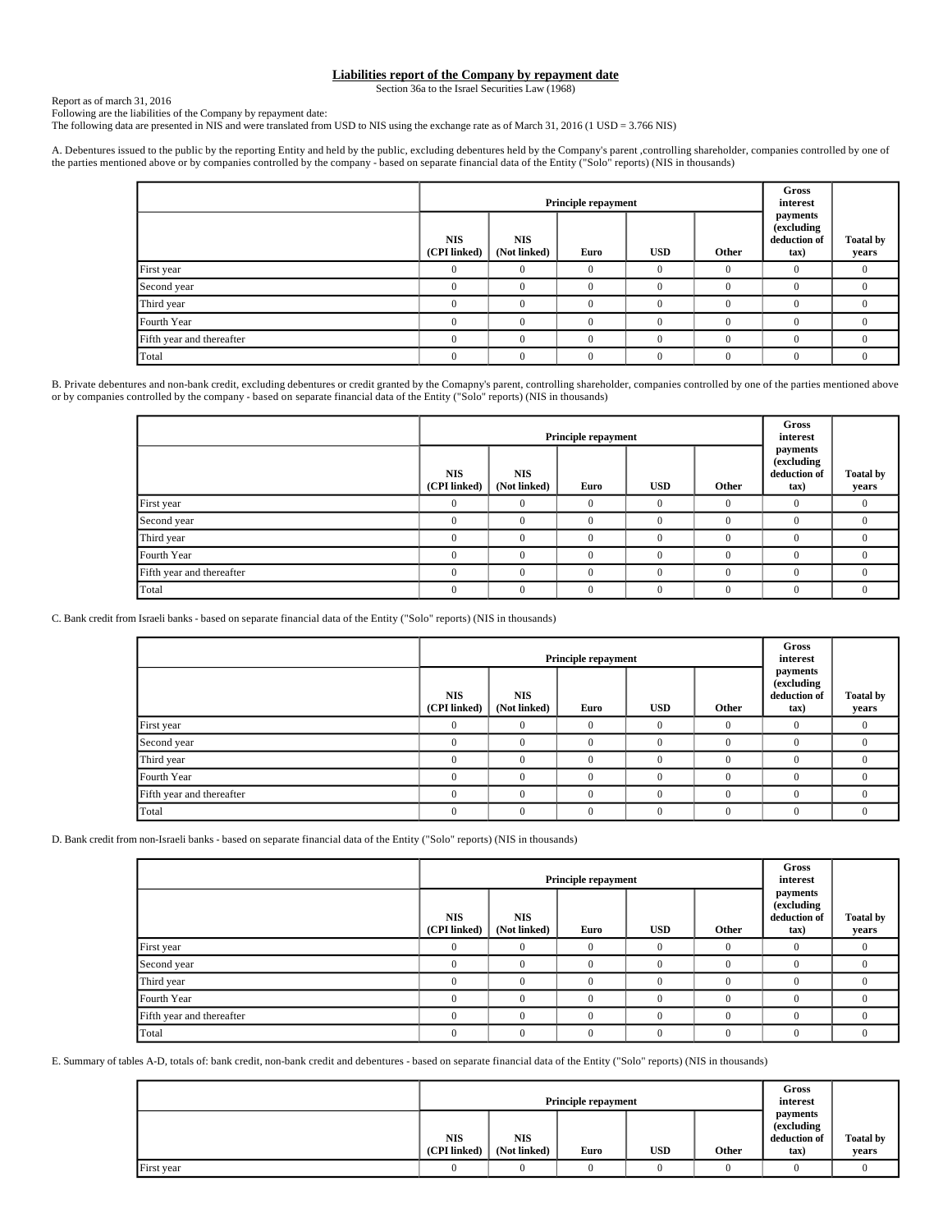## Liabilities report of the Company by repayment date

Section 36a to the Israel Securities Law (1968)

Report as of march 31, 2016

Following are the liabilities of the Company by repayment date:

The following data are presented in NIS and were translated from USD to NIS using the exchange rate as of March 31, 2016 (1 USD = 3.766 NIS)

A. Debentures issued to the public by the reporting Entity and held by the public, excluding debentures held by the Company's parent ,controlling shareholder, companies controlled by one of the parties mentioned above or by companies controlled by the company - based on separate financial data of the Entity ("Solo" reports) (NIS in thousands)

| | Principle repayment | | | | | Gross interest payments (excluding deduction of tax) | Toatal by years |
|---|---|---|---|---|---|---|---|
| | NIS (CPI linked) | NIS (Not linked) | Euro | USD | Other | | |
| First year | 0 | 0 | 0 | 0 | 0 | 0 | 0 |
| Second year | 0 | 0 | 0 | 0 | 0 | 0 | 0 |
| Third year | 0 | 0 | 0 | 0 | 0 | 0 | 0 |
| Fourth Year | 0 | 0 | 0 | 0 | 0 | 0 | 0 |
| Fifth year and thereafter | 0 | 0 | 0 | 0 | 0 | 0 | 0 |
| Total | 0 | 0 | 0 | 0 | 0 | 0 | 0 |

B. Private debentures and non-bank credit, excluding debentures or credit granted by the Comapny's parent, controlling shareholder, companies controlled by one of the parties mentioned above or by companies controlled by the company - based on separate financial data of the Entity ("Solo" reports) (NIS in thousands)

| | Principle repayment | | | | | Gross interest payments (excluding deduction of tax) | Toatal by years |
|---|---|---|---|---|---|---|---|
| | NIS (CPI linked) | NIS (Not linked) | Euro | USD | Other | | |
| First year | 0 | 0 | 0 | 0 | 0 | 0 | 0 |
| Second year | 0 | 0 | 0 | 0 | 0 | 0 | 0 |
| Third year | 0 | 0 | 0 | 0 | 0 | 0 | 0 |
| Fourth Year | 0 | 0 | 0 | 0 | 0 | 0 | 0 |
| Fifth year and thereafter | 0 | 0 | 0 | 0 | 0 | 0 | 0 |
| Total | 0 | 0 | 0 | 0 | 0 | 0 | 0 |

C. Bank credit from Israeli banks - based on separate financial data of the Entity ("Solo" reports) (NIS in thousands)

| | Principle repayment | | | | | Gross interest payments (excluding deduction of tax) | Toatal by years |
|---|---|---|---|---|---|---|---|
| | NIS (CPI linked) | NIS (Not linked) | Euro | USD | Other | | |
| First year | 0 | 0 | 0 | 0 | 0 | 0 | 0 |
| Second year | 0 | 0 | 0 | 0 | 0 | 0 | 0 |
| Third year | 0 | 0 | 0 | 0 | 0 | 0 | 0 |
| Fourth Year | 0 | 0 | 0 | 0 | 0 | 0 | 0 |
| Fifth year and thereafter | 0 | 0 | 0 | 0 | 0 | 0 | 0 |
| Total | 0 | 0 | 0 | 0 | 0 | 0 | 0 |

D. Bank credit from non-Israeli banks - based on separate financial data of the Entity ("Solo" reports) (NIS in thousands)

| | Principle repayment | | | | | Gross interest payments (excluding deduction of tax) | Toatal by years |
|---|---|---|---|---|---|---|---|
| | NIS (CPI linked) | NIS (Not linked) | Euro | USD | Other | | |
| First year | 0 | 0 | 0 | 0 | 0 | 0 | 0 |
| Second year | 0 | 0 | 0 | 0 | 0 | 0 | 0 |
| Third year | 0 | 0 | 0 | 0 | 0 | 0 | 0 |
| Fourth Year | 0 | 0 | 0 | 0 | 0 | 0 | 0 |
| Fifth year and thereafter | 0 | 0 | 0 | 0 | 0 | 0 | 0 |
| Total | 0 | 0 | 0 | 0 | 0 | 0 | 0 |

E. Summary of tables A-D, totals of: bank credit, non-bank credit and debentures - based on separate financial data of the Entity ("Solo" reports) (NIS in thousands)

| | Principle repayment | | | | | Gross interest payments (excluding deduction of tax) | Toatal by years |
|---|---|---|---|---|---|---|---|
| | NIS (CPI linked) | NIS (Not linked) | Euro | USD | Other | | |
| First year | 0 | 0 | 0 | 0 | 0 | 0 | 0 |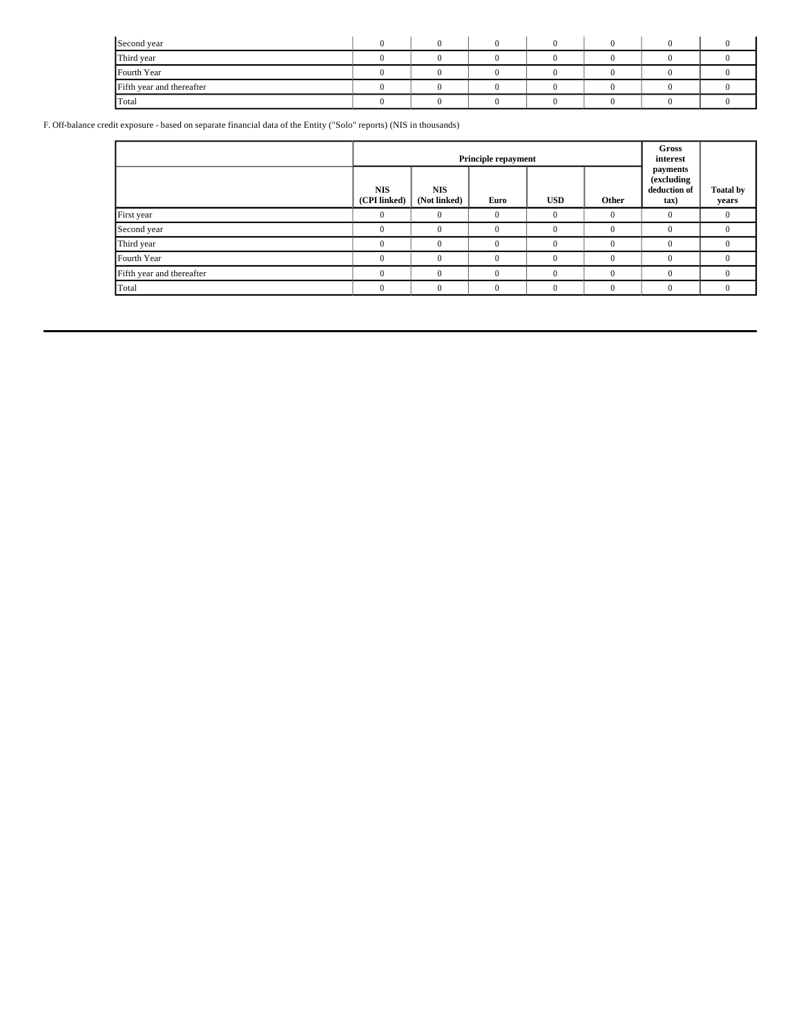| Second year | 0 | 0 | 0 | 0 | 0 | 0 | 0 |
|---|---|---|---|---|---|---|---|
| Third year | 0 | 0 | 0 | 0 | 0 | 0 | 0 |
| Fourth Year | 0 | 0 | 0 | 0 | 0 | 0 | 0 |
| Fifth year and thereafter | 0 | 0 | 0 | 0 | 0 | 0 | 0 |
| Total | 0 | 0 | 0 | 0 | 0 | 0 | 0 |

F. Off-balance credit exposure - based on separate financial data of the Entity ("Solo" reports) (NIS in thousands)

| | **Principle repayment** | | | | | **Gross interest payments (excluding deduction of tax)** | |
|---|---|---|---|---|---|---|---|
| | **NIS (CPI linked)** | **NIS (Not linked)** | **Euro** | **USD** | **Other** | | **Toatal by years** |
| First year | 0 | 0 | 0 | 0 | 0 | 0 | 0 |
| Second year | 0 | 0 | 0 | 0 | 0 | 0 | 0 |
| Third year | 0 | 0 | 0 | 0 | 0 | 0 | 0 |
| Fourth Year | 0 | 0 | 0 | 0 | 0 | 0 | 0 |
| Fifth year and thereafter | 0 | 0 | 0 | 0 | 0 | 0 | 0 |
| Total | 0 | 0 | 0 | 0 | 0 | 0 | 0 |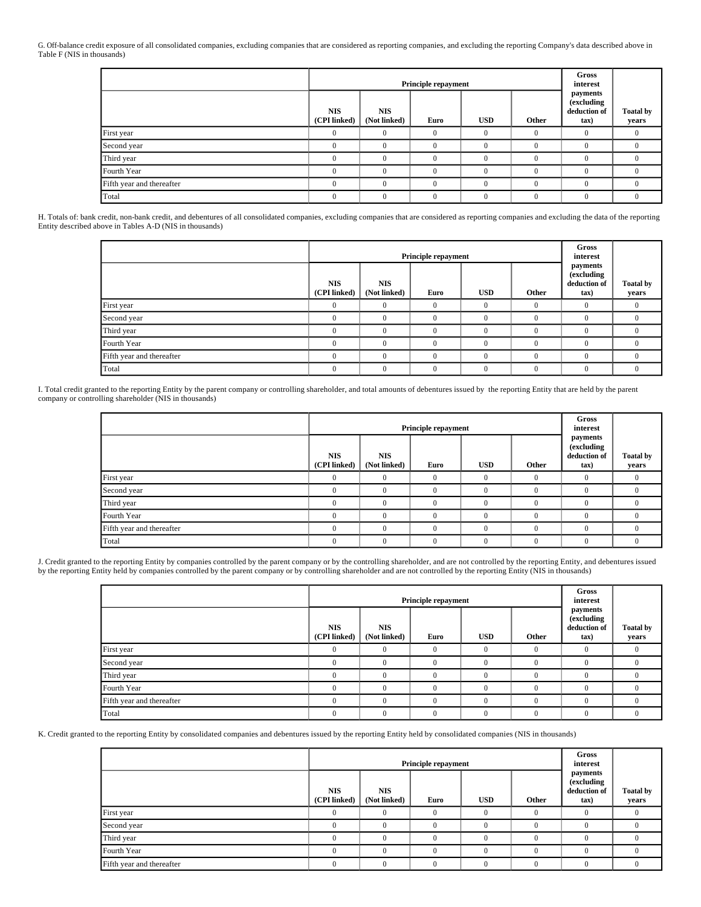G. Off-balance credit exposure of all consolidated companies, excluding companies that are considered as reporting companies, and excluding the reporting Company's data described above in Table F (NIS in thousands)

| | Principle repayment | | | | | Gross interest payments (excluding deduction of tax) | Toatal by years |
|---|---|---|---|---|---|---|---|
| | NIS (CPI linked) | NIS (Not linked) | Euro | USD | Other | | |
| First year | 0 | 0 | 0 | 0 | 0 | 0 | 0 |
| Second year | 0 | 0 | 0 | 0 | 0 | 0 | 0 |
| Third year | 0 | 0 | 0 | 0 | 0 | 0 | 0 |
| Fourth Year | 0 | 0 | 0 | 0 | 0 | 0 | 0 |
| Fifth year and thereafter | 0 | 0 | 0 | 0 | 0 | 0 | 0 |
| Total | 0 | 0 | 0 | 0 | 0 | 0 | 0 |

H. Totals of: bank credit, non-bank credit, and debentures of all consolidated companies, excluding companies that are considered as reporting companies and excluding the data of the reporting Entity described above in Tables A-D (NIS in thousands)

| | Principle repayment | | | | | Gross interest payments (excluding deduction of tax) | Toatal by years |
|---|---|---|---|---|---|---|---|
| | NIS (CPI linked) | NIS (Not linked) | Euro | USD | Other | | |
| First year | 0 | 0 | 0 | 0 | 0 | 0 | 0 |
| Second year | 0 | 0 | 0 | 0 | 0 | 0 | 0 |
| Third year | 0 | 0 | 0 | 0 | 0 | 0 | 0 |
| Fourth Year | 0 | 0 | 0 | 0 | 0 | 0 | 0 |
| Fifth year and thereafter | 0 | 0 | 0 | 0 | 0 | 0 | 0 |
| Total | 0 | 0 | 0 | 0 | 0 | 0 | 0 |

I. Total credit granted to the reporting Entity by the parent company or controlling shareholder, and total amounts of debentures issued by the reporting Entity that are held by the parent company or controlling shareholder (NIS in thousands)

| | Principle repayment | | | | | Gross interest payments (excluding deduction of tax) | Toatal by years |
|---|---|---|---|---|---|---|---|
| | NIS (CPI linked) | NIS (Not linked) | Euro | USD | Other | | |
| First year | 0 | 0 | 0 | 0 | 0 | 0 | 0 |
| Second year | 0 | 0 | 0 | 0 | 0 | 0 | 0 |
| Third year | 0 | 0 | 0 | 0 | 0 | 0 | 0 |
| Fourth Year | 0 | 0 | 0 | 0 | 0 | 0 | 0 |
| Fifth year and thereafter | 0 | 0 | 0 | 0 | 0 | 0 | 0 |
| Total | 0 | 0 | 0 | 0 | 0 | 0 | 0 |

J. Credit granted to the reporting Entity by companies controlled by the parent company or by the controlling shareholder, and are not controlled by the reporting Entity, and debentures issued by the reporting Entity held by companies controlled by the parent company or by controlling shareholder and are not controlled by the reporting Entity (NIS in thousands)

| | Principle repayment | | | | | Gross interest payments (excluding deduction of tax) | Toatal by years |
|---|---|---|---|---|---|---|---|
| | NIS (CPI linked) | NIS (Not linked) | Euro | USD | Other | | |
| First year | 0 | 0 | 0 | 0 | 0 | 0 | 0 |
| Second year | 0 | 0 | 0 | 0 | 0 | 0 | 0 |
| Third year | 0 | 0 | 0 | 0 | 0 | 0 | 0 |
| Fourth Year | 0 | 0 | 0 | 0 | 0 | 0 | 0 |
| Fifth year and thereafter | 0 | 0 | 0 | 0 | 0 | 0 | 0 |
| Total | 0 | 0 | 0 | 0 | 0 | 0 | 0 |

K. Credit granted to the reporting Entity by consolidated companies and debentures issued by the reporting Entity held by consolidated companies (NIS in thousands)

| | Principle repayment | | | | | Gross interest payments (excluding deduction of tax) | Toatal by years |
|---|---|---|---|---|---|---|---|
| | NIS (CPI linked) | NIS (Not linked) | Euro | USD | Other | | |
| First year | 0 | 0 | 0 | 0 | 0 | 0 | 0 |
| Second year | 0 | 0 | 0 | 0 | 0 | 0 | 0 |
| Third year | 0 | 0 | 0 | 0 | 0 | 0 | 0 |
| Fourth Year | 0 | 0 | 0 | 0 | 0 | 0 | 0 |
| Fifth year and thereafter | 0 | 0 | 0 | 0 | 0 | 0 | 0 |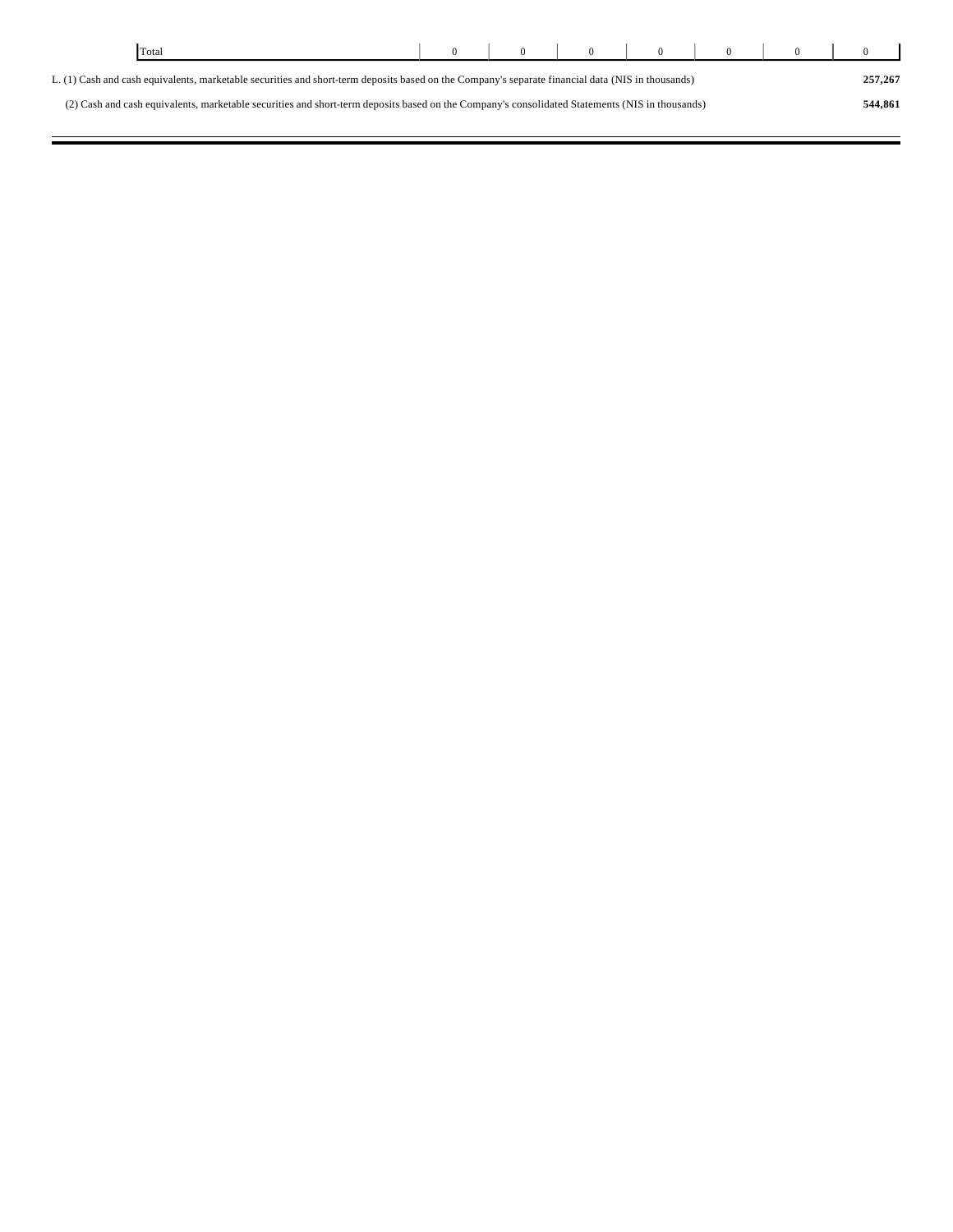| | | | | | | | |
|---|---|---|---|---|---|---|---|
| Total | 0 | 0 | 0 | 0 | 0 | 0 | 0 |

L. (1) Cash and cash equivalents, marketable securities and short-term deposits based on the Company's separate financial data (NIS in thousands) **257,267**

(2) Cash and cash equivalents, marketable securities and short-term deposits based on the Company's consolidated Statements (NIS in thousands) **544,861**